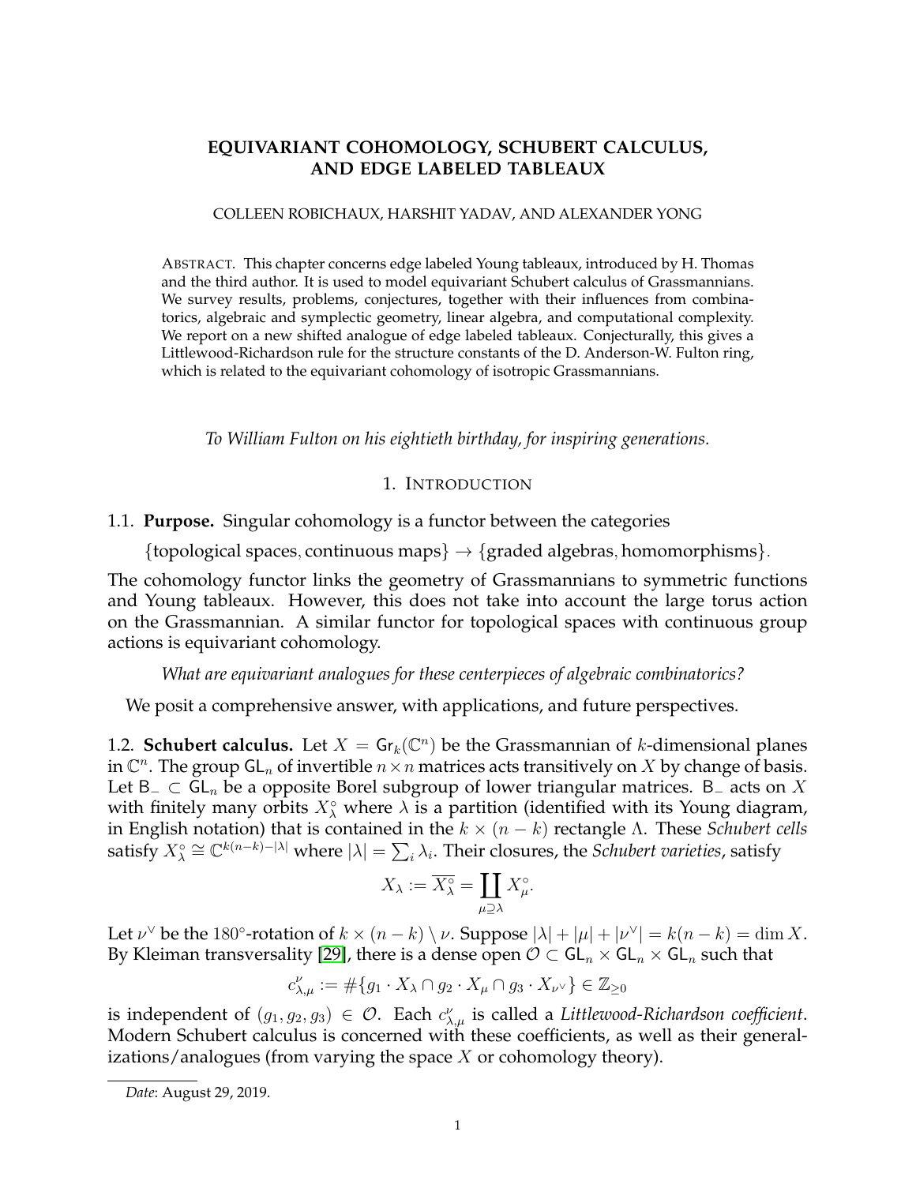# EQUIVARIANT COHOMOLOGY, SCHUBERT CALCULUS, AND EDGE LABELED TABLEAUX

COLLEEN ROBICHAUX, HARSHIT YADAV, AND ALEXANDER YONG

ABSTRACT. This chapter concerns edge labeled Young tableaux, introduced by H. Thomas and the third author. It is used to model equivariant Schubert calculus of Grassmannians. We survey results, problems, conjectures, together with their influences from combinatorics, algebraic and symplectic geometry, linear algebra, and computational complexity. We report on a new shifted analogue of edge labeled tableaux. Conjecturally, this gives a Littlewood-Richardson rule for the structure constants of the D. Anderson-W. Fulton ring, which is related to the equivariant cohomology of isotropic Grassmannians.

*To William Fulton on his eightieth birthday, for inspiring generations.*

## 1. INTRODUCTION

**1.1. Purpose.** Singular cohomology is a functor between the categories

$$\{\text{topological spaces, continuous maps}\} \to \{\text{graded algebras, homomorphisms}\}.$$

The cohomology functor links the geometry of Grassmannians to symmetric functions and Young tableaux. However, this does not take into account the large torus action on the Grassmannian. A similar functor for topological spaces with continuous group actions is equivariant cohomology.

*What are equivariant analogues for these centerpieces of algebraic combinatorics?*

We posit a comprehensive answer, with applications, and future perspectives.

**1.2. Schubert calculus.** Let $X = \mathsf{Gr}_k(\mathbb{C}^n)$ be the Grassmannian of $k$-dimensional planes in $\mathbb{C}^n$. The group $\mathsf{GL}_n$ of invertible $n \times n$ matrices acts transitively on $X$ by change of basis. Let $\mathsf{B}_- \subset \mathsf{GL}_n$ be a opposite Borel subgroup of lower triangular matrices. $\mathsf{B}_-$ acts on $X$ with finitely many orbits $X_\lambda^\circ$ where $\lambda$ is a partition (identified with its Young diagram, in English notation) that is contained in the $k \times (n-k)$ rectangle $\Lambda$. These *Schubert cells* satisfy $X_\lambda^\circ \cong \mathbb{C}^{k(n-k)-|\lambda|}$ where $|\lambda| = \sum_i \lambda_i$. Their closures, the *Schubert varieties*, satisfy

$$X_\lambda := \overline{X_\lambda^\circ} = \coprod_{\mu \supseteq \lambda} X_\mu^\circ.$$

Let $\nu^\vee$ be the $180°$-rotation of $k \times (n-k) \setminus \nu$. Suppose $|\lambda| + |\mu| + |\nu^\vee| = k(n-k) = \dim X$. By Kleiman transversality [29], there is a dense open $\mathcal{O} \subset \mathsf{GL}_n \times \mathsf{GL}_n \times \mathsf{GL}_n$ such that

$$c_{\lambda,\mu}^{\nu} := \#\{g_1 \cdot X_\lambda \cap g_2 \cdot X_\mu \cap g_3 \cdot X_{\nu^\vee}\} \in \mathbb{Z}_{\geq 0}$$

is independent of $(g_1, g_2, g_3) \in \mathcal{O}$. Each $c_{\lambda,\mu}^{\nu}$ is called a *Littlewood-Richardson coefficient*. Modern Schubert calculus is concerned with these coefficients, as well as their generalizations/analogues (from varying the space $X$ or cohomology theory).

*Date*: August 29, 2019.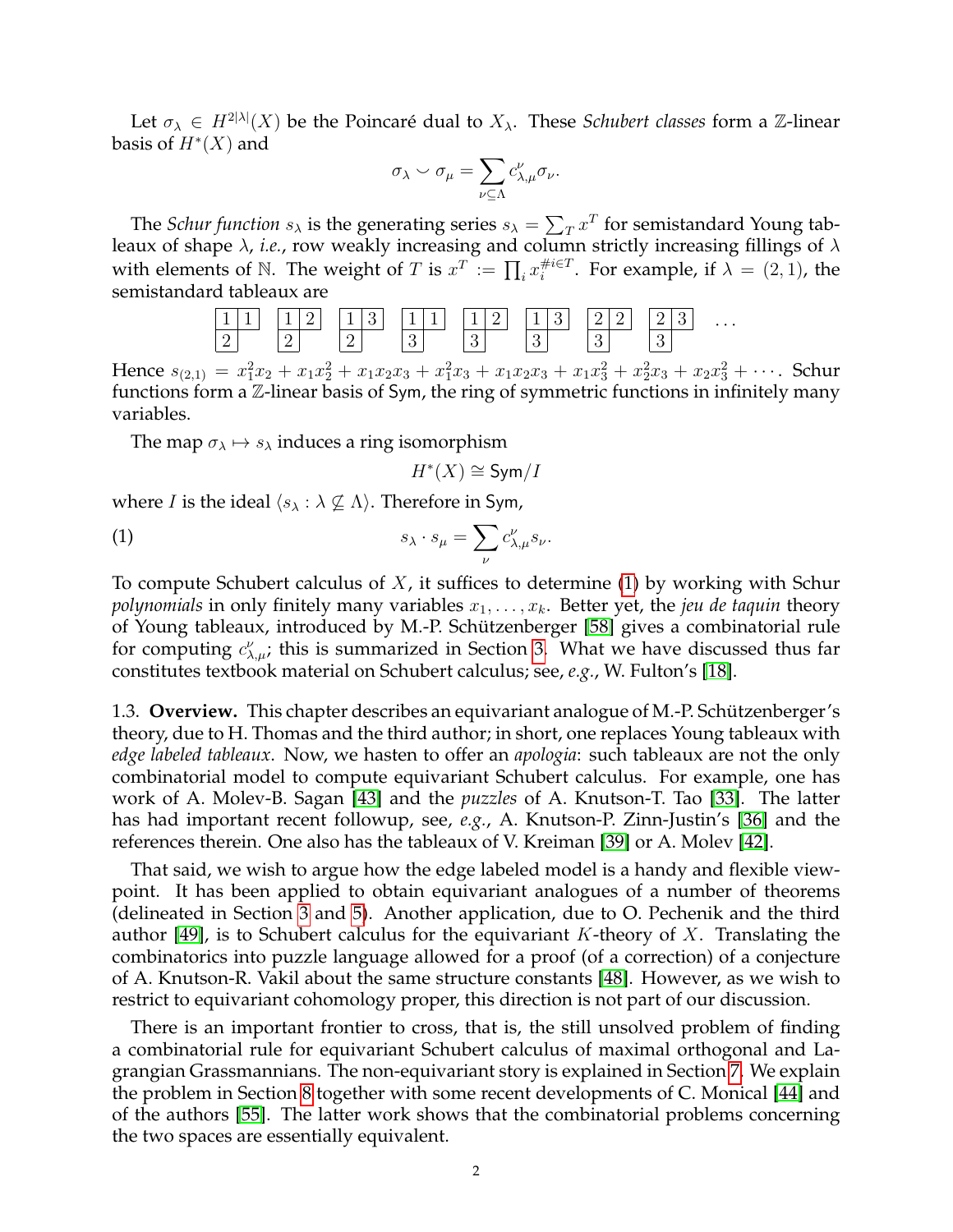Let $\sigma_\lambda \in H^{2|\lambda|}(X)$ be the Poincaré dual to $X_\lambda$. These *Schubert classes* form a $\mathbb{Z}$-linear basis of $H^*(X)$ and

$$\sigma_\lambda \smile \sigma_\mu = \sum_{\nu \subseteq \Lambda} c_{\lambda,\mu}^{\nu} \sigma_\nu.$$

The *Schur function* $s_\lambda$ is the generating series $s_\lambda = \sum_T x^T$ for semistandard Young tableaux of shape $\lambda$, *i.e.*, row weakly increasing and column strictly increasing fillings of $\lambda$ with elements of $\mathbb{N}$. The weight of $T$ is $x^T := \prod_i x_i^{\# i \in T}$. For example, if $\lambda = (2,1)$, the semistandard tableaux are

$$\begin{array}{|c|c|}\hline 1 & 1 \\ \hline 2 \\ \cline{1-1}\end{array} \quad \begin{array}{|c|c|}\hline 1 & 2 \\ \hline 2 \\ \cline{1-1}\end{array} \quad \begin{array}{|c|c|}\hline 1 & 3 \\ \hline 2 \\ \cline{1-1}\end{array} \quad \begin{array}{|c|c|}\hline 1 & 1 \\ \hline 3 \\ \cline{1-1}\end{array} \quad \begin{array}{|c|c|}\hline 1 & 2 \\ \hline 3 \\ \cline{1-1}\end{array} \quad \begin{array}{|c|c|}\hline 1 & 3 \\ \hline 3 \\ \cline{1-1}\end{array} \quad \begin{array}{|c|c|}\hline 2 & 2 \\ \hline 3 \\ \cline{1-1}\end{array} \quad \begin{array}{|c|c|}\hline 2 & 3 \\ \hline 3 \\ \cline{1-1}\end{array} \quad \cdots$$

Hence $s_{(2,1)} = x_1^2 x_2 + x_1 x_2^2 + x_1 x_2 x_3 + x_1^2 x_3 + x_1 x_2 x_3 + x_1 x_3^2 + x_2^2 x_3 + x_2 x_3^2 + \cdots$. Schur functions form a $\mathbb{Z}$-linear basis of $\mathsf{Sym}$, the ring of symmetric functions in infinitely many variables.

The map $\sigma_\lambda \mapsto s_\lambda$ induces a ring isomorphism

$$H^*(X) \cong \mathsf{Sym}/I$$

where $I$ is the ideal $\langle s_\lambda : \lambda \not\subseteq \Lambda \rangle$. Therefore in $\mathsf{Sym}$,

$$s_\lambda \cdot s_\mu = \sum_{\nu} c_{\lambda,\mu}^{\nu} s_\nu. \tag{1}$$

To compute Schubert calculus of $X$, it suffices to determine (1) by working with Schur *polynomials* in only finitely many variables $x_1, \ldots, x_k$. Better yet, the *jeu de taquin* theory of Young tableaux, introduced by M.-P. Schützenberger [58] gives a combinatorial rule for computing $c_{\lambda,\mu}^{\nu}$; this is summarized in Section 3. What we have discussed thus far constitutes textbook material on Schubert calculus; see, *e.g.*, W. Fulton's [18].

1.3. **Overview.** This chapter describes an equivariant analogue of M.-P. Schützenberger's theory, due to H. Thomas and the third author; in short, one replaces Young tableaux with *edge labeled tableaux*. Now, we hasten to offer an *apologia*: such tableaux are not the only combinatorial model to compute equivariant Schubert calculus. For example, one has work of A. Molev-B. Sagan [43] and the *puzzles* of A. Knutson-T. Tao [33]. The latter has had important recent followup, see, *e.g.*, A. Knutson-P. Zinn-Justin's [36] and the references therein. One also has the tableaux of V. Kreiman [39] or A. Molev [42].

That said, we wish to argue how the edge labeled model is a handy and flexible viewpoint. It has been applied to obtain equivariant analogues of a number of theorems (delineated in Section 3 and 5). Another application, due to O. Pechenik and the third author [49], is to Schubert calculus for the equivariant $K$-theory of $X$. Translating the combinatorics into puzzle language allowed for a proof (of a correction) of a conjecture of A. Knutson-R. Vakil about the same structure constants [48]. However, as we wish to restrict to equivariant cohomology proper, this direction is not part of our discussion.

There is an important frontier to cross, that is, the still unsolved problem of finding a combinatorial rule for equivariant Schubert calculus of maximal orthogonal and Lagrangian Grassmannians. The non-equivariant story is explained in Section 7. We explain the problem in Section 8 together with some recent developments of C. Monical [44] and of the authors [55]. The latter work shows that the combinatorial problems concerning the two spaces are essentially equivalent.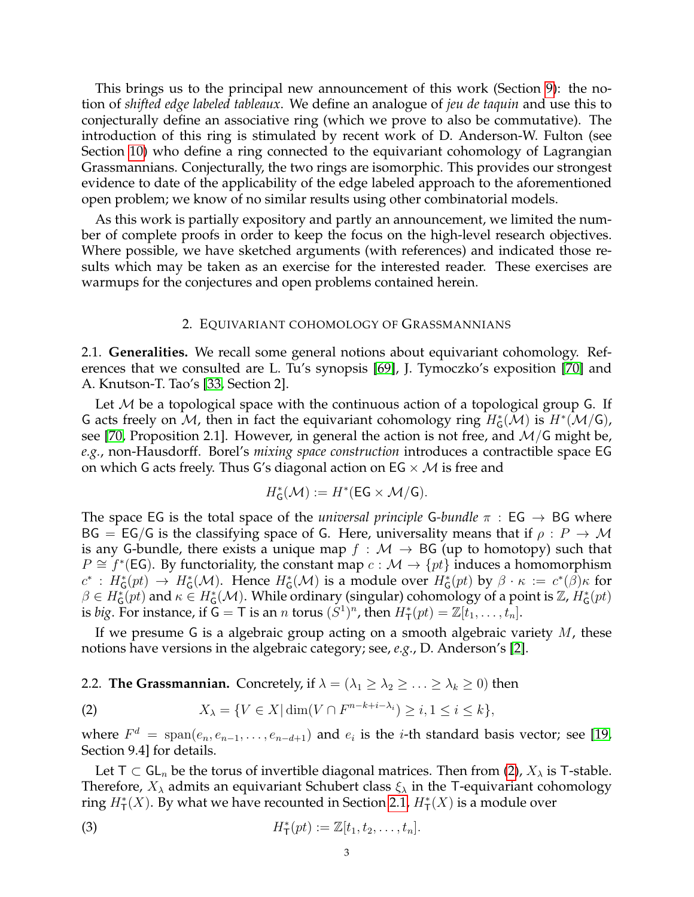This brings us to the principal new announcement of this work (Section 9): the notion of *shifted edge labeled tableaux*. We define an analogue of *jeu de taquin* and use this to conjecturally define an associative ring (which we prove to also be commutative). The introduction of this ring is stimulated by recent work of D. Anderson-W. Fulton (see Section 10) who define a ring connected to the equivariant cohomology of Lagrangian Grassmannians. Conjecturally, the two rings are isomorphic. This provides our strongest evidence to date of the applicability of the edge labeled approach to the aforementioned open problem; we know of no similar results using other combinatorial models.

As this work is partially expository and partly an announcement, we limited the number of complete proofs in order to keep the focus on the high-level research objectives. Where possible, we have sketched arguments (with references) and indicated those results which may be taken as an exercise for the interested reader. These exercises are warmups for the conjectures and open problems contained herein.

## 2. Equivariant cohomology of Grassmannians

**2.1. Generalities.** We recall some general notions about equivariant cohomology. References that we consulted are L. Tu's synopsis [69], J. Tymoczko's exposition [70] and A. Knutson-T. Tao's [33, Section 2].

Let $\mathcal{M}$ be a topological space with the continuous action of a topological group $\mathsf{G}$. If $\mathsf{G}$ acts freely on $\mathcal{M}$, then in fact the equivariant cohomology ring $H^*_{\mathsf{G}}(\mathcal{M})$ is $H^*(\mathcal{M}/\mathsf{G})$, see [70, Proposition 2.1]. However, in general the action is not free, and $\mathcal{M}/\mathsf{G}$ might be, *e.g.*, non-Hausdorff. Borel's *mixing space construction* introduces a contractible space $\mathsf{EG}$ on which $\mathsf{G}$ acts freely. Thus $\mathsf{G}$'s diagonal action on $\mathsf{EG} \times \mathcal{M}$ is free and

$$H^*_{\mathsf{G}}(\mathcal{M}) := H^*(\mathsf{EG} \times \mathcal{M}/\mathsf{G}).$$

The space $\mathsf{EG}$ is the total space of the *universal principle* $\mathsf{G}$*-bundle* $\pi : \mathsf{EG} \to \mathsf{BG}$ where $\mathsf{BG} = \mathsf{EG}/\mathsf{G}$ is the classifying space of $\mathsf{G}$. Here, universality means that if $\rho : P \to \mathcal{M}$ is any $\mathsf{G}$-bundle, there exists a unique map $f : \mathcal{M} \to \mathsf{BG}$ (up to homotopy) such that $P \cong f^*(\mathsf{EG})$. By functoriality, the constant map $c : \mathcal{M} \to \{pt\}$ induces a homomorphism $c^* : H^*_{\mathsf{G}}(pt) \to H^*_{\mathsf{G}}(\mathcal{M})$. Hence $H^*_{\mathsf{G}}(\mathcal{M})$ is a module over $H^*_{\mathsf{G}}(pt)$ by $\beta \cdot \kappa := c^*(\beta)\kappa$ for $\beta \in H^*_{\mathsf{G}}(pt)$ and $\kappa \in H^*_{\mathsf{G}}(\mathcal{M})$. While ordinary (singular) cohomology of a point is $\mathbb{Z}$, $H^*_{\mathsf{G}}(pt)$ is *big*. For instance, if $\mathsf{G} = \mathsf{T}$ is an $n$ torus $(S^1)^n$, then $H^*_{\mathsf{T}}(pt) = \mathbb{Z}[t_1, \ldots, t_n]$.

If we presume $\mathsf{G}$ is a algebraic group acting on a smooth algebraic variety $M$, these notions have versions in the algebraic category; see, *e.g.*, D. Anderson's [2].

**2.2. The Grassmannian.** Concretely, if $\lambda = (\lambda_1 \geq \lambda_2 \geq \ldots \geq \lambda_k \geq 0)$ then

$$X_\lambda = \{V \in X \,|\, \dim(V \cap F^{n-k+i-\lambda_i}) \geq i, 1 \leq i \leq k\}, \tag{2}$$

where $F^d = \mathrm{span}(e_n, e_{n-1}, \ldots, e_{n-d+1})$ and $e_i$ is the $i$-th standard basis vector; see [19, Section 9.4] for details.

Let $\mathsf{T} \subset \mathsf{GL}_n$ be the torus of invertible diagonal matrices. Then from (2), $X_\lambda$ is $\mathsf{T}$-stable. Therefore, $X_\lambda$ admits an equivariant Schubert class $\xi_\lambda$ in the $\mathsf{T}$-equivariant cohomology ring $H^*_{\mathsf{T}}(X)$. By what we have recounted in Section 2.1, $H^*_{\mathsf{T}}(X)$ is a module over

$$H^*_{\mathsf{T}}(pt) := \mathbb{Z}[t_1, t_2, \ldots, t_n]. \tag{3}$$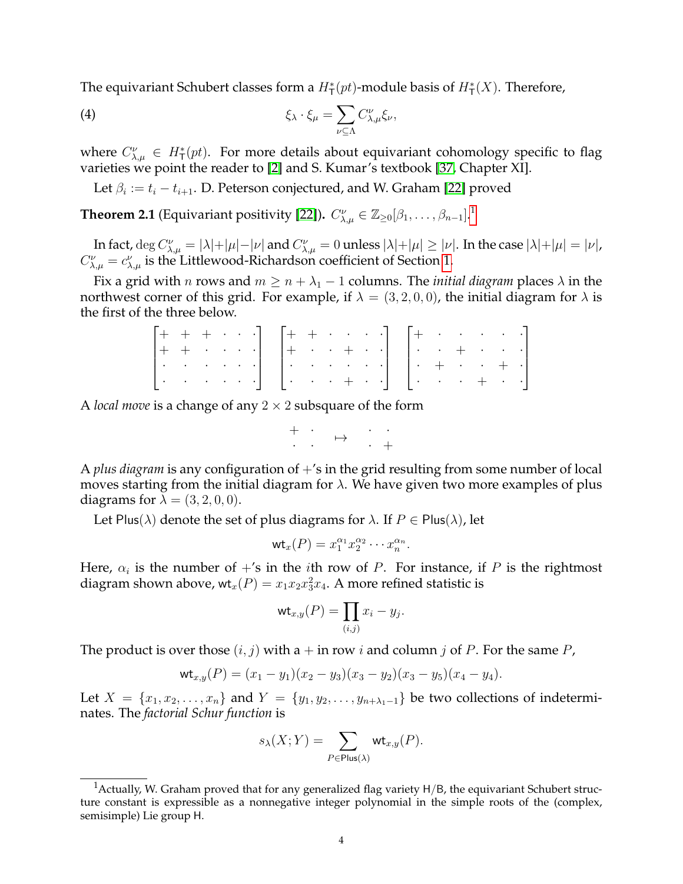The equivariant Schubert classes form a $H^*_{\mathsf{T}}(pt)$-module basis of $H^*_{\mathsf{T}}(X)$. Therefore,

$$\xi_\lambda \cdot \xi_\mu = \sum_{\nu \subseteq \Lambda} C^\nu_{\lambda,\mu} \xi_\nu, \tag{4}$$

where $C^\nu_{\lambda,\mu} \in H^*_{\mathsf{T}}(pt)$. For more details about equivariant cohomology specific to flag varieties we point the reader to [2] and S. Kumar's textbook [37, Chapter XI].

Let $\beta_i := t_i - t_{i+1}$. D. Peterson conjectured, and W. Graham [22] proved

**Theorem 2.1** (Equivariant positivity [22])**.** $C^\nu_{\lambda,\mu} \in \mathbb{Z}_{\geq 0}[\beta_1, \ldots, \beta_{n-1}]$.[1]

In fact, $\deg C^\nu_{\lambda,\mu} = |\lambda| + |\mu| - |\nu|$ and $C^\nu_{\lambda,\mu} = 0$ unless $|\lambda| + |\mu| \geq |\nu|$. In the case $|\lambda| + |\mu| = |\nu|$, $C^\nu_{\lambda,\mu} = c^\nu_{\lambda,\mu}$ is the Littlewood-Richardson coefficient of Section 1.

Fix a grid with $n$ rows and $m \geq n + \lambda_1 - 1$ columns. The *initial diagram* places $\lambda$ in the northwest corner of this grid. For example, if $\lambda = (3, 2, 0, 0)$, the initial diagram for $\lambda$ is the first of the three below.

$$\begin{bmatrix} + & + & + & \cdot & \cdot & \cdot \\ + & + & \cdot & \cdot & \cdot & \cdot \\ \cdot & \cdot & \cdot & \cdot & \cdot & \cdot \\ \cdot & \cdot & \cdot & \cdot & \cdot & \cdot \end{bmatrix} \quad \begin{bmatrix} + & + & \cdot & \cdot & \cdot & \cdot \\ + & \cdot & \cdot & + & \cdot & \cdot \\ \cdot & \cdot & \cdot & \cdot & \cdot & \cdot \\ \cdot & \cdot & \cdot & + & \cdot & \cdot \end{bmatrix} \quad \begin{bmatrix} + & \cdot & \cdot & \cdot & \cdot & \cdot \\ \cdot & \cdot & + & \cdot & \cdot & \cdot \\ \cdot & + & \cdot & \cdot & + & \cdot \\ \cdot & \cdot & \cdot & + & \cdot & \cdot \end{bmatrix}$$

A *local move* is a change of any $2 \times 2$ subsquare of the form

$$\begin{matrix} + & \cdot \\ \cdot & \cdot \end{matrix} \quad \mapsto \quad \begin{matrix} \cdot & \cdot \\ \cdot & + \end{matrix}$$

A *plus diagram* is any configuration of $+$'s in the grid resulting from some number of local moves starting from the initial diagram for $\lambda$. We have given two more examples of plus diagrams for $\lambda = (3, 2, 0, 0)$.

Let $\mathsf{Plus}(\lambda)$ denote the set of plus diagrams for $\lambda$. If $P \in \mathsf{Plus}(\lambda)$, let

$$\mathsf{wt}_x(P) = x_1^{\alpha_1} x_2^{\alpha_2} \cdots x_n^{\alpha_n}.$$

Here, $\alpha_i$ is the number of $+$'s in the $i$th row of $P$. For instance, if $P$ is the rightmost diagram shown above, $\mathsf{wt}_x(P) = x_1 x_2 x_3^2 x_4$. A more refined statistic is

$$\mathsf{wt}_{x,y}(P) = \prod_{(i,j)} x_i - y_j.$$

The product is over those $(i, j)$ with a $+$ in row $i$ and column $j$ of $P$. For the same $P$,

$$\mathsf{wt}_{x,y}(P) = (x_1 - y_1)(x_2 - y_3)(x_3 - y_2)(x_3 - y_5)(x_4 - y_4).$$

Let $X = \{x_1, x_2, \ldots, x_n\}$ and $Y = \{y_1, y_2, \ldots, y_{n+\lambda_1-1}\}$ be two collections of indeterminates. The *factorial Schur function* is

$$s_\lambda(X; Y) = \sum_{P \in \mathsf{Plus}(\lambda)} \mathsf{wt}_{x,y}(P).$$

[1] Actually, W. Graham proved that for any generalized flag variety $\mathsf{H}/\mathsf{B}$, the equivariant Schubert structure constant is expressible as a nonnegative integer polynomial in the simple roots of the (complex, semisimple) Lie group $\mathsf{H}$.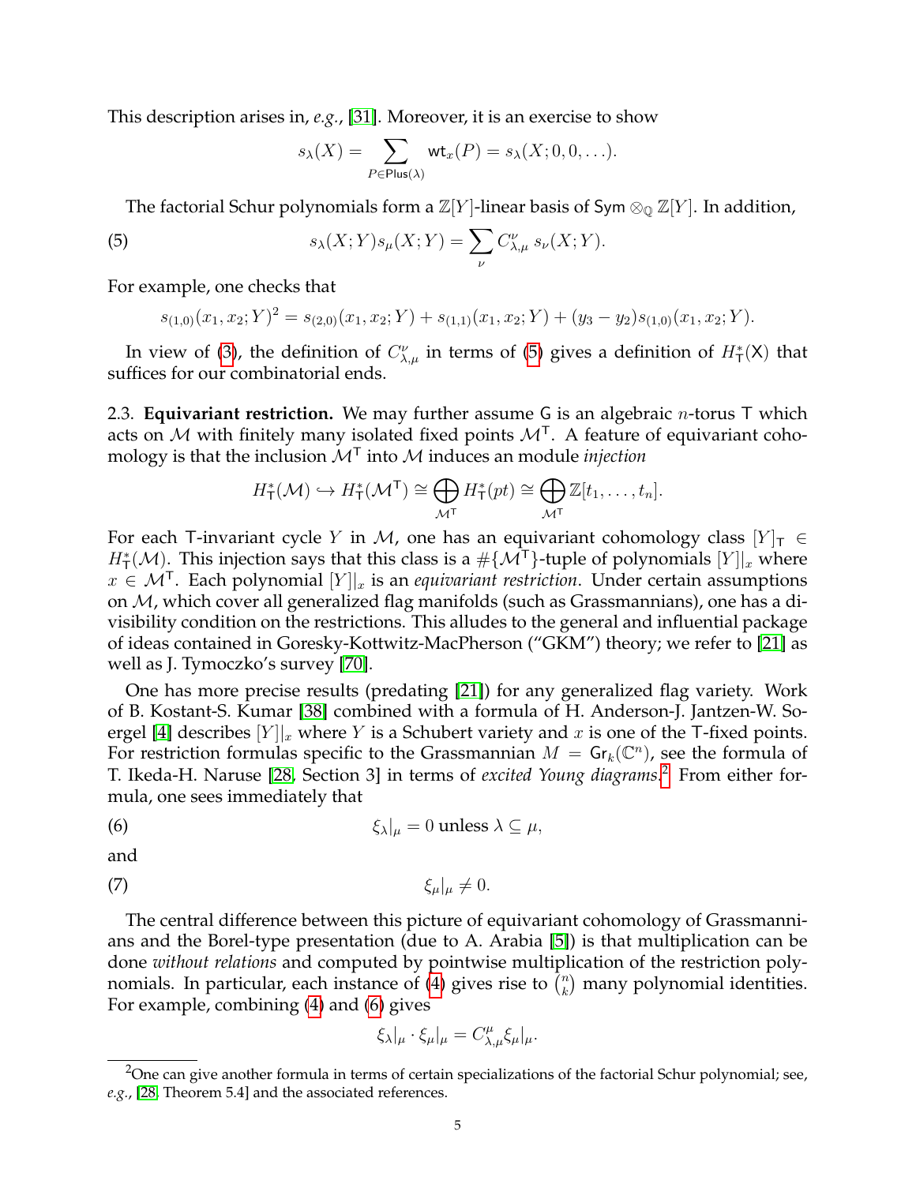This description arises in, *e.g.*, [31]. Moreover, it is an exercise to show

$$s_\lambda(X) = \sum_{P \in \mathsf{Plus}(\lambda)} \mathsf{wt}_x(P) = s_\lambda(X; 0, 0, \ldots).$$

The factorial Schur polynomials form a $\mathbb{Z}[Y]$-linear basis of $\mathsf{Sym} \otimes_{\mathbb{Q}} \mathbb{Z}[Y]$. In addition,

$$s_\lambda(X;Y)s_\mu(X;Y) = \sum_\nu C_{\lambda,\mu}^\nu \, s_\nu(X;Y). \tag{5}$$

For example, one checks that

$$s_{(1,0)}(x_1,x_2;Y)^2 = s_{(2,0)}(x_1,x_2;Y) + s_{(1,1)}(x_1,x_2;Y) + (y_3 - y_2)s_{(1,0)}(x_1,x_2;Y).$$

In view of (3), the definition of $C_{\lambda,\mu}^\nu$ in terms of (5) gives a definition of $H_{\mathsf{T}}^*(\mathsf{X})$ that suffices for our combinatorial ends.

2.3. **Equivariant restriction.** We may further assume $\mathsf{G}$ is an algebraic $n$-torus $\mathsf{T}$ which acts on $\mathcal{M}$ with finitely many isolated fixed points $\mathcal{M}^{\mathsf{T}}$. A feature of equivariant cohomology is that the inclusion $\mathcal{M}^{\mathsf{T}}$ into $\mathcal{M}$ induces an module *injection*

$$H_{\mathsf{T}}^*(\mathcal{M}) \hookrightarrow H_{\mathsf{T}}^*(\mathcal{M}^{\mathsf{T}}) \cong \bigoplus_{\mathcal{M}^{\mathsf{T}}} H_{\mathsf{T}}^*(pt) \cong \bigoplus_{\mathcal{M}^{\mathsf{T}}} \mathbb{Z}[t_1, \ldots, t_n].$$

For each $\mathsf{T}$-invariant cycle $Y$ in $\mathcal{M}$, one has an equivariant cohomology class $[Y]_{\mathsf{T}} \in H_{\mathsf{T}}^*(\mathcal{M})$. This injection says that this class is a $\#\{\mathcal{M}^{\mathsf{T}}\}$-tuple of polynomials $[Y]|_x$ where $x \in \mathcal{M}^{\mathsf{T}}$. Each polynomial $[Y]|_x$ is an *equivariant restriction*. Under certain assumptions on $\mathcal{M}$, which cover all generalized flag manifolds (such as Grassmannians), one has a divisibility condition on the restrictions. This alludes to the general and influential package of ideas contained in Goresky-Kottwitz-MacPherson ("GKM") theory; we refer to [21] as well as J. Tymoczko's survey [70].

One has more precise results (predating [21]) for any generalized flag variety. Work of B. Kostant-S. Kumar [38] combined with a formula of H. Anderson-J. Jantzen-W. Soergel [4] describes $[Y]|_x$ where $Y$ is a Schubert variety and $x$ is one of the $\mathsf{T}$-fixed points. For restriction formulas specific to the Grassmannian $M = \mathsf{Gr}_k(\mathbb{C}^n)$, see the formula of T. Ikeda-H. Naruse [28, Section 3] in terms of *excited Young diagrams*.[2] From either formula, one sees immediately that

$$\xi_\lambda|_\mu = 0 \text{ unless } \lambda \subseteq \mu, \tag{6}$$

and

$$\xi_\mu|_\mu \neq 0. \tag{7}$$

The central difference between this picture of equivariant cohomology of Grassmannians and the Borel-type presentation (due to A. Arabia [5]) is that multiplication can be done *without relations* and computed by pointwise multiplication of the restriction polynomials. In particular, each instance of (4) gives rise to $\binom{n}{k}$ many polynomial identities. For example, combining (4) and (6) gives

$$\xi_\lambda|_\mu \cdot \xi_\mu|_\mu = C_{\lambda,\mu}^\mu \xi_\mu|_\mu.$$

[2] One can give another formula in terms of certain specializations of the factorial Schur polynomial; see, *e.g.*, [28, Theorem 5.4] and the associated references.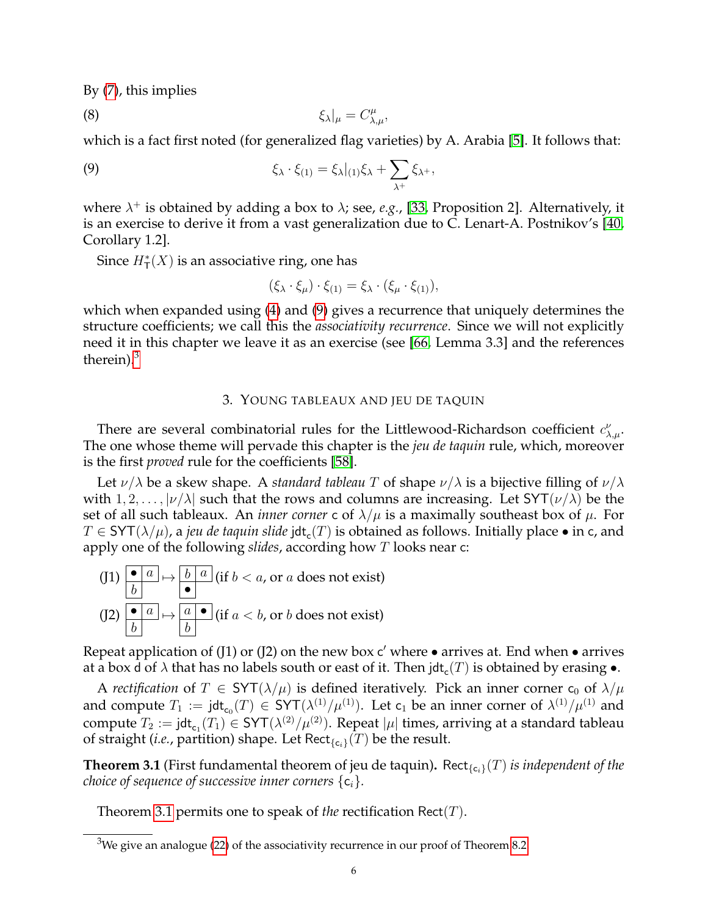By (7), this implies

$$\xi_\lambda|_\mu = C^\mu_{\lambda,\mu}, \tag{8}$$

which is a fact first noted (for generalized flag varieties) by A. Arabia [5]. It follows that:

$$\xi_\lambda \cdot \xi_{(1)} = \xi_\lambda|_{(1)}\xi_\lambda + \sum_{\lambda^+} \xi_{\lambda^+}, \tag{9}$$

where $\lambda^+$ is obtained by adding a box to $\lambda$; see, *e.g.*, [33, Proposition 2]. Alternatively, it is an exercise to derive it from a vast generalization due to C. Lenart-A. Postnikov's [40, Corollary 1.2].

Since $H^*_{\mathsf{T}}(X)$ is an associative ring, one has

$$(\xi_\lambda \cdot \xi_\mu) \cdot \xi_{(1)} = \xi_\lambda \cdot (\xi_\mu \cdot \xi_{(1)}),$$

which when expanded using (4) and (9) gives a recurrence that uniquely determines the structure coefficients; we call this the *associativity recurrence*. Since we will not explicitly need it in this chapter we leave it as an exercise (see [66, Lemma 3.3] and the references therein).[3]

## 3. Young tableaux and jeu de taquin

There are several combinatorial rules for the Littlewood-Richardson coefficient $c^\nu_{\lambda,\mu}$. The one whose theme will pervade this chapter is the *jeu de taquin* rule, which, moreover is the first *proved* rule for the coefficients [58].

Let $\nu/\lambda$ be a skew shape. A *standard tableau* $T$ of shape $\nu/\lambda$ is a bijective filling of $\nu/\lambda$ with $1, 2, \ldots, |\nu/\lambda|$ such that the rows and columns are increasing. Let $\mathsf{SYT}(\nu/\lambda)$ be the set of all such tableaux. An *inner corner* $\mathsf{c}$ of $\lambda/\mu$ is a maximally southeast box of $\mu$. For $T \in \mathsf{SYT}(\lambda/\mu)$, a *jeu de taquin slide* $\mathsf{jdt}_{\mathsf{c}}(T)$ is obtained as follows. Initially place $\bullet$ in $\mathsf{c}$, and apply one of the following *slides*, according how $T$ looks near $\mathsf{c}$:

(J1) $\begin{array}{|c|c|}\hline \bullet & a \\ \hline b & \\ \cline{1-1}\end{array} \mapsto \begin{array}{|c|c|}\hline b & a \\ \hline \bullet & \\ \cline{1-1}\end{array}$ (if $b < a$, or $a$ does not exist)

(J2) $\begin{array}{|c|c|}\hline \bullet & a \\ \hline b & \\ \cline{1-1}\end{array} \mapsto \begin{array}{|c|c|}\hline a & \bullet \\ \hline b & \\ \cline{1-1}\end{array}$ (if $a < b$, or $b$ does not exist)

Repeat application of (J1) or (J2) on the new box $\mathsf{c}'$ where $\bullet$ arrives at. End when $\bullet$ arrives at a box $\mathsf{d}$ of $\lambda$ that has no labels south or east of it. Then $\mathsf{jdt}_{\mathsf{c}}(T)$ is obtained by erasing $\bullet$.

A *rectification* of $T \in \mathsf{SYT}(\lambda/\mu)$ is defined iteratively. Pick an inner corner $\mathsf{c}_0$ of $\lambda/\mu$ and compute $T_1 := \mathsf{jdt}_{\mathsf{c}_0}(T) \in \mathsf{SYT}(\lambda^{(1)}/\mu^{(1)})$. Let $\mathsf{c}_1$ be an inner corner of $\lambda^{(1)}/\mu^{(1)}$ and compute $T_2 := \mathsf{jdt}_{\mathsf{c}_1}(T_1) \in \mathsf{SYT}(\lambda^{(2)}/\mu^{(2)})$. Repeat $|\mu|$ times, arriving at a standard tableau of straight (*i.e.*, partition) shape. Let $\mathsf{Rect}_{\{\mathsf{c}_i\}}(T)$ be the result.

**Theorem 3.1** (First fundamental theorem of jeu de taquin)**.** *$\mathsf{Rect}_{\{\mathsf{c}_i\}}(T)$ is independent of the choice of sequence of successive inner corners $\{\mathsf{c}_i\}$.*

Theorem 3.1 permits one to speak of *the* rectification $\mathsf{Rect}(T)$.

[3] We give an analogue (22) of the associativity recurrence in our proof of Theorem 8.2.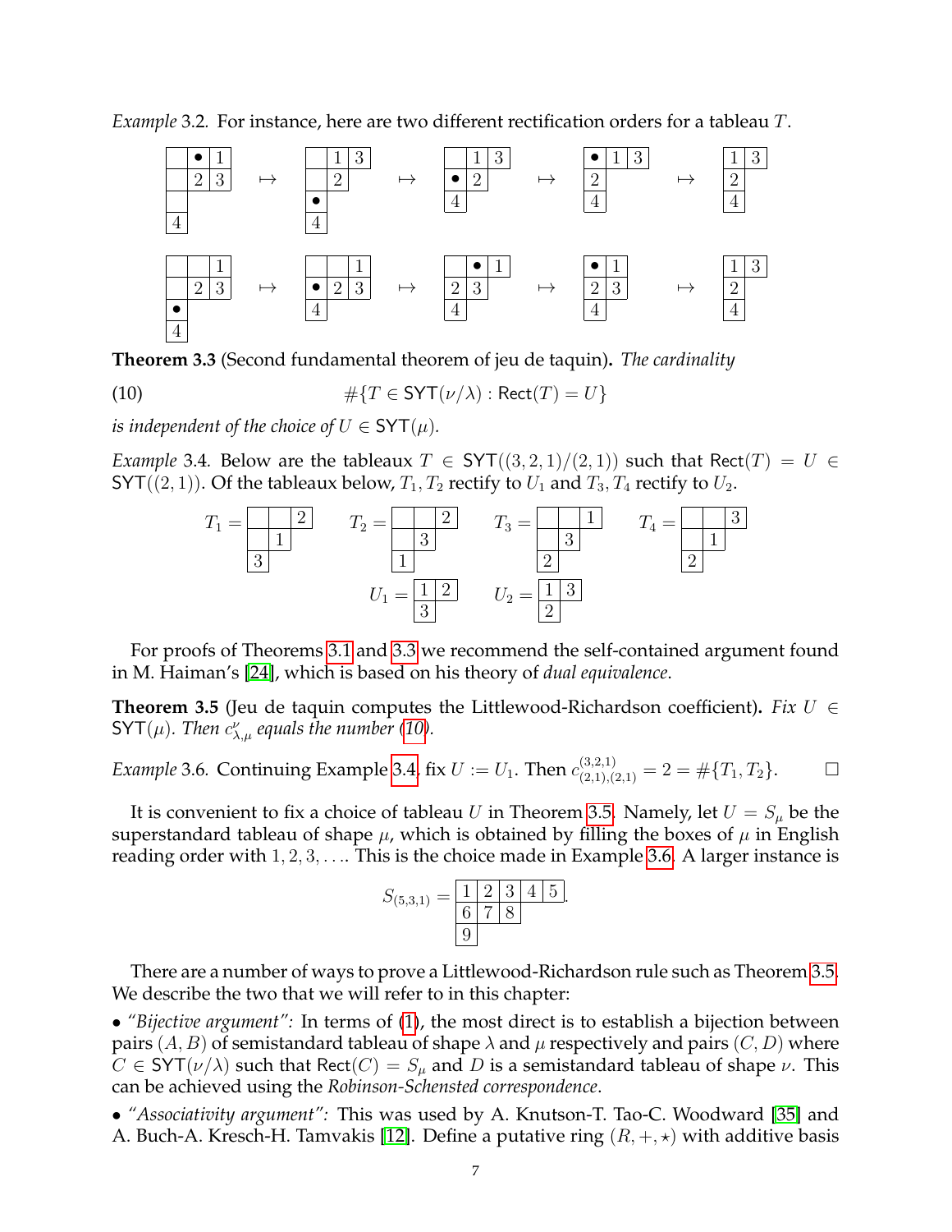*Example* 3.2. For instance, here are two different rectification orders for a tableau $T$.

$$\begin{array}{|c|c|c|}\hline \phantom{1} & \bullet & 1 \\ \hline \phantom{1} & 2 & 3 \\ \hline \phantom{1} \\ \cline{1-1} 4 \\ \cline{1-1}\end{array} \mapsto \begin{array}{|c|c|c|}\hline \phantom{1} & 1 & 3 \\ \hline \phantom{1} & 2 \\ \cline{1-2} \bullet \\ \cline{1-1} 4 \\ \cline{1-1}\end{array} \mapsto \begin{array}{|c|c|c|}\hline \phantom{1} & 1 & 3 \\ \hline \bullet & 2 \\ \cline{1-2} 4 \\ \cline{1-1}\end{array} \mapsto \begin{array}{|c|c|c|}\hline \bullet & 1 & 3 \\ \hline 2 \\ \cline{1-1} 4 \\ \cline{1-1}\end{array} \mapsto \begin{array}{|c|c|}\hline 1 & 3 \\ \hline 2 \\ \cline{1-1} 4 \\ \cline{1-1}\end{array}$$

$$\begin{array}{|c|c|c|}\hline \phantom{1} & \phantom{1} & 1 \\ \hline \phantom{1} & 2 & 3 \\ \hline \bullet \\ \cline{1-1} 4 \\ \cline{1-1}\end{array} \mapsto \begin{array}{|c|c|c|}\hline \phantom{1} & \phantom{1} & 1 \\ \hline \bullet & 2 & 3 \\ \hline 4 \\ \cline{1-1}\end{array} \mapsto \begin{array}{|c|c|c|}\hline \phantom{1} & \bullet & 1 \\ \hline 2 & 3 \\ \cline{1-2} 4 \\ \cline{1-1}\end{array} \mapsto \begin{array}{|c|c|}\hline \bullet & 1 \\ \hline 2 & 3 \\ \hline 4 \\ \cline{1-1}\end{array} \mapsto \begin{array}{|c|c|}\hline 1 & 3 \\ \hline 2 \\ \cline{1-1} 4 \\ \cline{1-1}\end{array}$$

**Theorem 3.3** (Second fundamental theorem of jeu de taquin)**.** *The cardinality*

$$\#\{T \in \mathsf{SYT}(\nu/\lambda) : \mathsf{Rect}(T) = U\} \tag{10}$$

*is independent of the choice of $U \in \mathsf{SYT}(\mu)$.*

*Example* 3.4. Below are the tableaux $T \in \mathsf{SYT}((3,2,1)/(2,1))$ such that $\mathsf{Rect}(T) = U \in \mathsf{SYT}((2,1))$. Of the tableaux below, $T_1, T_2$ rectify to $U_1$ and $T_3, T_4$ rectify to $U_2$.

$$T_1 = \begin{array}{|c|c|c|}\hline \phantom{1} & \phantom{1} & 2 \\ \hline \phantom{1} & 1 \\ \cline{1-2} 3 \\ \cline{1-1}\end{array} \qquad T_2 = \begin{array}{|c|c|c|}\hline \phantom{1} & \phantom{1} & 2 \\ \hline \phantom{1} & 3 \\ \cline{1-2} 1 \\ \cline{1-1}\end{array} \qquad T_3 = \begin{array}{|c|c|c|}\hline \phantom{1} & \phantom{1} & 1 \\ \hline \phantom{1} & 3 \\ \cline{1-2} 2 \\ \cline{1-1}\end{array} \qquad T_4 = \begin{array}{|c|c|c|}\hline \phantom{1} & \phantom{1} & 3 \\ \hline \phantom{1} & 1 \\ \cline{1-2} 2 \\ \cline{1-1}\end{array}$$

$$U_1 = \begin{array}{|c|c|}\hline 1 & 2 \\ \hline 3 \\ \cline{1-1}\end{array} \qquad U_2 = \begin{array}{|c|c|}\hline 1 & 3 \\ \hline 2 \\ \cline{1-1}\end{array}$$

For proofs of Theorems 3.1 and 3.3 we recommend the self-contained argument found in M. Haiman's [24], which is based on his theory of *dual equivalence*.

**Theorem 3.5** (Jeu de taquin computes the Littlewood-Richardson coefficient)**.** *Fix $U \in \mathsf{SYT}(\mu)$. Then $c_{\lambda,\mu}^{\nu}$ equals the number (10).*

*Example* 3.6. Continuing Example 3.4, fix $U := U_1$. Then $c_{(2,1),(2,1)}^{(3,2,1)} = 2 = \#\{T_1, T_2\}$. □

It is convenient to fix a choice of tableau $U$ in Theorem 3.5. Namely, let $U = S_\mu$ be the superstandard tableau of shape $\mu$, which is obtained by filling the boxes of $\mu$ in English reading order with $1, 2, 3, \ldots$. This is the choice made in Example 3.6. A larger instance is

$$S_{(5,3,1)} = \begin{array}{|c|c|c|c|c|}\hline 1 & 2 & 3 & 4 & 5 \\ \hline 6 & 7 & 8 \\ \cline{1-3} 9 \\ \cline{1-1}\end{array}.$$

There are a number of ways to prove a Littlewood-Richardson rule such as Theorem 3.5. We describe the two that we will refer to in this chapter:

• *"Bijective argument":* In terms of (1), the most direct is to establish a bijection between pairs $(A, B)$ of semistandard tableau of shape $\lambda$ and $\mu$ respectively and pairs $(C, D)$ where $C \in \mathsf{SYT}(\nu/\lambda)$ such that $\mathsf{Rect}(C) = S_\mu$ and $D$ is a semistandard tableau of shape $\nu$. This can be achieved using the *Robinson-Schensted correspondence*.

• *"Associativity argument":* This was used by A. Knutson-T. Tao-C. Woodward [35] and A. Buch-A. Kresch-H. Tamvakis [12]. Define a putative ring $(R, +, \star)$ with additive basis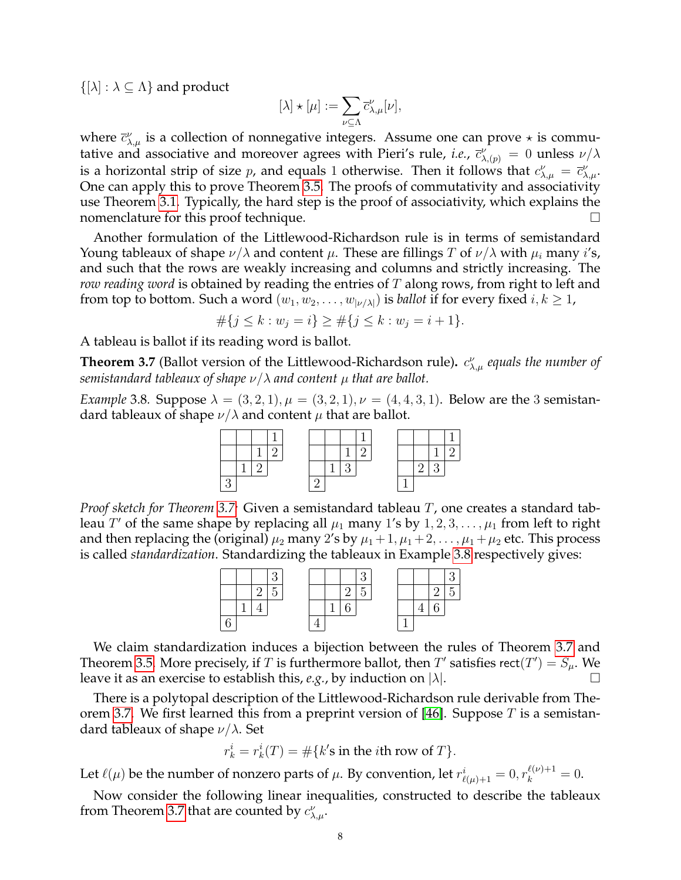$\{[\lambda] : \lambda \subseteq \Lambda\}$ and product

$$[\lambda] \star [\mu] := \sum_{\nu \subseteq \Lambda} \overline{c}_{\lambda,\mu}^{\nu} [\nu],$$

where $\overline{c}_{\lambda,\mu}^{\nu}$ is a collection of nonnegative integers. Assume one can prove $\star$ is commutative and associative and moreover agrees with Pieri's rule, *i.e.*, $\overline{c}_{\lambda,(p)}^{\nu} = 0$ unless $\nu/\lambda$ is a horizontal strip of size $p$, and equals 1 otherwise. Then it follows that $c_{\lambda,\mu}^{\nu} = \overline{c}_{\lambda,\mu}^{\nu}$. One can apply this to prove Theorem 3.5. The proofs of commutativity and associativity use Theorem 3.1. Typically, the hard step is the proof of associativity, which explains the nomenclature for this proof technique. $\square$

Another formulation of the Littlewood-Richardson rule is in terms of semistandard Young tableaux of shape $\nu/\lambda$ and content $\mu$. These are fillings $T$ of $\nu/\lambda$ with $\mu_i$ many $i$'s, and such that the rows are weakly increasing and columns and strictly increasing. The *row reading word* is obtained by reading the entries of $T$ along rows, from right to left and from top to bottom. Such a word $(w_1, w_2, \ldots, w_{|\nu/\lambda|})$ is *ballot* if for every fixed $i, k \geq 1$,

$$\#\{j \leq k : w_j = i\} \geq \#\{j \leq k : w_j = i+1\}.$$

A tableau is ballot if its reading word is ballot.

**Theorem 3.7** (Ballot version of the Littlewood-Richardson rule)**.** *$c_{\lambda,\mu}^{\nu}$ equals the number of semistandard tableaux of shape $\nu/\lambda$ and content $\mu$ that are ballot.*

*Example* 3.8. Suppose $\lambda = (3,2,1), \mu = (3,2,1), \nu = (4,4,3,1)$. Below are the 3 semistandard tableaux of shape $\nu/\lambda$ and content $\mu$ that are ballot.

| | | | |
|---|---|---|---|
| | | | 1 |
| | | 1 | 2 |
| | 1 | 2 | |
| 3 | | | |

| | | | |
|---|---|---|---|
| | | | 1 |
| | | 1 | 2 |
| | 1 | 3 | |
| 2 | | | |

| | | | |
|---|---|---|---|
| | | | 1 |
| | | 1 | 2 |
| | 2 | 3 | |
| 1 | | | |

*Proof sketch for Theorem 3.7:* Given a semistandard tableau $T$, one creates a standard tableau $T'$ of the same shape by replacing all $\mu_1$ many 1's by $1, 2, 3, \ldots, \mu_1$ from left to right and then replacing the (original) $\mu_2$ many 2's by $\mu_1+1, \mu_1+2, \ldots, \mu_1+\mu_2$ etc. This process is called *standardization*. Standardizing the tableaux in Example 3.8 respectively gives:

| | | | |
|---|---|---|---|
| | | | 3 |
| | | 2 | 5 |
| | 1 | 4 | |
| 6 | | | |

| | | | |
|---|---|---|---|
| | | | 3 |
| | | 2 | 5 |
| | 1 | 6 | |
| 4 | | | |

| | | | |
|---|---|---|---|
| | | | 3 |
| | | 2 | 5 |
| | 4 | 6 | |
| 1 | | | |

We claim standardization induces a bijection between the rules of Theorem 3.7 and Theorem 3.5. More precisely, if $T$ is furthermore ballot, then $T'$ satisfies $\mathsf{rect}(T') = S_\mu$. We leave it as an exercise to establish this, *e.g.*, by induction on $|\lambda|$. $\square$

There is a polytopal description of the Littlewood-Richardson rule derivable from Theorem 3.7. We first learned this from a preprint version of [46]. Suppose $T$ is a semistandard tableaux of shape $\nu/\lambda$. Set

$$r_k^i = r_k^i(T) = \#\{k\text{'s in the } i\text{th row of } T\}.$$

Let $\ell(\mu)$ be the number of nonzero parts of $\mu$. By convention, let $r_{\ell(\mu)+1}^i = 0, r_k^{\ell(\nu)+1} = 0$.

Now consider the following linear inequalities, constructed to describe the tableaux from Theorem 3.7 that are counted by $c_{\lambda,\mu}^{\nu}$.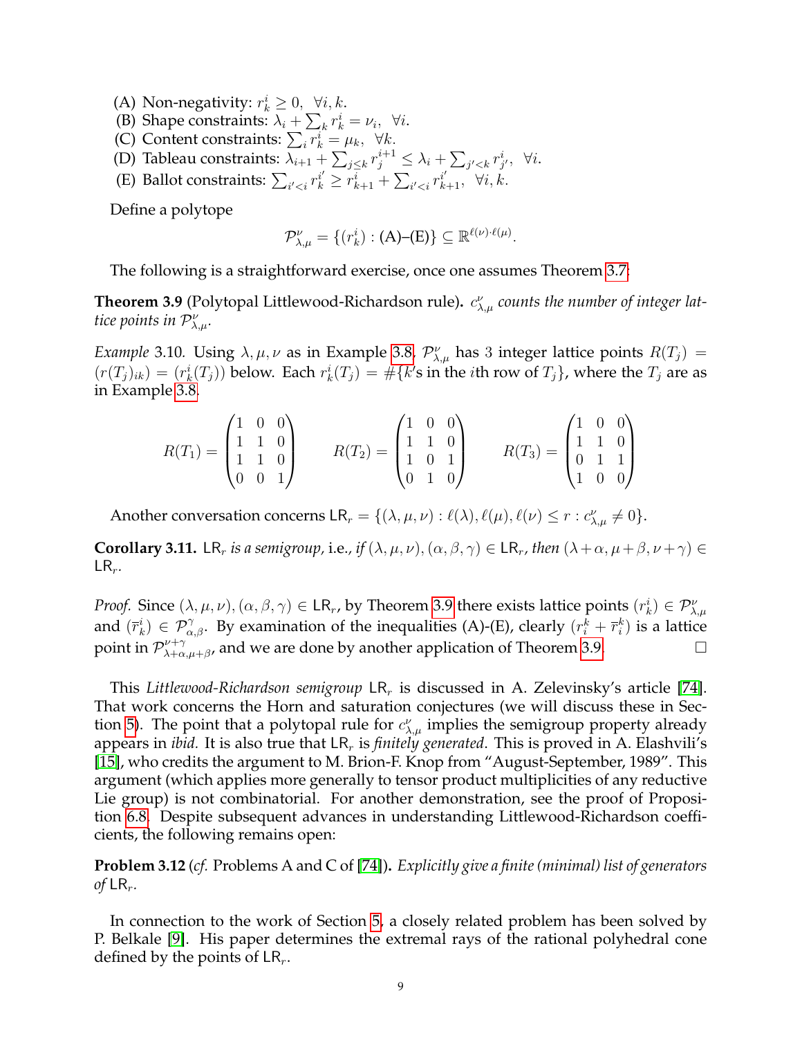(A) Non-negativity: $r_k^i \geq 0, \ \forall i, k$.
(B) Shape constraints: $\lambda_i + \sum_k r_k^i = \nu_i, \ \forall i$.
(C) Content constraints: $\sum_i r_k^i = \mu_k, \ \forall k$.
(D) Tableau constraints: $\lambda_{i+1} + \sum_{j \leq k} r_j^{i+1} \leq \lambda_i + \sum_{j' < k} r_{j'}^i, \ \forall i$.
(E) Ballot constraints: $\sum_{i' < i} r_k^{i'} \geq r_{k+1}^i + \sum_{i' < i} r_{k+1}^{i'}, \ \forall i, k$.

Define a polytope

$$\mathcal{P}_{\lambda,\mu}^{\nu} = \{(r_k^i) : \text{(A)–(E)}\} \subseteq \mathbb{R}^{\ell(\nu)\cdot\ell(\mu)}.$$

The following is a straightforward exercise, once one assumes Theorem 3.7:

**Theorem 3.9** (Polytopal Littlewood-Richardson rule)**.** *$c_{\lambda,\mu}^{\nu}$ counts the number of integer lattice points in $\mathcal{P}_{\lambda,\mu}^{\nu}$.*

*Example* 3.10. Using $\lambda, \mu, \nu$ as in Example 3.8, $\mathcal{P}_{\lambda,\mu}^{\nu}$ has 3 integer lattice points $R(T_j) = (r(T_j)_{ik}) = (r_k^i(T_j))$ below. Each $r_k^i(T_j) = \#\{k\text{'s in the } i\text{th row of } T_j\}$, where the $T_j$ are as in Example 3.8.

$$R(T_1) = \begin{pmatrix} 1 & 0 & 0 \\ 1 & 1 & 0 \\ 1 & 1 & 0 \\ 0 & 0 & 1 \end{pmatrix} \qquad R(T_2) = \begin{pmatrix} 1 & 0 & 0 \\ 1 & 1 & 0 \\ 1 & 0 & 1 \\ 0 & 1 & 0 \end{pmatrix} \qquad R(T_3) = \begin{pmatrix} 1 & 0 & 0 \\ 1 & 1 & 0 \\ 0 & 1 & 1 \\ 1 & 0 & 0 \end{pmatrix}$$

Another conversation concerns $\mathsf{LR}_r = \{(\lambda, \mu, \nu) : \ell(\lambda), \ell(\mu), \ell(\nu) \leq r : c_{\lambda,\mu}^{\nu} \neq 0\}$.

**Corollary 3.11.** *$\mathsf{LR}_r$ is a semigroup, i.e., if $(\lambda, \mu, \nu), (\alpha, \beta, \gamma) \in \mathsf{LR}_r$, then $(\lambda+\alpha, \mu+\beta, \nu+\gamma) \in \mathsf{LR}_r$.*

*Proof.* Since $(\lambda, \mu, \nu), (\alpha, \beta, \gamma) \in \mathsf{LR}_r$, by Theorem 3.9 there exists lattice points $(r_k^i) \in \mathcal{P}_{\lambda,\mu}^{\nu}$ and $(\overline{r}_k^i) \in \mathcal{P}_{\alpha,\beta}^{\gamma}$. By examination of the inequalities (A)-(E), clearly $(r_i^k + \overline{r}_i^k)$ is a lattice point in $\mathcal{P}_{\lambda+\alpha,\mu+\beta}^{\nu+\gamma}$, and we are done by another application of Theorem 3.9. □

This *Littlewood-Richardson semigroup* $\mathsf{LR}_r$ is discussed in A. Zelevinsky's article [74]. That work concerns the Horn and saturation conjectures (we will discuss these in Section 5). The point that a polytopal rule for $c_{\lambda,\mu}^{\nu}$ implies the semigroup property already appears in *ibid.* It is also true that $\mathsf{LR}_r$ is *finitely generated*. This is proved in A. Elashvili's [15], who credits the argument to M. Brion-F. Knop from "August-September, 1989". This argument (which applies more generally to tensor product multiplicities of any reductive Lie group) is not combinatorial. For another demonstration, see the proof of Proposition 6.8. Despite subsequent advances in understanding Littlewood-Richardson coefficients, the following remains open:

**Problem 3.12** (*cf.* Problems A and C of [74])**.** *Explicitly give a finite (minimal) list of generators of $\mathsf{LR}_r$.*

In connection to the work of Section 5, a closely related problem has been solved by P. Belkale [9]. His paper determines the extremal rays of the rational polyhedral cone defined by the points of $\mathsf{LR}_r$.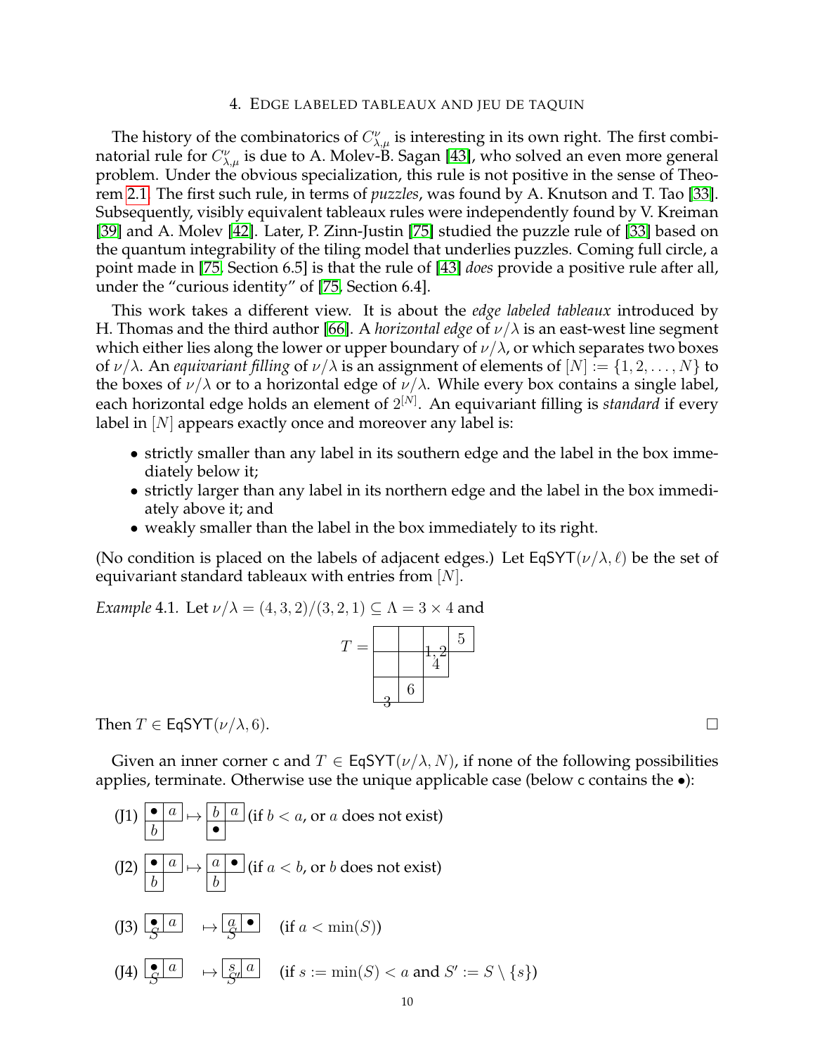## 4. Edge labeled tableaux and jeu de taquin

The history of the combinatorics of $C_{\lambda,\mu}^{\nu}$ is interesting in its own right. The first combinatorial rule for $C_{\lambda,\mu}^{\nu}$ is due to A. Molev-B. Sagan [43], who solved an even more general problem. Under the obvious specialization, this rule is not positive in the sense of Theorem 2.1. The first such rule, in terms of *puzzles*, was found by A. Knutson and T. Tao [33]. Subsequently, visibly equivalent tableaux rules were independently found by V. Kreiman [39] and A. Molev [42]. Later, P. Zinn-Justin [75] studied the puzzle rule of [33] based on the quantum integrability of the tiling model that underlies puzzles. Coming full circle, a point made in [75, Section 6.5] is that the rule of [43] *does* provide a positive rule after all, under the "curious identity" of [75, Section 6.4].

This work takes a different view. It is about the *edge labeled tableaux* introduced by H. Thomas and the third author [66]. A *horizontal edge* of $\nu/\lambda$ is an east-west line segment which either lies along the lower or upper boundary of $\nu/\lambda$, or which separates two boxes of $\nu/\lambda$. An *equivariant filling* of $\nu/\lambda$ is an assignment of elements of $[N] := \{1, 2, \ldots, N\}$ to the boxes of $\nu/\lambda$ or to a horizontal edge of $\nu/\lambda$. While every box contains a single label, each horizontal edge holds an element of $2^{[N]}$. An equivariant filling is *standard* if every label in $[N]$ appears exactly once and moreover any label is:

- strictly smaller than any label in its southern edge and the label in the box immediately below it;
- strictly larger than any label in its northern edge and the label in the box immediately above it; and
- weakly smaller than the label in the box immediately to its right.

(No condition is placed on the labels of adjacent edges.) Let $\mathsf{EqSYT}(\nu/\lambda, \ell)$ be the set of equivariant standard tableaux with entries from $[N]$.

*Example* 4.1. Let $\nu/\lambda = (4, 3, 2)/(3, 2, 1) \subseteq \Lambda = 3 \times 4$ and

$T =$ [tableau: row 1 boxes: empty, empty, empty, 5; edge between row 1 and row 2 in column 3 labeled 1, 2; row 2 boxes: empty, empty, 4; row 3 boxes: empty, 6; lower edge of row 3, column 1 labeled 3]

Then $T \in \mathsf{EqSYT}(\nu/\lambda, 6)$. $\square$

Given an inner corner $\mathsf{c}$ and $T \in \mathsf{EqSYT}(\nu/\lambda, N)$, if none of the following possibilities applies, terminate. Otherwise use the unique applicable case (below $\mathsf{c}$ contains the $\bullet$):

(J1) $\begin{array}{|c|c|}\hline \bullet & a \\ \hline b & \\ \cline{1-1}\end{array} \mapsto \begin{array}{|c|c|}\hline b & a \\ \hline \bullet & \\ \cline{1-1}\end{array}$ (if $b < a$, or $a$ does not exist)

(J2) $\begin{array}{|c|c|}\hline \bullet & a \\ \hline b & \\ \cline{1-1}\end{array} \mapsto \begin{array}{|c|c|}\hline a & \bullet \\ \hline b & \\ \cline{1-1}\end{array}$ (if $a < b$, or $b$ does not exist)

(J3) $\begin{array}{|c|c|}\hline \bullet & a \\ \hline \end{array}$ with $S$ on the lower edge of $\bullet$ $\mapsto \begin{array}{|c|c|}\hline a & \bullet \\ \hline \end{array}$ with $S$ on the lower edge of $a$ (if $a < \min(S)$)

(J4) $\begin{array}{|c|c|}\hline \bullet & a \\ \hline \end{array}$ with $S$ on the lower edge of $\bullet$ $\mapsto \begin{array}{|c|c|}\hline s & a \\ \hline \end{array}$ with $S'$ on the lower edge of $s$ (if $s := \min(S) < a$ and $S' := S \setminus \{s\}$)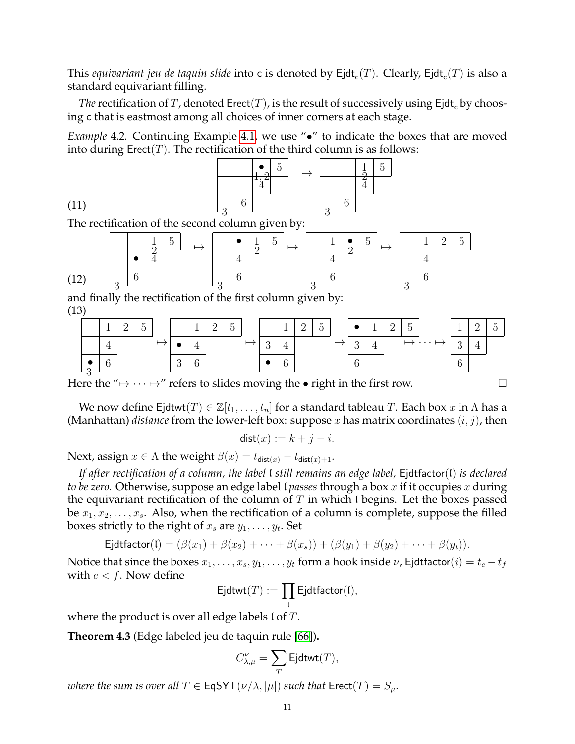This *equivariant jeu de taquin slide* into $\mathsf{c}$ is denoted by $\mathsf{Ejdt}_{\mathsf{c}}(T)$. Clearly, $\mathsf{Ejdt}_{\mathsf{c}}(T)$ is also a standard equivariant filling.

*The* rectification of $T$, denoted $\mathsf{Erect}(T)$, is the result of successively using $\mathsf{Ejdt}_{\mathsf{c}}$ by choosing $\mathsf{c}$ that is eastmost among all choices of inner corners at each stage.

*Example* 4.2. Continuing Example 4.1, we use "$\bullet$" to indicate the boxes that are moved into during $\mathsf{Erect}(T)$. The rectification of the third column is as follows:

(11)

The rectification of the second column given by:

(12)

and finally the rectification of the first column given by:

(13)

Here the "$\mapsto \cdots \mapsto$" refers to slides moving the $\bullet$ right in the first row. □

We now define $\mathsf{Ejdtwt}(T) \in \mathbb{Z}[t_1, \ldots, t_n]$ for a standard tableau $T$. Each box $x$ in $\Lambda$ has a (Manhattan) *distance* from the lower-left box: suppose $x$ has matrix coordinates $(i, j)$, then

$$\mathsf{dist}(x) := k + j - i.$$

Next, assign $x \in \Lambda$ the weight $\beta(x) = t_{\mathsf{dist}(x)} - t_{\mathsf{dist}(x)+1}$.

*If after rectification of a column, the label $\mathfrak{l}$ still remains an edge label,* $\mathsf{Ejdtfactor}(\mathfrak{l})$ *is declared to be zero.* Otherwise, suppose an edge label $\mathfrak{l}$ *passes* through a box $x$ if it occupies $x$ during the equivariant rectification of the column of $T$ in which $\mathfrak{l}$ begins. Let the boxes passed be $x_1, x_2, \ldots, x_s$. Also, when the rectification of a column is complete, suppose the filled boxes strictly to the right of $x_s$ are $y_1, \ldots, y_t$. Set

$$\mathsf{Ejdtfactor}(\mathfrak{l}) = (\beta(x_1) + \beta(x_2) + \cdots + \beta(x_s)) + (\beta(y_1) + \beta(y_2) + \cdots + \beta(y_t)).$$

Notice that since the boxes $x_1, \ldots, x_s, y_1, \ldots, y_t$ form a hook inside $\nu$, $\mathsf{Ejdtfactor}(i) = t_e - t_f$ with $e < f$. Now define

$$\mathsf{Ejdtwt}(T) := \prod_{\mathfrak{l}} \mathsf{Ejdtfactor}(\mathfrak{l}),$$

where the product is over all edge labels $\mathfrak{l}$ of $T$.

**Theorem 4.3** (Edge labeled jeu de taquin rule [66]**).**

$$C_{\lambda,\mu}^{\nu} = \sum_{T} \mathsf{Ejdtwt}(T),$$

*where the sum is over all $T \in \mathsf{EqSYT}(\nu/\lambda, |\mu|)$ such that $\mathsf{Erect}(T) = S_\mu$.*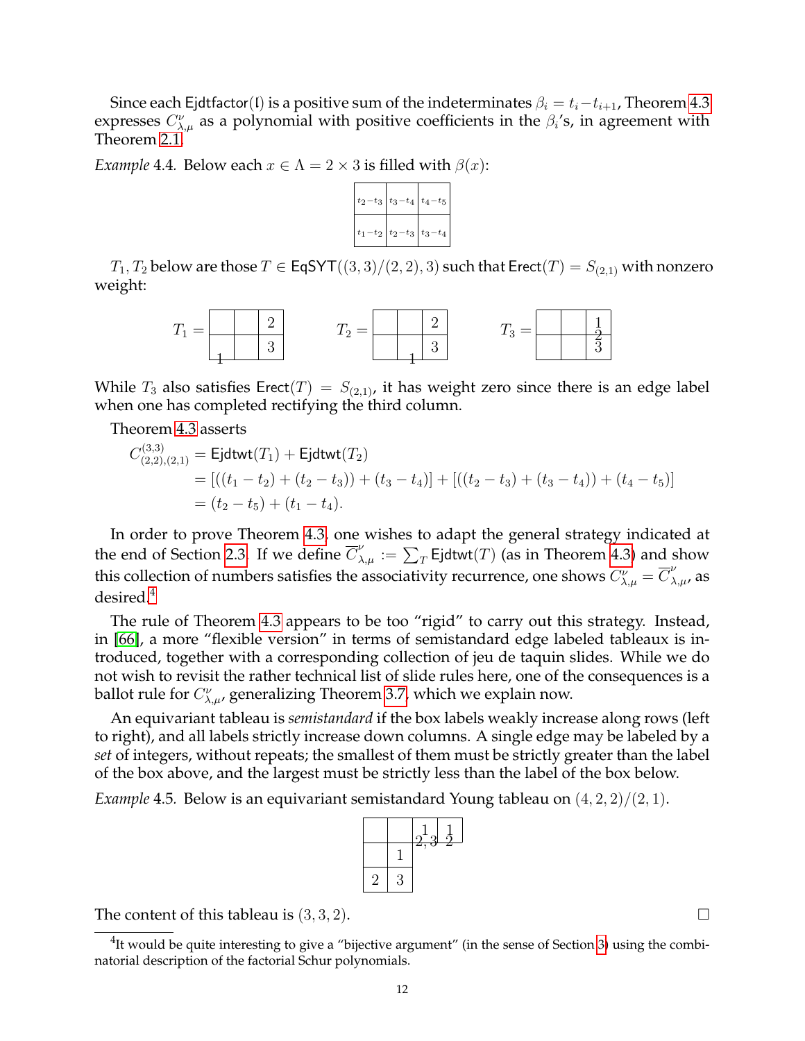Since each $\mathsf{Ejdtfactor}(\mathfrak{l})$ is a positive sum of the indeterminates $\beta_i = t_i - t_{i+1}$, Theorem 4.3 expresses $C_{\lambda,\mu}^{\nu}$ as a polynomial with positive coefficients in the $\beta_i$'s, in agreement with Theorem 2.1.

*Example* 4.4. Below each $x \in \Lambda = 2 \times 3$ is filled with $\beta(x)$:

| | | |
|---|---|---|
| $t_2 - t_3$ | $t_3 - t_4$ | $t_4 - t_5$ |
| $t_1 - t_2$ | $t_2 - t_3$ | $t_3 - t_4$ |

$T_1, T_2$ below are those $T \in \mathsf{EqSYT}((3,3)/(2,2), 3)$ such that $\mathsf{Erect}(T) = S_{(2,1)}$ with nonzero weight:

$T_1$ =

| | | |
|---|---|---|
| | | 2 |
| | | 3 |

(with edge label 1 on the bottom edge of the first box in the second row)

$T_2$ =

| | | |
|---|---|---|
| | | 2 |
| | | 3 |

(with edge label 1 on the bottom edge of the second box in the second row)

$T_3$ =

| | | |
|---|---|---|
| | | 1 |
| | | 3 |

(with edge label 2 on the edge between the boxes labeled 1 and 3)

While $T_3$ also satisfies $\mathsf{Erect}(T) = S_{(2,1)}$, it has weight zero since there is an edge label when one has completed rectifying the third column.

Theorem 4.3 asserts

$$
\begin{aligned}
C_{(2,2),(2,1)}^{(3,3)} &= \mathsf{Ejdtwt}(T_1) + \mathsf{Ejdtwt}(T_2) \\
&= [((t_1 - t_2) + (t_2 - t_3)) + (t_3 - t_4)] + [((t_2 - t_3) + (t_3 - t_4)) + (t_4 - t_5)] \\
&= (t_2 - t_5) + (t_1 - t_4).
\end{aligned}
$$

In order to prove Theorem 4.3, one wishes to adapt the general strategy indicated at the end of Section 2.3. If we define $\overline{C}_{\lambda,\mu}^{\nu} := \sum_T \mathsf{Ejdtwt}(T)$ (as in Theorem 4.3) and show this collection of numbers satisfies the associativity recurrence, one shows $C_{\lambda,\mu}^{\nu} = \overline{C}_{\lambda,\mu}^{\nu}$, as desired.[4]

The rule of Theorem 4.3 appears to be too "rigid" to carry out this strategy. Instead, in [66], a more "flexible version" in terms of semistandard edge labeled tableaux is introduced, together with a corresponding collection of jeu de taquin slides. While we do not wish to revisit the rather technical list of slide rules here, one of the consequences is a ballot rule for $C_{\lambda,\mu}^{\nu}$, generalizing Theorem 3.7, which we explain now.

An equivariant tableau is *semistandard* if the box labels weakly increase along rows (left to right), and all labels strictly increase down columns. A single edge may be labeled by a *set* of integers, without repeats; the smallest of them must be strictly greater than the label of the box above, and the largest must be strictly less than the label of the box below.

*Example* 4.5. Below is an equivariant semistandard Young tableau on $(4,2,2)/(2,1)$.

| | | | |
|---|---|---|---|
| | | 1 | 1 |
| | 1 | | |
| 2 | 3 | | |

(with edge label $2,3$ on the bottom edge of the third box in the first row, and edge label $2$ on the bottom edge of the fourth box in the first row)

The content of this tableau is $(3,3,2)$. □

---

[4] It would be quite interesting to give a "bijective argument" (in the sense of Section 3) using the combinatorial description of the factorial Schur polynomials.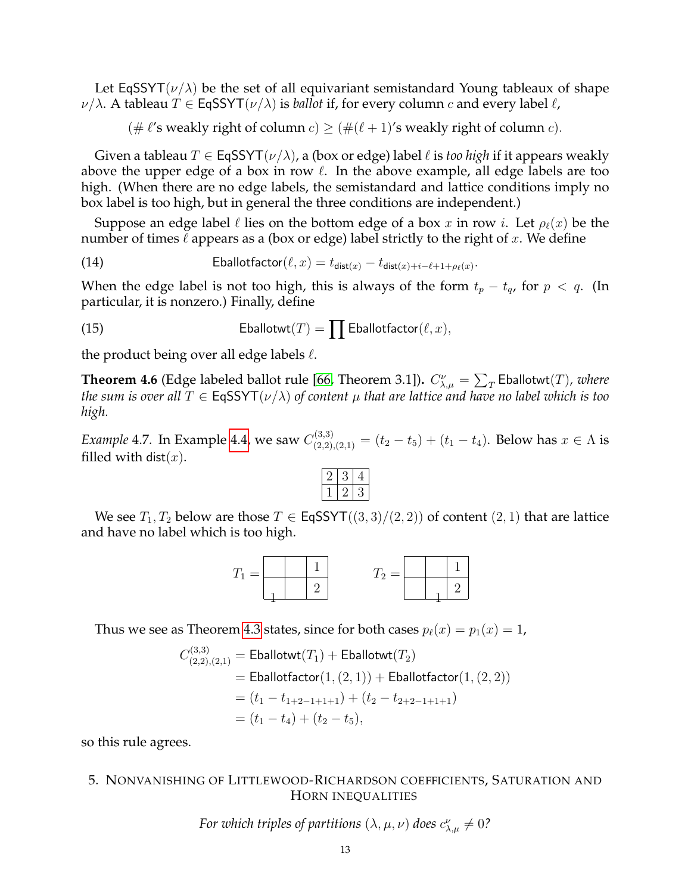Let $\mathsf{EqSSYT}(\nu/\lambda)$ be the set of all equivariant semistandard Young tableaux of shape $\nu/\lambda$. A tableau $T \in \mathsf{EqSSYT}(\nu/\lambda)$ is *ballot* if, for every column $c$ and every label $\ell$,

$$(\#\ \ell\text{'s weakly right of column } c) \geq (\#(\ell+1)\text{'s weakly right of column } c).$$

Given a tableau $T \in \mathsf{EqSSYT}(\nu/\lambda)$, a (box or edge) label $\ell$ is *too high* if it appears weakly above the upper edge of a box in row $\ell$. In the above example, all edge labels are too high. (When there are no edge labels, the semistandard and lattice conditions imply no box label is too high, but in general the three conditions are independent.)

Suppose an edge label $\ell$ lies on the bottom edge of a box $x$ in row $i$. Let $\rho_\ell(x)$ be the number of times $\ell$ appears as a (box or edge) label strictly to the right of $x$. We define

$$\mathsf{Eballotfactor}(\ell, x) = t_{\mathsf{dist}(x)} - t_{\mathsf{dist}(x)+i-\ell+1+\rho_\ell(x)}. \tag{14}$$

When the edge label is not too high, this is always of the form $t_p - t_q$, for $p < q$. (In particular, it is nonzero.) Finally, define

$$\mathsf{Eballotwt}(T) = \prod \mathsf{Eballotfactor}(\ell, x), \tag{15}$$

the product being over all edge labels $\ell$.

**Theorem 4.6** (Edge labeled ballot rule [66, Theorem 3.1])**.** *$C^{\nu}_{\lambda,\mu} = \sum_T \mathsf{Eballotwt}(T)$, where the sum is over all $T \in \mathsf{EqSSYT}(\nu/\lambda)$ of content $\mu$ that are lattice and have no label which is too high.*

*Example* 4.7. In Example 4.4, we saw $C^{(3,3)}_{(2,2),(2,1)} = (t_2 - t_5) + (t_1 - t_4)$. Below has $x \in \Lambda$ is filled with $\mathsf{dist}(x)$.

| 2 | 3 | 4 |
|---|---|---|
| 1 | 2 | 3 |

We see $T_1, T_2$ below are those $T \in \mathsf{EqSSYT}((3,3)/(2,2))$ of content $(2,1)$ that are lattice and have no label which is too high.

$T_1$ =

|  |  | 1 |
|---|---|---|
| (edge label 1 on bottom of first box) |  | 2 |

$T_2$ =

|  |  | 1 |
|---|---|---|
|  | (edge label 1 on bottom of second box) | 2 |

Thus we see as Theorem 4.3 states, since for both cases $p_\ell(x) = p_1(x) = 1$,

$$\begin{aligned}
C^{(3,3)}_{(2,2),(2,1)} &= \mathsf{Eballotwt}(T_1) + \mathsf{Eballotwt}(T_2) \\
&= \mathsf{Eballotfactor}(1,(2,1)) + \mathsf{Eballotfactor}(1,(2,2)) \\
&= (t_1 - t_{1+2-1+1+1}) + (t_2 - t_{2+2-1+1+1}) \\
&= (t_1 - t_4) + (t_2 - t_5),
\end{aligned}$$

so this rule agrees.

## 5. Nonvanishing of Littlewood-Richardson coefficients, saturation and Horn inequalities

*For which triples of partitions $(\lambda, \mu, \nu)$ does $c^{\nu}_{\lambda,\mu} \neq 0$?*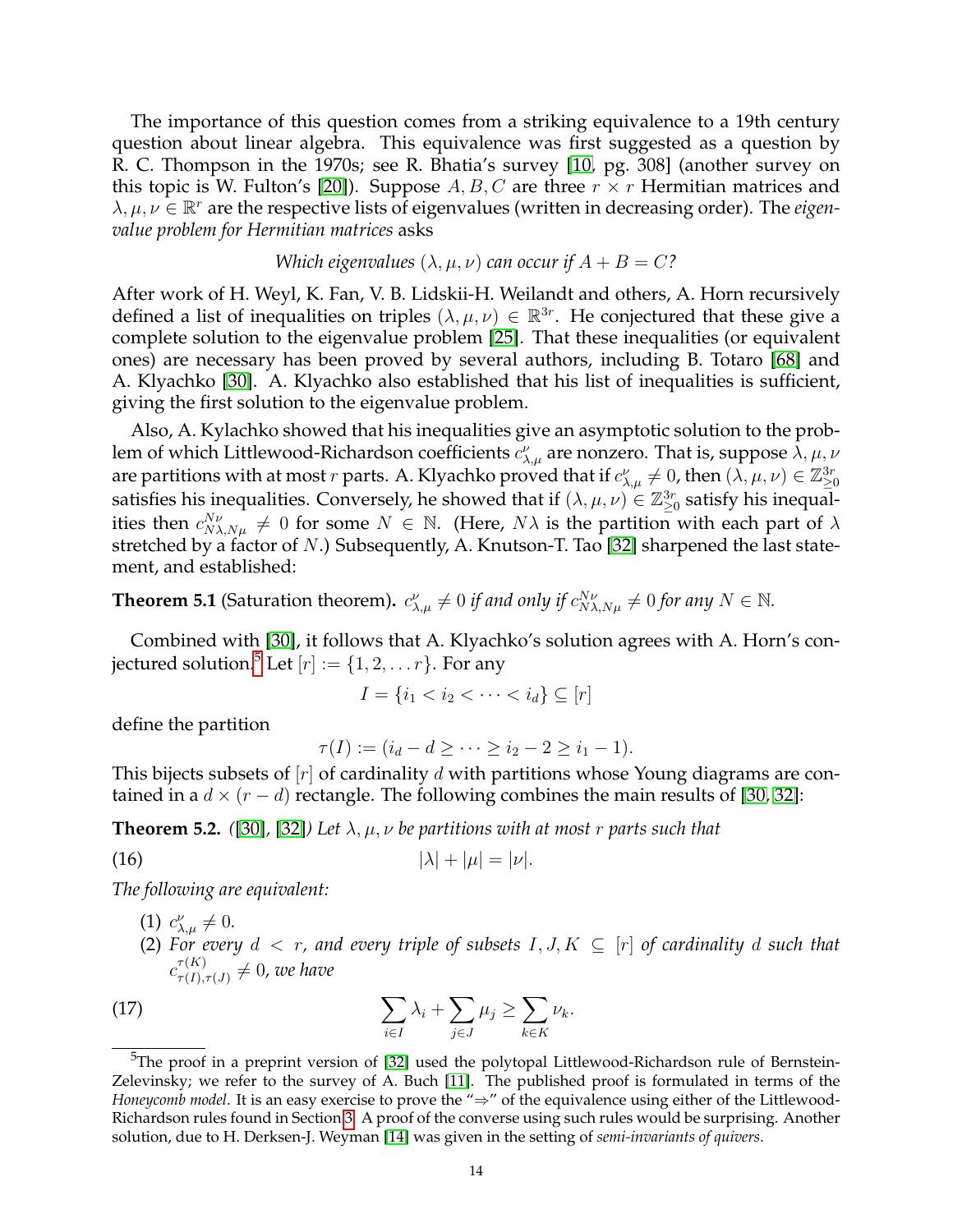The importance of this question comes from a striking equivalence to a 19th century question about linear algebra. This equivalence was first suggested as a question by R. C. Thompson in the 1970s; see R. Bhatia's survey [10, pg. 308] (another survey on this topic is W. Fulton's [20]). Suppose $A, B, C$ are three $r \times r$ Hermitian matrices and $\lambda, \mu, \nu \in \mathbb{R}^r$ are the respective lists of eigenvalues (written in decreasing order). The *eigenvalue problem for Hermitian matrices* asks

*Which eigenvalues $(\lambda, \mu, \nu)$ can occur if $A + B = C$?*

After work of H. Weyl, K. Fan, V. B. Lidskii-H. Weilandt and others, A. Horn recursively defined a list of inequalities on triples $(\lambda, \mu, \nu) \in \mathbb{R}^{3r}$. He conjectured that these give a complete solution to the eigenvalue problem [25]. That these inequalities (or equivalent ones) are necessary has been proved by several authors, including B. Totaro [68] and A. Klyachko [30]. A. Klyachko also established that his list of inequalities is sufficient, giving the first solution to the eigenvalue problem.

Also, A. Kylachko showed that his inequalities give an asymptotic solution to the problem of which Littlewood-Richardson coefficients $c_{\lambda,\mu}^{\nu}$ are nonzero. That is, suppose $\lambda, \mu, \nu$ are partitions with at most $r$ parts. A. Klyachko proved that if $c_{\lambda,\mu}^{\nu} \neq 0$, then $(\lambda, \mu, \nu) \in \mathbb{Z}_{\geq 0}^{3r}$ satisfies his inequalities. Conversely, he showed that if $(\lambda, \mu, \nu) \in \mathbb{Z}_{\geq 0}^{3r}$ satisfy his inequalities then $c_{N\lambda,N\mu}^{N\nu} \neq 0$ for some $N \in \mathbb{N}$. (Here, $N\lambda$ is the partition with each part of $\lambda$ stretched by a factor of $N$.) Subsequently, A. Knutson-T. Tao [32] sharpened the last statement, and established:

**Theorem 5.1** (Saturation theorem). *$c_{\lambda,\mu}^{\nu} \neq 0$ if and only if $c_{N\lambda,N\mu}^{N\nu} \neq 0$ for any $N \in \mathbb{N}$.*

Combined with [30], it follows that A. Klyachko's solution agrees with A. Horn's conjectured solution.[5] Let $[r] := \{1, 2, \ldots r\}$. For any

$$I = \{i_1 < i_2 < \cdots < i_d\} \subseteq [r]$$

define the partition

$$\tau(I) := (i_d - d \geq \cdots \geq i_2 - 2 \geq i_1 - 1).$$

This bijects subsets of $[r]$ of cardinality $d$ with partitions whose Young diagrams are contained in a $d \times (r - d)$ rectangle. The following combines the main results of [30, 32]:

**Theorem 5.2.** *([30], [32]) Let $\lambda, \mu, \nu$ be partitions with at most $r$ parts such that*

$$|\lambda| + |\mu| = |\nu|. \tag{16}$$

*The following are equivalent:*

1. $c_{\lambda,\mu}^{\nu} \neq 0$.
2. *For every $d < r$, and every triple of subsets $I, J, K \subseteq [r]$ of cardinality $d$ such that $c_{\tau(I),\tau(J)}^{\tau(K)} \neq 0$, we have*

$$\sum_{i \in I} \lambda_i + \sum_{j \in J} \mu_j \geq \sum_{k \in K} \nu_k. \tag{17}$$

[5] The proof in a preprint version of [32] used the polytopal Littlewood-Richardson rule of Bernstein-Zelevinsky; we refer to the survey of A. Buch [11]. The published proof is formulated in terms of the *Honeycomb model*. It is an easy exercise to prove the "⇒" of the equivalence using either of the Littlewood-Richardson rules found in Section 3. A proof of the converse using such rules would be surprising. Another solution, due to H. Derksen-J. Weyman [14] was given in the setting of *semi-invariants of quivers*.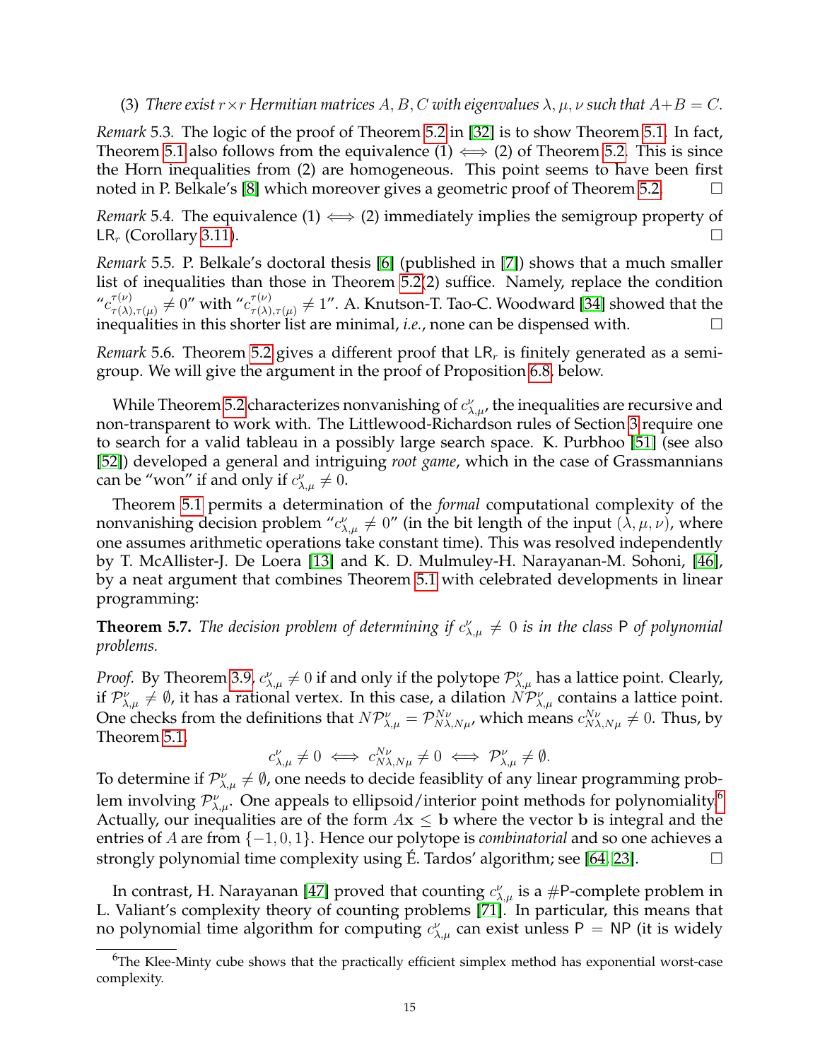(3) *There exist $r \times r$ Hermitian matrices $A, B, C$ with eigenvalues $\lambda, \mu, \nu$ such that $A+B=C$.*

*Remark* 5.3. The logic of the proof of Theorem 5.2 in [32] is to show Theorem 5.1. In fact, Theorem 5.1 also follows from the equivalence (1) $\iff$ (2) of Theorem 5.2. This is since the Horn inequalities from (2) are homogeneous. This point seems to have been first noted in P. Belkale's [8] which moreover gives a geometric proof of Theorem 5.2. $\square$

*Remark* 5.4. The equivalence (1) $\iff$ (2) immediately implies the semigroup property of $\mathsf{LR}_r$ (Corollary 3.11). $\square$

*Remark* 5.5. P. Belkale's doctoral thesis [6] (published in [7]) shows that a much smaller list of inequalities than those in Theorem 5.2(2) suffice. Namely, replace the condition "$c_{\tau(\lambda),\tau(\mu)}^{\tau(\nu)} \neq 0$" with "$c_{\tau(\lambda),\tau(\mu)}^{\tau(\nu)} \neq 1$". A. Knutson-T. Tao-C. Woodward [34] showed that the inequalities in this shorter list are minimal, *i.e.*, none can be dispensed with. $\square$

*Remark* 5.6. Theorem 5.2 gives a different proof that $\mathsf{LR}_r$ is finitely generated as a semigroup. We will give the argument in the proof of Proposition 6.8, below.

While Theorem 5.2 characterizes nonvanishing of $c_{\lambda,\mu}^{\nu}$, the inequalities are recursive and non-transparent to work with. The Littlewood-Richardson rules of Section 3 require one to search for a valid tableau in a possibly large search space. K. Purbhoo [51] (see also [52]) developed a general and intriguing *root game*, which in the case of Grassmannians can be "won" if and only if $c_{\lambda,\mu}^{\nu} \neq 0$.

Theorem 5.1 permits a determination of the *formal* computational complexity of the nonvanishing decision problem "$c_{\lambda,\mu}^{\nu} \neq 0$" (in the bit length of the input $(\lambda, \mu, \nu)$, where one assumes arithmetic operations take constant time). This was resolved independently by T. McAllister-J. De Loera [13] and K. D. Mulmuley-H. Narayanan-M. Sohoni, [46], by a neat argument that combines Theorem 5.1 with celebrated developments in linear programming:

**Theorem 5.7.** *The decision problem of determining if $c_{\lambda,\mu}^{\nu} \neq 0$ is in the class $\mathsf{P}$ of polynomial problems.*

*Proof.* By Theorem 3.9, $c_{\lambda,\mu}^{\nu} \neq 0$ if and only if the polytope $\mathcal{P}_{\lambda,\mu}^{\nu}$ has a lattice point. Clearly, if $\mathcal{P}_{\lambda,\mu}^{\nu} \neq \emptyset$, it has a rational vertex. In this case, a dilation $N\mathcal{P}_{\lambda,\mu}^{\nu}$ contains a lattice point. One checks from the definitions that $N\mathcal{P}_{\lambda,\mu}^{\nu} = \mathcal{P}_{N\lambda,N\mu}^{N\nu}$, which means $c_{N\lambda,N\mu}^{N\nu} \neq 0$. Thus, by Theorem 5.1,

$$c_{\lambda,\mu}^{\nu} \neq 0 \iff c_{N\lambda,N\mu}^{N\nu} \neq 0 \iff \mathcal{P}_{\lambda,\mu}^{\nu} \neq \emptyset.$$

To determine if $\mathcal{P}_{\lambda,\mu}^{\nu} \neq \emptyset$, one needs to decide feasiblity of any linear programming problem involving $\mathcal{P}_{\lambda,\mu}^{\nu}$. One appeals to ellipsoid/interior point methods for polynomiality.[6] Actually, our inequalities are of the form $A\mathbf{x} \leq \mathbf{b}$ where the vector $\mathbf{b}$ is integral and the entries of $A$ are from $\{-1, 0, 1\}$. Hence our polytope is *combinatorial* and so one achieves a strongly polynomial time complexity using É. Tardos' algorithm; see [64, 23]. $\square$

In contrast, H. Narayanan [47] proved that counting $c_{\lambda,\mu}^{\nu}$ is a $\#\mathsf{P}$-complete problem in L. Valiant's complexity theory of counting problems [71]. In particular, this means that no polynomial time algorithm for computing $c_{\lambda,\mu}^{\nu}$ can exist unless $\mathsf{P} = \mathsf{NP}$ (it is widely

[6] The Klee-Minty cube shows that the practically efficient simplex method has exponential worst-case complexity.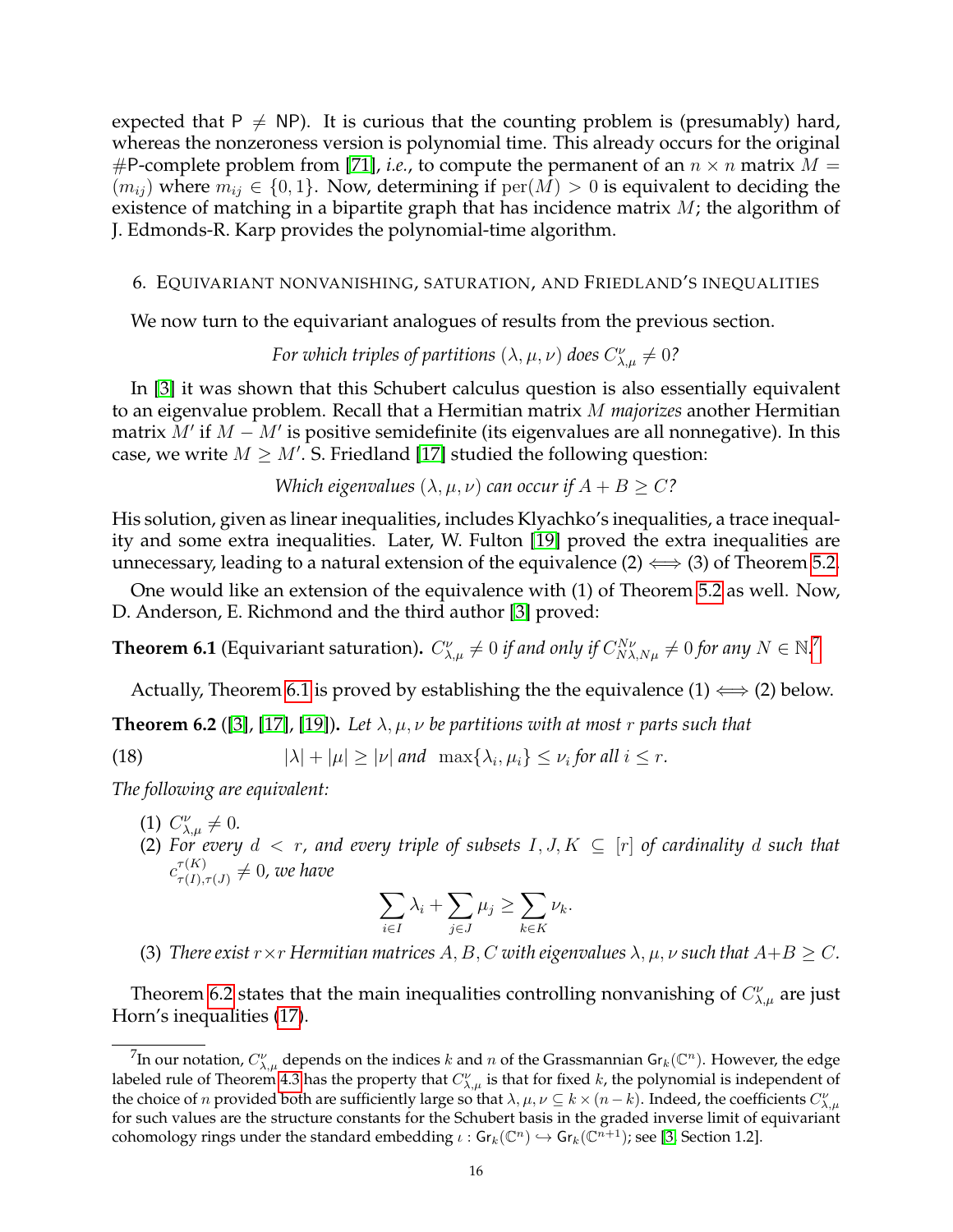expected that P $\neq$ NP). It is curious that the counting problem is (presumably) hard, whereas the nonzeroness version is polynomial time. This already occurs for the original #P-complete problem from [71], *i.e.*, to compute the permanent of an $n \times n$ matrix $M = (m_{ij})$ where $m_{ij} \in \{0, 1\}$. Now, determining if $\mathrm{per}(M) > 0$ is equivalent to deciding the existence of matching in a bipartite graph that has incidence matrix $M$; the algorithm of J. Edmonds-R. Karp provides the polynomial-time algorithm.

## 6. Equivariant nonvanishing, saturation, and Friedland's inequalities

We now turn to the equivariant analogues of results from the previous section.

*For which triples of partitions $(\lambda, \mu, \nu)$ does $C_{\lambda,\mu}^{\nu} \neq 0$?*

In [3] it was shown that this Schubert calculus question is also essentially equivalent to an eigenvalue problem. Recall that a Hermitian matrix $M$ *majorizes* another Hermitian matrix $M'$ if $M - M'$ is positive semidefinite (its eigenvalues are all nonnegative). In this case, we write $M \geq M'$. S. Friedland [17] studied the following question:

*Which eigenvalues $(\lambda, \mu, \nu)$ can occur if $A + B \geq C$?*

His solution, given as linear inequalities, includes Klyachko's inequalities, a trace inequality and some extra inequalities. Later, W. Fulton [19] proved the extra inequalities are unnecessary, leading to a natural extension of the equivalence (2) $\iff$ (3) of Theorem 5.2.

One would like an extension of the equivalence with (1) of Theorem 5.2 as well. Now, D. Anderson, E. Richmond and the third author [3] proved:

**Theorem 6.1** (Equivariant saturation). *$C_{\lambda,\mu}^{\nu} \neq 0$ if and only if $C_{N\lambda,N\mu}^{N\nu} \neq 0$ for any $N \in \mathbb{N}$.*[7]

Actually, Theorem 6.1 is proved by establishing the the equivalence (1) $\iff$ (2) below.

**Theorem 6.2** ([3], [17], [19]). *Let $\lambda, \mu, \nu$ be partitions with at most $r$ parts such that*

$$|\lambda| + |\mu| \geq |\nu| \text{ and } \max\{\lambda_i, \mu_i\} \leq \nu_i \text{ for all } i \leq r. \tag{18}$$

*The following are equivalent:*

1. *$C_{\lambda,\mu}^{\nu} \neq 0$.*
2. *For every $d < r$, and every triple of subsets $I, J, K \subseteq [r]$ of cardinality $d$ such that $c_{\tau(I),\tau(J)}^{\tau(K)} \neq 0$, we have*
$$\sum_{i \in I} \lambda_i + \sum_{j \in J} \mu_j \geq \sum_{k \in K} \nu_k.$$
3. *There exist $r \times r$ Hermitian matrices $A, B, C$ with eigenvalues $\lambda, \mu, \nu$ such that $A + B \geq C$.*

Theorem 6.2 states that the main inequalities controlling nonvanishing of $C_{\lambda,\mu}^{\nu}$ are just Horn's inequalities (17).

---

[7] In our notation, $C_{\lambda,\mu}^{\nu}$ depends on the indices $k$ and $n$ of the Grassmannian $\mathsf{Gr}_k(\mathbb{C}^n)$. However, the edge labeled rule of Theorem 4.3 has the property that $C_{\lambda,\mu}^{\nu}$ is that for fixed $k$, the polynomial is independent of the choice of $n$ provided both are sufficiently large so that $\lambda, \mu, \nu \subseteq k \times (n - k)$. Indeed, the coefficients $C_{\lambda,\mu}^{\nu}$ for such values are the structure constants for the Schubert basis in the graded inverse limit of equivariant cohomology rings under the standard embedding $\iota : \mathsf{Gr}_k(\mathbb{C}^n) \hookrightarrow \mathsf{Gr}_k(\mathbb{C}^{n+1})$; see [3, Section 1.2].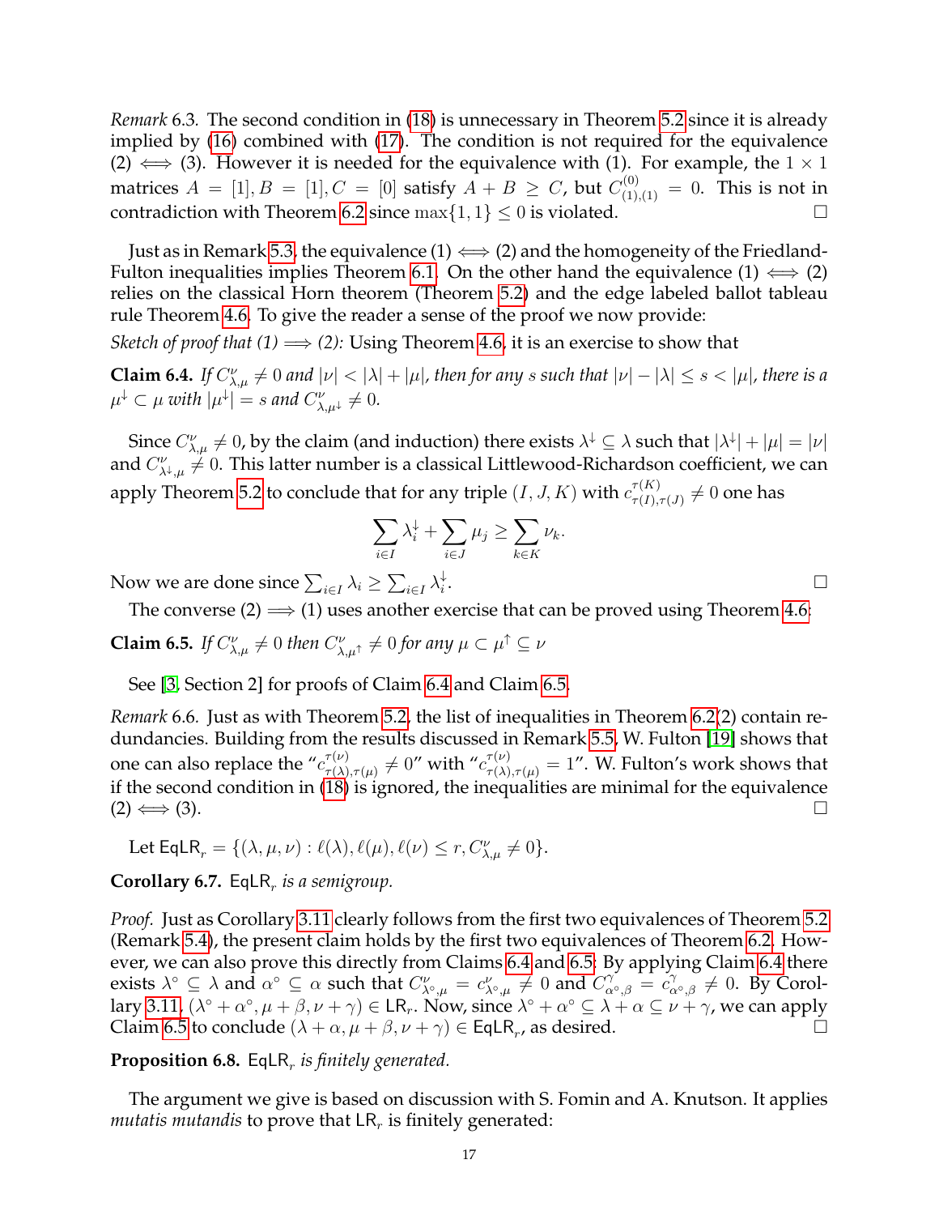*Remark* 6.3. The second condition in (18) is unnecessary in Theorem 5.2 since it is already implied by (16) combined with (17). The condition is not required for the equivalence (2) $\iff$ (3). However it is needed for the equivalence with (1). For example, the $1 \times 1$ matrices $A = [1], B = [1], C = [0]$ satisfy $A + B \geq C$, but $C^{(0)}_{(1),(1)} = 0$. This is not in contradiction with Theorem 6.2 since $\max\{1, 1\} \leq 0$ is violated. $\square$

Just as in Remark 5.3, the equivalence (1) $\iff$ (2) and the homogeneity of the Friedland-Fulton inequalities implies Theorem 6.1. On the other hand the equivalence (1) $\iff$ (2) relies on the classical Horn theorem (Theorem 5.2) and the edge labeled ballot tableau rule Theorem 4.6. To give the reader a sense of the proof we now provide:

*Sketch of proof that (1) $\Longrightarrow$ (2):* Using Theorem 4.6, it is an exercise to show that

**Claim 6.4.** *If $C^{\nu}_{\lambda,\mu} \neq 0$ and $|\nu| < |\lambda| + |\mu|$, then for any $s$ such that $|\nu| - |\lambda| \leq s < |\mu|$, there is a $\mu^{\downarrow} \subset \mu$ with $|\mu^{\downarrow}| = s$ and $C^{\nu}_{\lambda,\mu^{\downarrow}} \neq 0$.*

Since $C^{\nu}_{\lambda,\mu} \neq 0$, by the claim (and induction) there exists $\lambda^{\downarrow} \subseteq \lambda$ such that $|\lambda^{\downarrow}| + |\mu| = |\nu|$ and $C^{\nu}_{\lambda^{\downarrow},\mu} \neq 0$. This latter number is a classical Littlewood-Richardson coefficient, we can apply Theorem 5.2 to conclude that for any triple $(I, J, K)$ with $c^{\tau(K)}_{\tau(I),\tau(J)} \neq 0$ one has

$$\sum_{i \in I} \lambda^{\downarrow}_i + \sum_{i \in J} \mu_j \geq \sum_{k \in K} \nu_k.$$

Now we are done since $\sum_{i \in I} \lambda_i \geq \sum_{i \in I} \lambda^{\downarrow}_i$. $\square$

The converse (2) $\Longrightarrow$ (1) uses another exercise that can be proved using Theorem 4.6:

**Claim 6.5.** *If $C^{\nu}_{\lambda,\mu} \neq 0$ then $C^{\nu}_{\lambda,\mu^{\uparrow}} \neq 0$ for any $\mu \subset \mu^{\uparrow} \subseteq \nu$*

See [3, Section 2] for proofs of Claim 6.4 and Claim 6.5.

*Remark* 6.6. Just as with Theorem 5.2, the list of inequalities in Theorem 6.2(2) contain redundancies. Building from the results discussed in Remark 5.5, W. Fulton [19] shows that one can also replace the "$c^{\tau(\nu)}_{\tau(\lambda),\tau(\mu)} \neq 0$" with "$c^{\tau(\nu)}_{\tau(\lambda),\tau(\mu)} = 1$". W. Fulton's work shows that if the second condition in (18) is ignored, the inequalities are minimal for the equivalence (2) $\iff$ (3). $\square$

Let $\mathsf{EqLR}_r = \{(\lambda, \mu, \nu) : \ell(\lambda), \ell(\mu), \ell(\nu) \leq r, C^{\nu}_{\lambda,\mu} \neq 0\}$.

**Corollary 6.7.** *$\mathsf{EqLR}_r$ is a semigroup.*

*Proof.* Just as Corollary 3.11 clearly follows from the first two equivalences of Theorem 5.2 (Remark 5.4), the present claim holds by the first two equivalences of Theorem 6.2. However, we can also prove this directly from Claims 6.4 and 6.5: By applying Claim 6.4 there exists $\lambda^{\circ} \subseteq \lambda$ and $\alpha^{\circ} \subseteq \alpha$ such that $C^{\nu}_{\lambda^{\circ},\mu} = c^{\nu}_{\lambda^{\circ},\mu} \neq 0$ and $C^{\gamma}_{\alpha^{\circ},\beta} = c^{\gamma}_{\alpha^{\circ},\beta} \neq 0$. By Corollary 3.11, $(\lambda^{\circ} + \alpha^{\circ}, \mu + \beta, \nu + \gamma) \in \mathsf{LR}_r$. Now, since $\lambda^{\circ} + \alpha^{\circ} \subseteq \lambda + \alpha \subseteq \nu + \gamma$, we can apply Claim 6.5 to conclude $(\lambda + \alpha, \mu + \beta, \nu + \gamma) \in \mathsf{EqLR}_r$, as desired. $\square$

**Proposition 6.8.** *$\mathsf{EqLR}_r$ is finitely generated.*

The argument we give is based on discussion with S. Fomin and A. Knutson. It applies *mutatis mutandis* to prove that $\mathsf{LR}_r$ is finitely generated: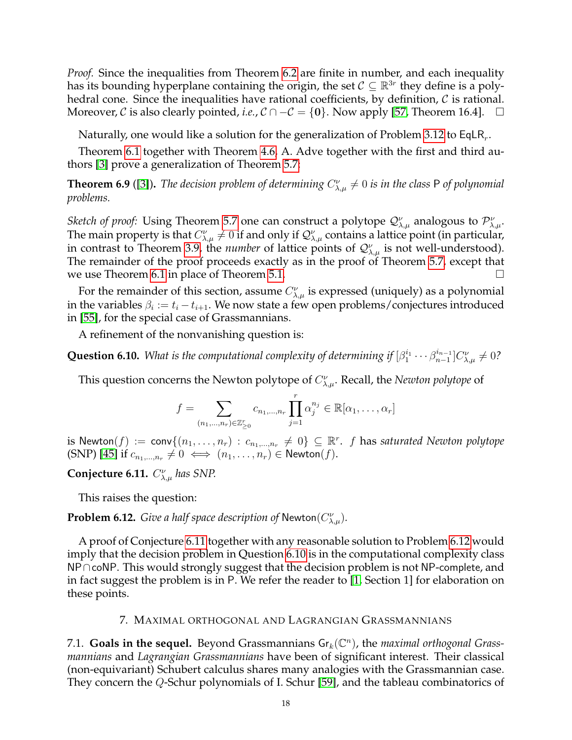*Proof.* Since the inequalities from Theorem 6.2 are finite in number, and each inequality has its bounding hyperplane containing the origin, the set $\mathcal{C} \subseteq \mathbb{R}^{3r}$ they define is a polyhedral cone. Since the inequalities have rational coefficients, by definition, $\mathcal{C}$ is rational. Moreover, $\mathcal{C}$ is also clearly pointed, *i.e.*, $\mathcal{C} \cap -\mathcal{C} = \{\mathbf{0}\}$. Now apply [57, Theorem 16.4]. $\square$

Naturally, one would like a solution for the generalization of Problem 3.12 to $\mathsf{EqLR}_r$.

Theorem 6.1 together with Theorem 4.6, A. Adve together with the first and third authors [3] prove a generalization of Theorem 5.7:

**Theorem 6.9** ([3]). *The decision problem of determining $C_{\lambda,\mu}^{\nu} \neq 0$ is in the class* P *of polynomial problems.*

*Sketch of proof:* Using Theorem 5.7 one can construct a polytope $\mathcal{Q}_{\lambda,\mu}^{\nu}$ analogous to $\mathcal{P}_{\lambda,\mu}^{\nu}$. The main property is that $C_{\lambda,\mu}^{\nu} \neq 0$ if and only if $\mathcal{Q}_{\lambda,\mu}^{\nu}$ contains a lattice point (in particular, in contrast to Theorem 3.9, the *number* of lattice points of $\mathcal{Q}_{\lambda,\mu}^{\nu}$ is not well-understood). The remainder of the proof proceeds exactly as in the proof of Theorem 5.7, except that we use Theorem 6.1 in place of Theorem 5.1. $\square$

For the remainder of this section, assume $C_{\lambda,\mu}^{\nu}$ is expressed (uniquely) as a polynomial in the variables $\beta_i := t_i - t_{i+1}$. We now state a few open problems/conjectures introduced in [55], for the special case of Grassmannians.

A refinement of the nonvanishing question is:

**Question 6.10.** *What is the computational complexity of determining if $[\beta_1^{i_1} \cdots \beta_{n-1}^{i_{n-1}}]C_{\lambda,\mu}^{\nu} \neq 0$?*

This question concerns the Newton polytope of $C_{\lambda,\mu}^{\nu}$. Recall, the *Newton polytope* of

$$f = \sum_{(n_1,\ldots,n_r)\in\mathbb{Z}_{\geq 0}^r} c_{n_1,\ldots,n_r} \prod_{j=1}^{r} \alpha_j^{n_j} \in \mathbb{R}[\alpha_1,\ldots,\alpha_r]$$

is $\mathsf{Newton}(f) := \mathsf{conv}\{(n_1,\ldots,n_r) : c_{n_1,\ldots,n_r} \neq 0\} \subseteq \mathbb{R}^r$. $f$ has *saturated Newton polytope* (SNP) [45] if $c_{n_1,\ldots,n_r} \neq 0 \iff (n_1,\ldots,n_r) \in \mathsf{Newton}(f)$.

**Conjecture 6.11.** *$C_{\lambda,\mu}^{\nu}$ has SNP.*

This raises the question:

**Problem 6.12.** *Give a half space description of* $\mathsf{Newton}(C_{\lambda,\mu}^{\nu})$.

A proof of Conjecture 6.11 together with any reasonable solution to Problem 6.12 would imply that the decision problem in Question 6.10 is in the computational complexity class $\mathsf{NP} \cap \mathsf{coNP}$. This would strongly suggest that the decision problem is not NP-complete, and in fact suggest the problem is in P. We refer the reader to [1, Section 1] for elaboration on these points.

## 7. Maximal orthogonal and Lagrangian Grassmannians

7.1. **Goals in the sequel.** Beyond Grassmannians $\mathsf{Gr}_k(\mathbb{C}^n)$, the *maximal orthogonal Grassmannians* and *Lagrangian Grassmannians* have been of significant interest. Their classical (non-equivariant) Schubert calculus shares many analogies with the Grassmannian case. They concern the $Q$-Schur polynomials of I. Schur [59], and the tableau combinatorics of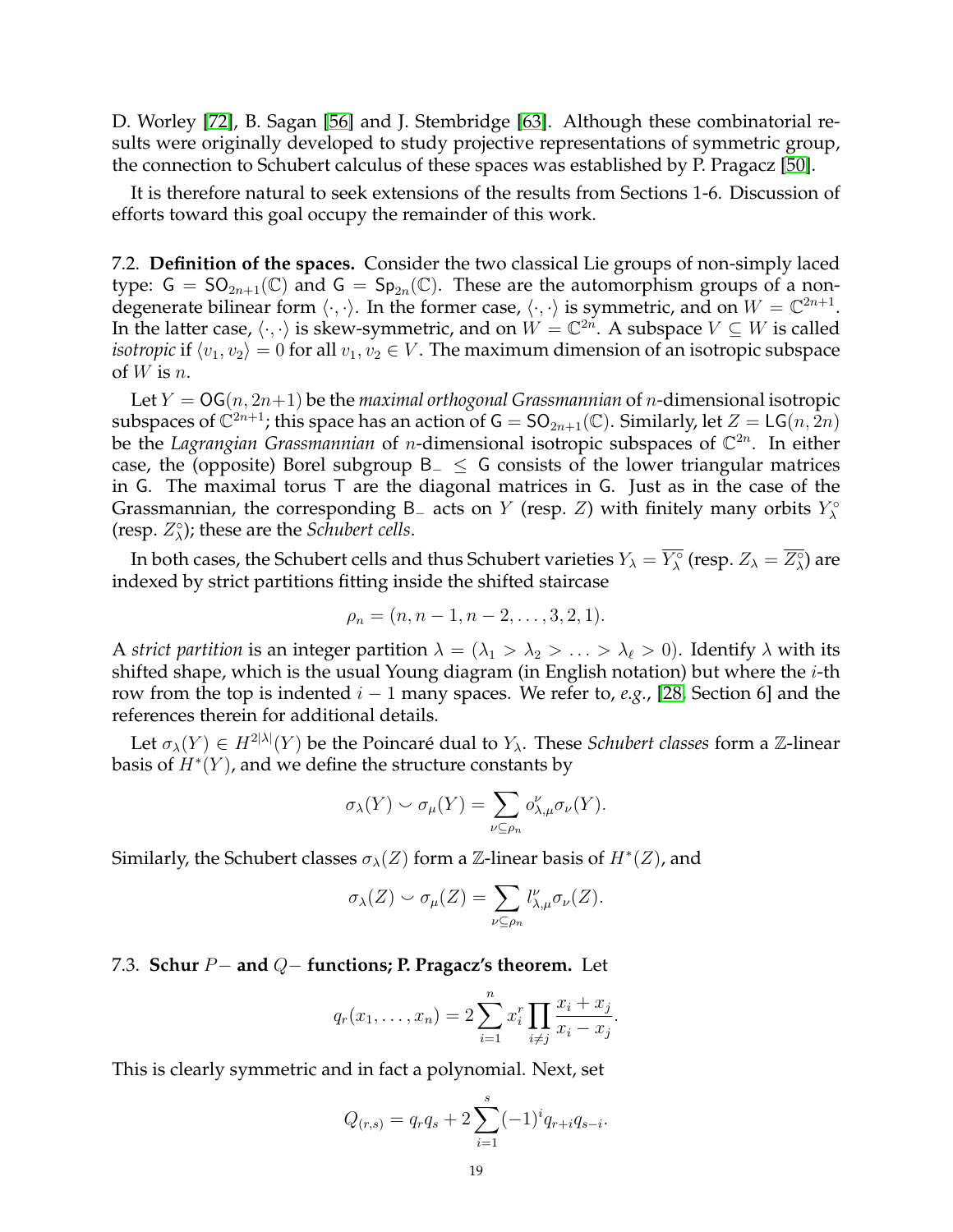D. Worley [72], B. Sagan [56] and J. Stembridge [63]. Although these combinatorial results were originally developed to study projective representations of symmetric group, the connection to Schubert calculus of these spaces was established by P. Pragacz [50].

It is therefore natural to seek extensions of the results from Sections 1-6. Discussion of efforts toward this goal occupy the remainder of this work.

7.2. **Definition of the spaces.** Consider the two classical Lie groups of non-simply laced type: $\mathsf{G} = \mathsf{SO}_{2n+1}(\mathbb{C})$ and $\mathsf{G} = \mathsf{Sp}_{2n}(\mathbb{C})$. These are the automorphism groups of a non-degenerate bilinear form $\langle \cdot, \cdot \rangle$. In the former case, $\langle \cdot, \cdot \rangle$ is symmetric, and on $W = \mathbb{C}^{2n+1}$. In the latter case, $\langle \cdot, \cdot \rangle$ is skew-symmetric, and on $W = \mathbb{C}^{2n}$. A subspace $V \subseteq W$ is called *isotropic* if $\langle v_1, v_2 \rangle = 0$ for all $v_1, v_2 \in V$. The maximum dimension of an isotropic subspace of $W$ is $n$.

Let $Y = \mathsf{OG}(n, 2n+1)$ be the *maximal orthogonal Grassmannian* of $n$-dimensional isotropic subspaces of $\mathbb{C}^{2n+1}$; this space has an action of $\mathsf{G} = \mathsf{SO}_{2n+1}(\mathbb{C})$. Similarly, let $Z = \mathsf{LG}(n, 2n)$ be the *Lagrangian Grassmannian* of $n$-dimensional isotropic subspaces of $\mathbb{C}^{2n}$. In either case, the (opposite) Borel subgroup $\mathsf{B}_- \leq \mathsf{G}$ consists of the lower triangular matrices in $\mathsf{G}$. The maximal torus $\mathsf{T}$ are the diagonal matrices in $\mathsf{G}$. Just as in the case of the Grassmannian, the corresponding $\mathsf{B}_-$ acts on $Y$ (resp. $Z$) with finitely many orbits $Y_\lambda^\circ$ (resp. $Z_\lambda^\circ$); these are the *Schubert cells*.

In both cases, the Schubert cells and thus Schubert varieties $Y_\lambda = \overline{Y_\lambda^\circ}$ (resp. $Z_\lambda = \overline{Z_\lambda^\circ}$) are indexed by strict partitions fitting inside the shifted staircase

$$\rho_n = (n, n-1, n-2, \ldots, 3, 2, 1).$$

A *strict partition* is an integer partition $\lambda = (\lambda_1 > \lambda_2 > \ldots > \lambda_\ell > 0)$. Identify $\lambda$ with its shifted shape, which is the usual Young diagram (in English notation) but where the $i$-th row from the top is indented $i-1$ many spaces. We refer to, *e.g.*, [28, Section 6] and the references therein for additional details.

Let $\sigma_\lambda(Y) \in H^{2|\lambda|}(Y)$ be the Poincaré dual to $Y_\lambda$. These *Schubert classes* form a $\mathbb{Z}$-linear basis of $H^*(Y)$, and we define the structure constants by

$$\sigma_\lambda(Y) \smile \sigma_\mu(Y) = \sum_{\nu \subseteq \rho_n} o_{\lambda,\mu}^{\nu} \sigma_\nu(Y).$$

Similarly, the Schubert classes $\sigma_\lambda(Z)$ form a $\mathbb{Z}$-linear basis of $H^*(Z)$, and

$$\sigma_\lambda(Z) \smile \sigma_\mu(Z) = \sum_{\nu \subseteq \rho_n} l_{\lambda,\mu}^{\nu} \sigma_\nu(Z).$$

7.3. **Schur $P-$ and $Q-$ functions; P. Pragacz's theorem.** Let

$$q_r(x_1, \ldots, x_n) = 2 \sum_{i=1}^{n} x_i^r \prod_{i \neq j} \frac{x_i + x_j}{x_i - x_j}.$$

This is clearly symmetric and in fact a polynomial. Next, set

$$Q_{(r,s)} = q_r q_s + 2 \sum_{i=1}^{s} (-1)^i q_{r+i} q_{s-i}.$$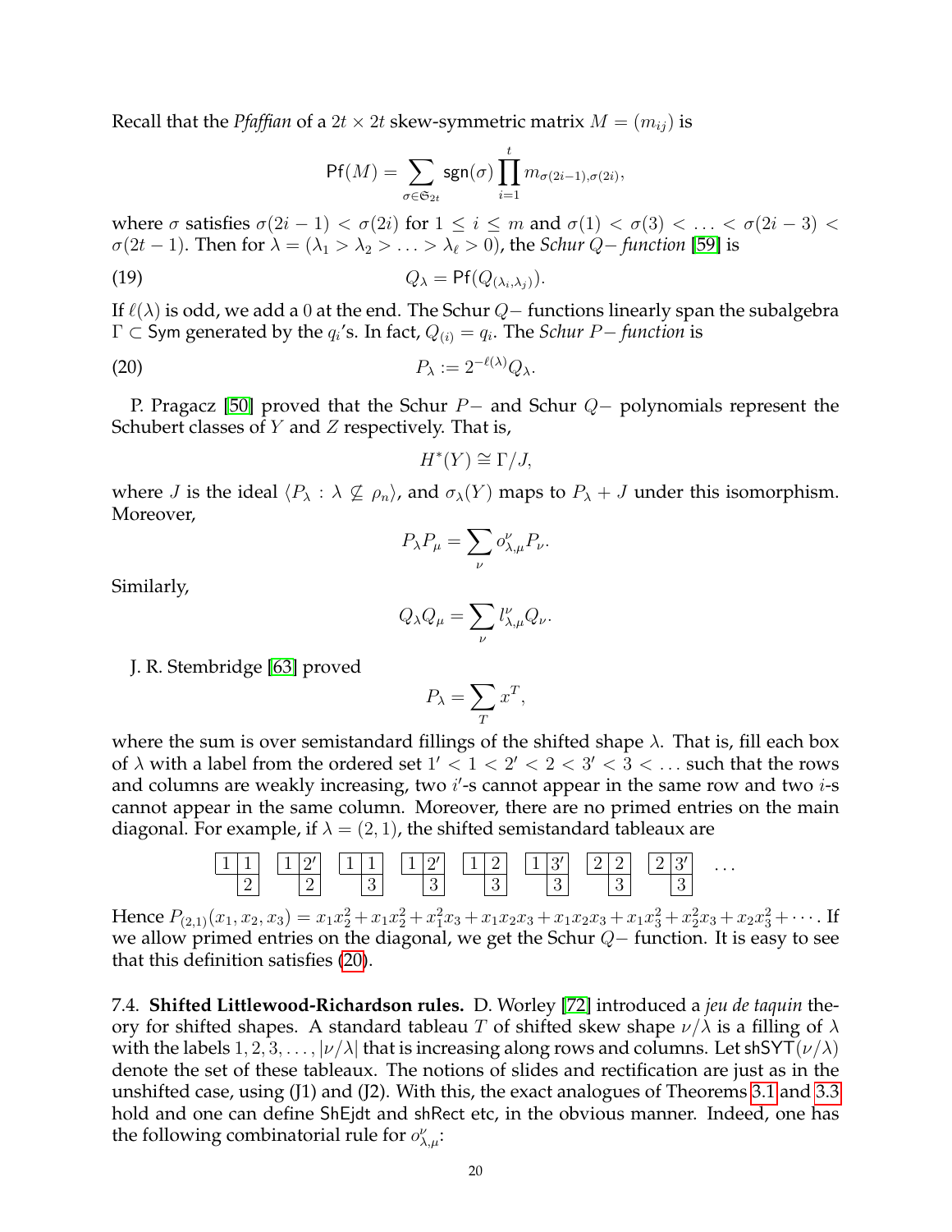Recall that the *Pfaffian* of a $2t \times 2t$ skew-symmetric matrix $M = (m_{ij})$ is

$$\mathsf{Pf}(M) = \sum_{\sigma \in \mathfrak{S}_{2t}} \mathsf{sgn}(\sigma) \prod_{i=1}^{t} m_{\sigma(2i-1),\sigma(2i)},$$

where $\sigma$ satisfies $\sigma(2i-1) < \sigma(2i)$ for $1 \leq i \leq m$ and $\sigma(1) < \sigma(3) < \ldots < \sigma(2i-3) < \sigma(2t-1)$. Then for $\lambda = (\lambda_1 > \lambda_2 > \ldots > \lambda_\ell > 0)$, the *Schur $Q-$ function* [59] is

$$Q_\lambda = \mathsf{Pf}(Q_{(\lambda_i,\lambda_j)}). \tag{19}$$

If $\ell(\lambda)$ is odd, we add a 0 at the end. The Schur $Q-$ functions linearly span the subalgebra $\Gamma \subset \mathsf{Sym}$ generated by the $q_i$'s. In fact, $Q_{(i)} = q_i$. The *Schur $P-$ function* is

$$P_\lambda := 2^{-\ell(\lambda)} Q_\lambda. \tag{20}$$

P. Pragacz [50] proved that the Schur $P-$ and Schur $Q-$ polynomials represent the Schubert classes of $Y$ and $Z$ respectively. That is,

$$H^*(Y) \cong \Gamma/J,$$

where $J$ is the ideal $\langle P_\lambda : \lambda \not\subseteq \rho_n \rangle$, and $\sigma_\lambda(Y)$ maps to $P_\lambda + J$ under this isomorphism. Moreover,

$$P_\lambda P_\mu = \sum_\nu o^\nu_{\lambda,\mu} P_\nu.$$

Similarly,

$$Q_\lambda Q_\mu = \sum_\nu l^\nu_{\lambda,\mu} Q_\nu.$$

J. R. Stembridge [63] proved

$$P_\lambda = \sum_T x^T,$$

where the sum is over semistandard fillings of the shifted shape $\lambda$. That is, fill each box of $\lambda$ with a label from the ordered set $1' < 1 < 2' < 2 < 3' < 3 < \ldots$ such that the rows and columns are weakly increasing, two $i'$-s cannot appear in the same row and two $i$-s cannot appear in the same column. Moreover, there are no primed entries on the main diagonal. For example, if $\lambda = (2,1)$, the shifted semistandard tableaux are

$$\begin{array}{cc} 1 & 1 \\ & 2 \end{array} \quad \begin{array}{cc} 1 & 2' \\ & 2 \end{array} \quad \begin{array}{cc} 1 & 1 \\ & 3 \end{array} \quad \begin{array}{cc} 1 & 2' \\ & 3 \end{array} \quad \begin{array}{cc} 1 & 2 \\ & 3 \end{array} \quad \begin{array}{cc} 1 & 3' \\ & 3 \end{array} \quad \begin{array}{cc} 2 & 2 \\ & 3 \end{array} \quad \begin{array}{cc} 2 & 3' \\ & 3 \end{array} \quad \ldots$$

Hence $P_{(2,1)}(x_1,x_2,x_3) = x_1x_2^2 + x_1x_2^2 + x_1^2x_3 + x_1x_2x_3 + x_1x_2x_3 + x_1x_3^2 + x_2^2x_3 + x_2x_3^2 + \cdots$. If we allow primed entries on the diagonal, we get the Schur $Q-$ function. It is easy to see that this definition satisfies (20).

7.4. **Shifted Littlewood-Richardson rules.** D. Worley [72] introduced a *jeu de taquin* theory for shifted shapes. A standard tableau $T$ of shifted skew shape $\nu/\lambda$ is a filling of $\lambda$ with the labels $1, 2, 3, \ldots, |\nu/\lambda|$ that is increasing along rows and columns. Let $\mathsf{shSYT}(\nu/\lambda)$ denote the set of these tableaux. The notions of slides and rectification are just as in the unshifted case, using (J1) and (J2). With this, the exact analogues of Theorems 3.1 and 3.3 hold and one can define $\mathsf{ShEjdt}$ and $\mathsf{shRect}$ etc, in the obvious manner. Indeed, one has the following combinatorial rule for $o^\nu_{\lambda,\mu}$: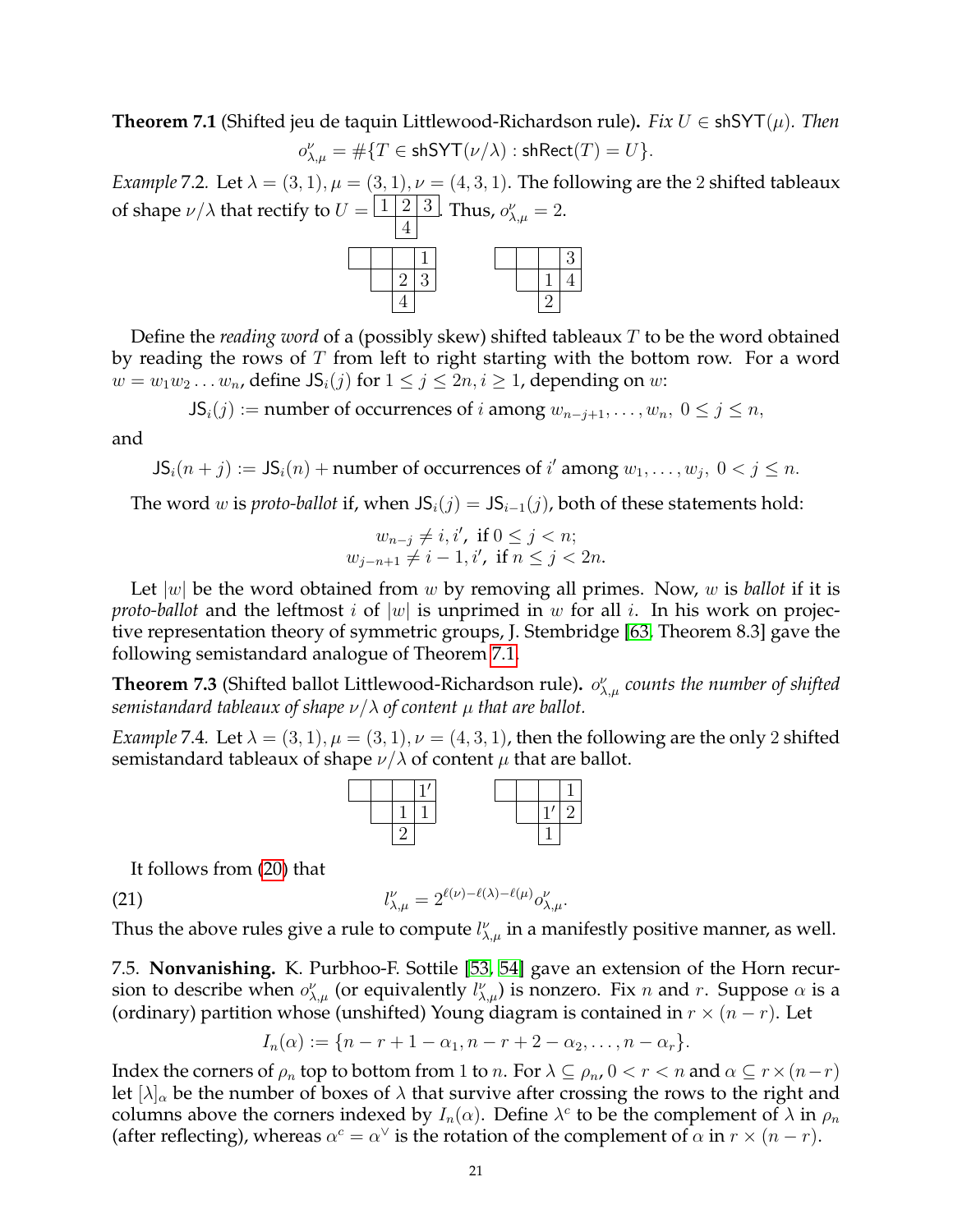**Theorem 7.1** (Shifted jeu de taquin Littlewood-Richardson rule)**.** *Fix $U \in \mathsf{shSYT}(\mu)$. Then*

$$o^{\nu}_{\lambda,\mu} = \#\{T \in \mathsf{shSYT}(\nu/\lambda) : \mathsf{shRect}(T) = U\}.$$

*Example* 7.2. Let $\lambda = (3,1), \mu = (3,1), \nu = (4,3,1)$. The following are the 2 shifted tableaux of shape $\nu/\lambda$ that rectify to $U = \begin{array}{|c|c|c|}\hline 1 & 2 & 3 \\ \hline \end{array}$ with $4$ in the second row. Thus, $o^{\nu}_{\lambda,\mu} = 2$.

| | | | 1 |
|---|---|---|---|
| | | 2 | 3 |
| | | 4 | |

| | | | 3 |
|---|---|---|---|
| | | 1 | 4 |
| | | 2 | |

Define the *reading word* of a (possibly skew) shifted tableaux $T$ to be the word obtained by reading the rows of $T$ from left to right starting with the bottom row. For a word $w = w_1 w_2 \ldots w_n$, define $\mathsf{JS}_i(j)$ for $1 \le j \le 2n, i \ge 1$, depending on $w$:

$$\mathsf{JS}_i(j) := \text{number of occurrences of } i \text{ among } w_{n-j+1}, \ldots, w_n,\ 0 \le j \le n,$$

and

$$\mathsf{JS}_i(n+j) := \mathsf{JS}_i(n) + \text{number of occurrences of } i' \text{ among } w_1, \ldots, w_j,\ 0 < j \le n.$$

The word $w$ is *proto-ballot* if, when $\mathsf{JS}_i(j) = \mathsf{JS}_{i-1}(j)$, both of these statements hold:

$$w_{n-j} \neq i, i', \text{ if } 0 \le j < n;$$
$$w_{j-n+1} \neq i-1, i', \text{ if } n \le j < 2n.$$

Let $|w|$ be the word obtained from $w$ by removing all primes. Now, $w$ is *ballot* if it is *proto-ballot* and the leftmost $i$ of $|w|$ is unprimed in $w$ for all $i$. In his work on projective representation theory of symmetric groups, J. Stembridge [63, Theorem 8.3] gave the following semistandard analogue of Theorem 7.1.

**Theorem 7.3** (Shifted ballot Littlewood-Richardson rule)**.** *$o^{\nu}_{\lambda,\mu}$ counts the number of shifted semistandard tableaux of shape $\nu/\lambda$ of content $\mu$ that are ballot.*

*Example* 7.4. Let $\lambda = (3,1), \mu = (3,1), \nu = (4,3,1)$, then the following are the only 2 shifted semistandard tableaux of shape $\nu/\lambda$ of content $\mu$ that are ballot.

| | | | $1'$ |
|---|---|---|---|
| | | 1 | 1 |
| | | 2 | |

| | | | 1 |
|---|---|---|---|
| | | $1'$ | 2 |
| | | 1 | |

It follows from (20) that

$$l^{\nu}_{\lambda,\mu} = 2^{\ell(\nu)-\ell(\lambda)-\ell(\mu)} o^{\nu}_{\lambda,\mu}. \tag{21}$$

Thus the above rules give a rule to compute $l^{\nu}_{\lambda,\mu}$ in a manifestly positive manner, as well.

7.5. **Nonvanishing.** K. Purbhoo-F. Sottile [53, 54] gave an extension of the Horn recursion to describe when $o^{\nu}_{\lambda,\mu}$ (or equivalently $l^{\nu}_{\lambda,\mu}$) is nonzero. Fix $n$ and $r$. Suppose $\alpha$ is a (ordinary) partition whose (unshifted) Young diagram is contained in $r \times (n-r)$. Let

$$I_n(\alpha) := \{n - r + 1 - \alpha_1, n - r + 2 - \alpha_2, \ldots, n - \alpha_r\}.$$

Index the corners of $\rho_n$ top to bottom from 1 to $n$. For $\lambda \subseteq \rho_n$, $0 < r < n$ and $\alpha \subseteq r \times (n-r)$ let $[\lambda]_\alpha$ be the number of boxes of $\lambda$ that survive after crossing the rows to the right and columns above the corners indexed by $I_n(\alpha)$. Define $\lambda^c$ to be the complement of $\lambda$ in $\rho_n$ (after reflecting), whereas $\alpha^c = \alpha^\vee$ is the rotation of the complement of $\alpha$ in $r \times (n-r)$.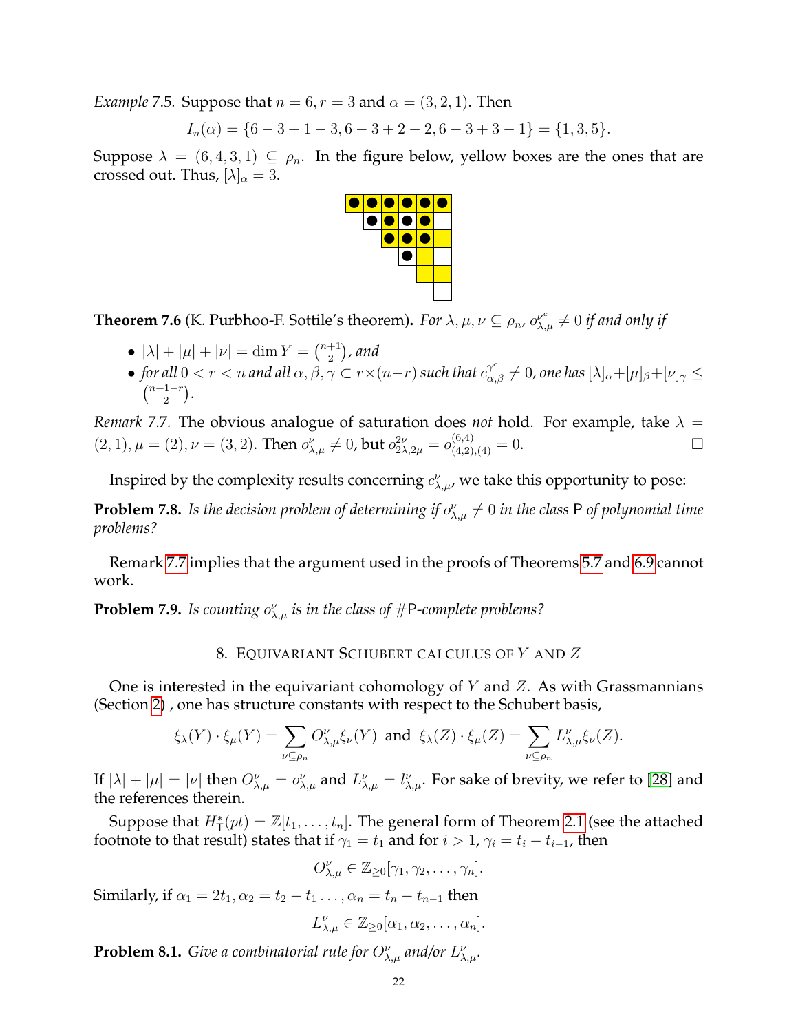*Example* 7.5. Suppose that $n = 6, r = 3$ and $\alpha = (3, 2, 1)$. Then

$$I_n(\alpha) = \{6 - 3 + 1 - 3, 6 - 3 + 2 - 2, 6 - 3 + 3 - 1\} = \{1, 3, 5\}.$$

Suppose $\lambda = (6, 4, 3, 1) \subseteq \rho_n$. In the figure below, yellow boxes are the ones that are crossed out. Thus, $[\lambda]_\alpha = 3$.

**Theorem 7.6** (K. Purbhoo-F. Sottile's theorem)**.** *For $\lambda, \mu, \nu \subseteq \rho_n$, $o_{\lambda,\mu}^{\nu^c} \neq 0$ if and only if*

- $|\lambda| + |\mu| + |\nu| = \dim Y = \binom{n+1}{2}$*, and*
- *for all $0 < r < n$ and all $\alpha, \beta, \gamma \subset r \times (n-r)$ such that $c_{\alpha,\beta}^{\gamma^c} \neq 0$, one has $[\lambda]_\alpha + [\mu]_\beta + [\nu]_\gamma \leq \binom{n+1-r}{2}$.*

*Remark* 7.7. The obvious analogue of saturation does *not* hold. For example, take $\lambda = (2, 1), \mu = (2), \nu = (3, 2)$. Then $o_{\lambda,\mu}^{\nu} \neq 0$, but $o_{2\lambda,2\mu}^{2\nu} = o_{(4,2),(4)}^{(6,4)} = 0$. $\square$

Inspired by the complexity results concerning $c_{\lambda,\mu}^{\nu}$, we take this opportunity to pose:

**Problem 7.8.** *Is the decision problem of determining if $o_{\lambda,\mu}^{\nu} \neq 0$ in the class* P *of polynomial time problems?*

Remark 7.7 implies that the argument used in the proofs of Theorems 5.7 and 6.9 cannot work.

**Problem 7.9.** *Is counting $o_{\lambda,\mu}^{\nu}$ is in the class of* #P*-complete problems?*

## 8. Equivariant Schubert calculus of $Y$ and $Z$

One is interested in the equivariant cohomology of $Y$ and $Z$. As with Grassmannians (Section 2) , one has structure constants with respect to the Schubert basis,

$$\xi_\lambda(Y) \cdot \xi_\mu(Y) = \sum_{\nu \subseteq \rho_n} O_{\lambda,\mu}^{\nu} \xi_\nu(Y) \text{ and } \xi_\lambda(Z) \cdot \xi_\mu(Z) = \sum_{\nu \subseteq \rho_n} L_{\lambda,\mu}^{\nu} \xi_\nu(Z).$$

If $|\lambda| + |\mu| = |\nu|$ then $O_{\lambda,\mu}^{\nu} = o_{\lambda,\mu}^{\nu}$ and $L_{\lambda,\mu}^{\nu} = l_{\lambda,\mu}^{\nu}$. For sake of brevity, we refer to [28] and the references therein.

Suppose that $H_{\mathsf{T}}^*(pt) = \mathbb{Z}[t_1, \ldots, t_n]$. The general form of Theorem 2.1 (see the attached footnote to that result) states that if $\gamma_1 = t_1$ and for $i > 1$, $\gamma_i = t_i - t_{i-1}$, then

$$O_{\lambda,\mu}^{\nu} \in \mathbb{Z}_{\geq 0}[\gamma_1, \gamma_2, \ldots, \gamma_n].$$

Similarly, if $\alpha_1 = 2t_1, \alpha_2 = t_2 - t_1 \ldots, \alpha_n = t_n - t_{n-1}$ then

$$L_{\lambda,\mu}^{\nu} \in \mathbb{Z}_{\geq 0}[\alpha_1, \alpha_2, \ldots, \alpha_n].$$

**Problem 8.1.** *Give a combinatorial rule for $O_{\lambda,\mu}^{\nu}$ and/or $L_{\lambda,\mu}^{\nu}$.*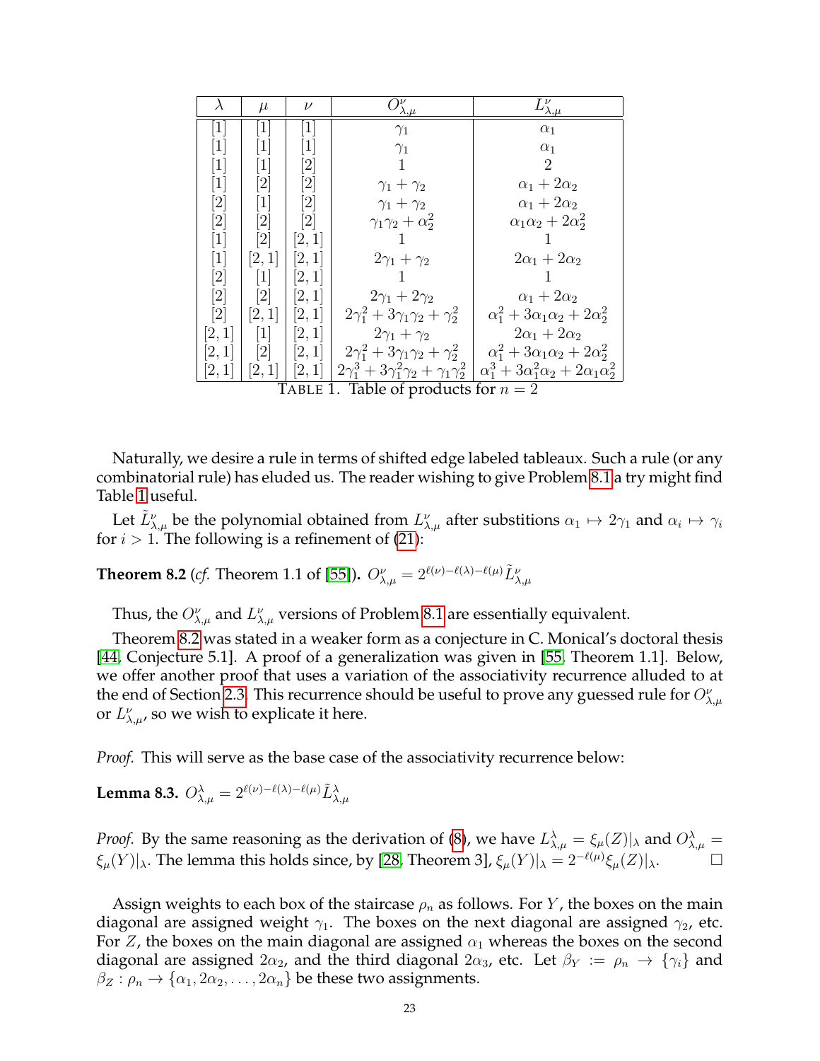| $\lambda$ | $\mu$ | $\nu$ | $O^{\nu}_{\lambda,\mu}$ | $L^{\nu}_{\lambda,\mu}$ |
|---|---|---|---|---|
| [1] | [1] | [1] | $\gamma_1$ | $\alpha_1$ |
| [1] | [1] | [1] | $\gamma_1$ | $\alpha_1$ |
| [1] | [1] | [2] | 1 | 2 |
| [1] | [2] | [2] | $\gamma_1 + \gamma_2$ | $\alpha_1 + 2\alpha_2$ |
| [2] | [1] | [2] | $\gamma_1 + \gamma_2$ | $\alpha_1 + 2\alpha_2$ |
| [2] | [2] | [2] | $\gamma_1\gamma_2 + \alpha_2^2$ | $\alpha_1\alpha_2 + 2\alpha_2^2$ |
| [1] | [2] | [2, 1] | 1 | 1 |
| [1] | [2, 1] | [2, 1] | $2\gamma_1 + \gamma_2$ | $2\alpha_1 + 2\alpha_2$ |
| [2] | [1] | [2, 1] | 1 | 1 |
| [2] | [2] | [2, 1] | $2\gamma_1 + 2\gamma_2$ | $\alpha_1 + 2\alpha_2$ |
| [2] | [2, 1] | [2, 1] | $2\gamma_1^2 + 3\gamma_1\gamma_2 + \gamma_2^2$ | $\alpha_1^2 + 3\alpha_1\alpha_2 + 2\alpha_2^2$ |
| [2, 1] | [1] | [2, 1] | $2\gamma_1 + \gamma_2$ | $2\alpha_1 + 2\alpha_2$ |
| [2, 1] | [2] | [2, 1] | $2\gamma_1^2 + 3\gamma_1\gamma_2 + \gamma_2^2$ | $\alpha_1^2 + 3\alpha_1\alpha_2 + 2\alpha_2^2$ |
| [2, 1] | [2, 1] | [2, 1] | $2\gamma_1^3 + 3\gamma_1^2\gamma_2 + \gamma_1\gamma_2^2$ | $\alpha_1^3 + 3\alpha_1^2\alpha_2 + 2\alpha_1\alpha_2^2$ |

TABLE 1. Table of products for $n = 2$

Naturally, we desire a rule in terms of shifted edge labeled tableaux. Such a rule (or any combinatorial rule) has eluded us. The reader wishing to give Problem 8.1 a try might find Table 1 useful.

Let $\tilde{L}^{\nu}_{\lambda,\mu}$ be the polynomial obtained from $L^{\nu}_{\lambda,\mu}$ after substitions $\alpha_1 \mapsto 2\gamma_1$ and $\alpha_i \mapsto \gamma_i$ for $i > 1$. The following is a refinement of (21):

**Theorem 8.2** (*cf.* Theorem 1.1 of [55]). $O^{\nu}_{\lambda,\mu} = 2^{\ell(\nu)-\ell(\lambda)-\ell(\mu)}\tilde{L}^{\nu}_{\lambda,\mu}$

Thus, the $O^{\nu}_{\lambda,\mu}$ and $L^{\nu}_{\lambda,\mu}$ versions of Problem 8.1 are essentially equivalent.

Theorem 8.2 was stated in a weaker form as a conjecture in C. Monical's doctoral thesis [44, Conjecture 5.1]. A proof of a generalization was given in [55, Theorem 1.1]. Below, we offer another proof that uses a variation of the associativity recurrence alluded to at the end of Section 2.3. This recurrence should be useful to prove any guessed rule for $O^{\nu}_{\lambda,\mu}$ or $L^{\nu}_{\lambda,\mu}$, so we wish to explicate it here.

*Proof.* This will serve as the base case of the associativity recurrence below:

**Lemma 8.3.** $O^{\lambda}_{\lambda,\mu} = 2^{\ell(\nu)-\ell(\lambda)-\ell(\mu)}\tilde{L}^{\lambda}_{\lambda,\mu}$

*Proof.* By the same reasoning as the derivation of (8), we have $L^{\lambda}_{\lambda,\mu} = \xi_\mu(Z)|_\lambda$ and $O^{\lambda}_{\lambda,\mu} = \xi_\mu(Y)|_\lambda$. The lemma this holds since, by [28, Theorem 3], $\xi_\mu(Y)|_\lambda = 2^{-\ell(\mu)}\xi_\mu(Z)|_\lambda$. $\square$

Assign weights to each box of the staircase $\rho_n$ as follows. For $Y$, the boxes on the main diagonal are assigned weight $\gamma_1$. The boxes on the next diagonal are assigned $\gamma_2$, etc. For $Z$, the boxes on the main diagonal are assigned $\alpha_1$ whereas the boxes on the second diagonal are assigned $2\alpha_2$, and the third diagonal $2\alpha_3$, etc. Let $\beta_Y := \rho_n \to \{\gamma_i\}$ and $\beta_Z : \rho_n \to \{\alpha_1, 2\alpha_2, \ldots, 2\alpha_n\}$ be these two assignments.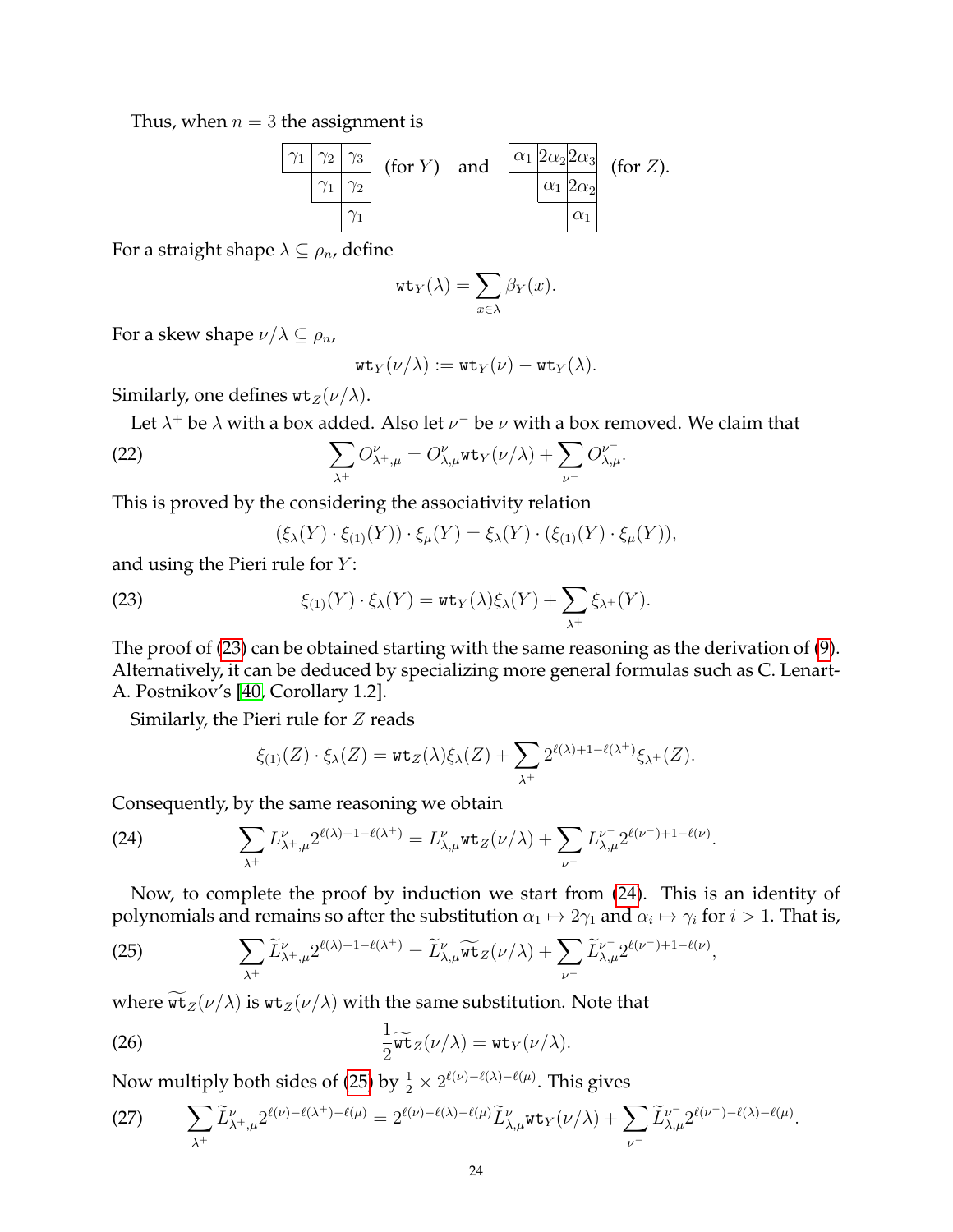Thus, when $n = 3$ the assignment is

$$
\begin{array}{|c|c|c|}
\hline
\gamma_1 & \gamma_2 & \gamma_3 \\
\hline
\multicolumn{1}{c|}{} & \gamma_1 & \gamma_2 \\
\cline{2-3}
\multicolumn{1}{c}{} & \multicolumn{1}{c|}{} & \gamma_1 \\
\cline{3-3}
\end{array}
\quad \text{(for } Y\text{)} \quad \text{and} \quad
\begin{array}{|c|c|c|}
\hline
\alpha_1 & 2\alpha_2 & 2\alpha_3 \\
\hline
\multicolumn{1}{c|}{} & \alpha_1 & 2\alpha_2 \\
\cline{2-3}
\multicolumn{1}{c}{} & \multicolumn{1}{c|}{} & \alpha_1 \\
\cline{3-3}
\end{array}
\quad \text{(for } Z\text{)}.
$$

For a straight shape $\lambda \subseteq \rho_n$, define

$$\mathtt{wt}_Y(\lambda) = \sum_{x \in \lambda} \beta_Y(x).$$

For a skew shape $\nu/\lambda \subseteq \rho_n$,

$$\mathtt{wt}_Y(\nu/\lambda) := \mathtt{wt}_Y(\nu) - \mathtt{wt}_Y(\lambda).$$

Similarly, one defines $\mathtt{wt}_Z(\nu/\lambda)$.

Let $\lambda^+$ be $\lambda$ with a box added. Also let $\nu^-$ be $\nu$ with a box removed. We claim that

$$\sum_{\lambda^+} O^{\nu}_{\lambda^+,\mu} = O^{\nu}_{\lambda,\mu}\mathtt{wt}_Y(\nu/\lambda) + \sum_{\nu^-} O^{\nu^-}_{\lambda,\mu}. \tag{22}$$

This is proved by the considering the associativity relation

$$(\xi_\lambda(Y) \cdot \xi_{(1)}(Y)) \cdot \xi_\mu(Y) = \xi_\lambda(Y) \cdot (\xi_{(1)}(Y) \cdot \xi_\mu(Y)),$$

and using the Pieri rule for $Y$:

$$\xi_{(1)}(Y) \cdot \xi_\lambda(Y) = \mathtt{wt}_Y(\lambda)\xi_\lambda(Y) + \sum_{\lambda^+} \xi_{\lambda^+}(Y). \tag{23}$$

The proof of (23) can be obtained starting with the same reasoning as the derivation of (9). Alternatively, it can be deduced by specializing more general formulas such as C. Lenart-A. Postnikov's [40, Corollary 1.2].

Similarly, the Pieri rule for $Z$ reads

$$\xi_{(1)}(Z) \cdot \xi_\lambda(Z) = \mathtt{wt}_Z(\lambda)\xi_\lambda(Z) + \sum_{\lambda^+} 2^{\ell(\lambda)+1-\ell(\lambda^+)}\xi_{\lambda^+}(Z).$$

Consequently, by the same reasoning we obtain

$$\sum_{\lambda^+} L^{\nu}_{\lambda^+,\mu} 2^{\ell(\lambda)+1-\ell(\lambda^+)} = L^{\nu}_{\lambda,\mu}\mathtt{wt}_Z(\nu/\lambda) + \sum_{\nu^-} L^{\nu^-}_{\lambda,\mu} 2^{\ell(\nu^-)+1-\ell(\nu)}. \tag{24}$$

Now, to complete the proof by induction we start from (24). This is an identity of polynomials and remains so after the substitution $\alpha_1 \mapsto 2\gamma_1$ and $\alpha_i \mapsto \gamma_i$ for $i > 1$. That is,

$$\sum_{\lambda^+} \widetilde{L}^{\nu}_{\lambda^+,\mu} 2^{\ell(\lambda)+1-\ell(\lambda^+)} = \widetilde{L}^{\nu}_{\lambda,\mu}\widetilde{\mathtt{wt}}_Z(\nu/\lambda) + \sum_{\nu^-} \widetilde{L}^{\nu^-}_{\lambda,\mu} 2^{\ell(\nu^-)+1-\ell(\nu)}, \tag{25}$$

where $\widetilde{\mathtt{wt}}_Z(\nu/\lambda)$ is $\mathtt{wt}_Z(\nu/\lambda)$ with the same substitution. Note that

$$\frac{1}{2}\widetilde{\mathtt{wt}}_Z(\nu/\lambda) = \mathtt{wt}_Y(\nu/\lambda). \tag{26}$$

Now multiply both sides of (25) by $\frac{1}{2} \times 2^{\ell(\nu)-\ell(\lambda)-\ell(\mu)}$. This gives

$$\sum_{\lambda^+} \widetilde{L}^{\nu}_{\lambda^+,\mu} 2^{\ell(\nu)-\ell(\lambda^+)-\ell(\mu)} = 2^{\ell(\nu)-\ell(\lambda)-\ell(\mu)}\widetilde{L}^{\nu}_{\lambda,\mu}\mathtt{wt}_Y(\nu/\lambda) + \sum_{\nu^-} \widetilde{L}^{\nu^-}_{\lambda,\mu} 2^{\ell(\nu^-)-\ell(\lambda)-\ell(\mu)}. \tag{27}$$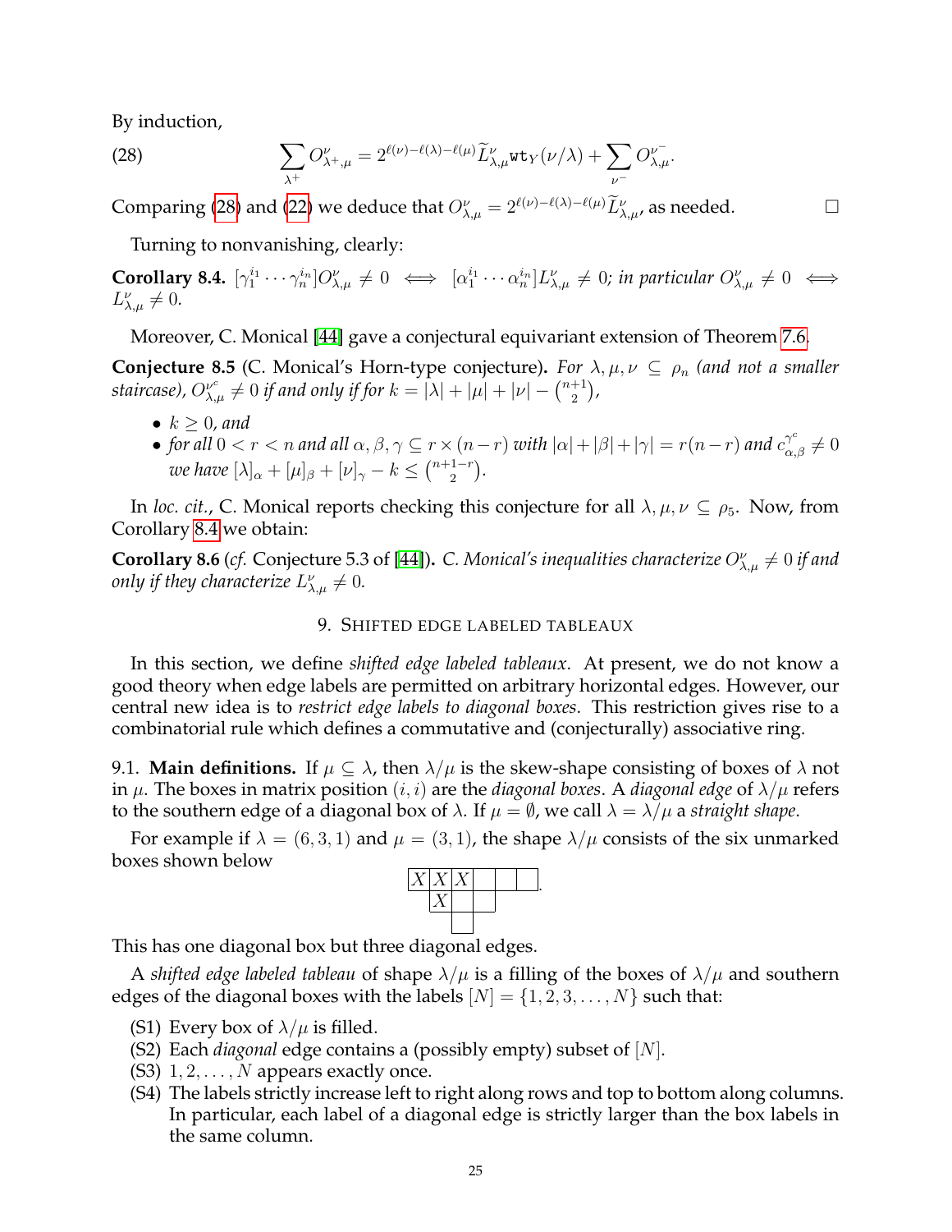By induction,

$$\sum_{\lambda^+} O^{\nu}_{\lambda^+,\mu} = 2^{\ell(\nu)-\ell(\lambda)-\ell(\mu)} \widetilde{L}^{\nu}_{\lambda,\mu} \mathtt{wt}_Y(\nu/\lambda) + \sum_{\nu^-} O^{\nu^-}_{\lambda,\mu}. \tag{28}$$

Comparing (28) and (22) we deduce that $O^{\nu}_{\lambda,\mu} = 2^{\ell(\nu)-\ell(\lambda)-\ell(\mu)} \widetilde{L}^{\nu}_{\lambda,\mu}$, as needed. □

Turning to nonvanishing, clearly:

**Corollary 8.4.** *$[\gamma_1^{i_1} \cdots \gamma_n^{i_n}] O^{\nu}_{\lambda,\mu} \neq 0 \iff [\alpha_1^{i_1} \cdots \alpha_n^{i_n}] L^{\nu}_{\lambda,\mu} \neq 0$; in particular $O^{\nu}_{\lambda,\mu} \neq 0 \iff L^{\nu}_{\lambda,\mu} \neq 0$.*

Moreover, C. Monical [44] gave a conjectural equivariant extension of Theorem 7.6.

**Conjecture 8.5** (C. Monical's Horn-type conjecture)**.** *For $\lambda, \mu, \nu \subseteq \rho_n$ (and not a smaller staircase), $O^{\nu^c}_{\lambda,\mu} \neq 0$ if and only if for $k = |\lambda| + |\mu| + |\nu| - \binom{n+1}{2}$,*

- *$k \geq 0$, and*
- *for all $0 < r < n$ and all $\alpha, \beta, \gamma \subseteq r \times (n-r)$ with $|\alpha| + |\beta| + |\gamma| = r(n-r)$ and $c^{\gamma^c}_{\alpha,\beta} \neq 0$ we have $[\lambda]_\alpha + [\mu]_\beta + [\nu]_\gamma - k \leq \binom{n+1-r}{2}$.*

In *loc. cit.*, C. Monical reports checking this conjecture for all $\lambda, \mu, \nu \subseteq \rho_5$. Now, from Corollary 8.4 we obtain:

**Corollary 8.6** (*cf.* Conjecture 5.3 of [44])**.** *C. Monical's inequalities characterize $O^{\nu}_{\lambda,\mu} \neq 0$ if and only if they characterize $L^{\nu}_{\lambda,\mu} \neq 0$.*

## 9. Shifted edge labeled tableaux

In this section, we define *shifted edge labeled tableaux*. At present, we do not know a good theory when edge labels are permitted on arbitrary horizontal edges. However, our central new idea is to *restrict edge labels to diagonal boxes*. This restriction gives rise to a combinatorial rule which defines a commutative and (conjecturally) associative ring.

### 9.1. Main definitions.

If $\mu \subseteq \lambda$, then $\lambda/\mu$ is the skew-shape consisting of boxes of $\lambda$ not in $\mu$. The boxes in matrix position $(i, i)$ are the *diagonal boxes*. A *diagonal edge* of $\lambda/\mu$ refers to the southern edge of a diagonal box of $\lambda$. If $\mu = \emptyset$, we call $\lambda = \lambda/\mu$ a *straight shape*.

For example if $\lambda = (6, 3, 1)$ and $\mu = (3, 1)$, the shape $\lambda/\mu$ consists of the six unmarked boxes shown below

| $X$ | $X$ | $X$ | | | |
|---|---|---|---|---|---|
| | $X$ | | | | |
| | | | | | |

.

This has one diagonal box but three diagonal edges.

A *shifted edge labeled tableau* of shape $\lambda/\mu$ is a filling of the boxes of $\lambda/\mu$ and southern edges of the diagonal boxes with the labels $[N] = \{1, 2, 3, \ldots, N\}$ such that:

- (S1) Every box of $\lambda/\mu$ is filled.
- (S2) Each *diagonal* edge contains a (possibly empty) subset of $[N]$.
- (S3) $1, 2, \ldots, N$ appears exactly once.
- (S4) The labels strictly increase left to right along rows and top to bottom along columns. In particular, each label of a diagonal edge is strictly larger than the box labels in the same column.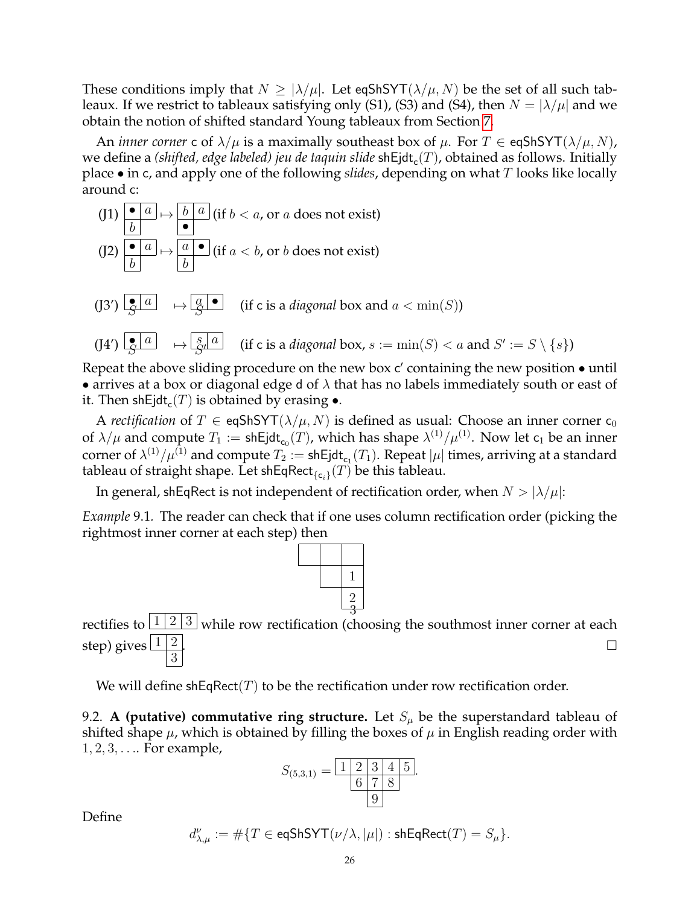These conditions imply that $N \geq |\lambda/\mu|$. Let $\mathsf{eqShSYT}(\lambda/\mu, N)$ be the set of all such tableaux. If we restrict to tableaux satisfying only (S1), (S3) and (S4), then $N = |\lambda/\mu|$ and we obtain the notion of shifted standard Young tableaux from Section 7.

An *inner corner* $\mathsf{c}$ of $\lambda/\mu$ is a maximally southeast box of $\mu$. For $T \in \mathsf{eqShSYT}(\lambda/\mu, N)$, we define a *(shifted, edge labeled) jeu de taquin slide* $\mathsf{shEjdt}_{\mathsf{c}}(T)$, obtained as follows. Initially place $\bullet$ in $\mathsf{c}$, and apply one of the following *slides*, depending on what $T$ looks like locally around $\mathsf{c}$:

(J1) $\begin{array}{|c|c|}\hline \bullet & a \\ \hline b & \\ \cline{1-1}\end{array} \mapsto \begin{array}{|c|c|}\hline b & a \\ \hline \bullet & \\ \cline{1-1}\end{array}$ (if $b < a$, or $a$ does not exist)

(J2) $\begin{array}{|c|c|}\hline \bullet & a \\ \hline b & \\ \cline{1-1}\end{array} \mapsto \begin{array}{|c|c|}\hline a & \bullet \\ \hline b & \\ \cline{1-1}\end{array}$ (if $a < b$, or $b$ does not exist)

(J3′) $\begin{array}{|c|c|}\hline \underset{S}{\bullet} & a \\ \hline\end{array} \mapsto \begin{array}{|c|c|}\hline \underset{S}{a} & \bullet \\ \hline\end{array}$ (if $\mathsf{c}$ is a *diagonal* box and $a < \min(S)$)

(J4′) $\begin{array}{|c|c|}\hline \underset{S}{\bullet} & a \\ \hline\end{array} \mapsto \begin{array}{|c|c|}\hline \underset{S'}{s} & a \\ \hline\end{array}$ (if $\mathsf{c}$ is a *diagonal* box, $s := \min(S) < a$ and $S' := S \setminus \{s\}$)

Repeat the above sliding procedure on the new box $\mathsf{c}'$ containing the new position $\bullet$ until $\bullet$ arrives at a box or diagonal edge $\mathsf{d}$ of $\lambda$ that has no labels immediately south or east of it. Then $\mathsf{shEjdt}_{\mathsf{c}}(T)$ is obtained by erasing $\bullet$.

A *rectification* of $T \in \mathsf{eqShSYT}(\lambda/\mu, N)$ is defined as usual: Choose an inner corner $\mathsf{c}_0$ of $\lambda/\mu$ and compute $T_1 := \mathsf{shEjdt}_{\mathsf{c}_0}(T)$, which has shape $\lambda^{(1)}/\mu^{(1)}$. Now let $\mathsf{c}_1$ be an inner corner of $\lambda^{(1)}/\mu^{(1)}$ and compute $T_2 := \mathsf{shEjdt}_{\mathsf{c}_1}(T_1)$. Repeat $|\mu|$ times, arriving at a standard tableau of straight shape. Let $\mathsf{shEqRect}_{\{\mathsf{c}_i\}}(T)$ be this tableau.

In general, $\mathsf{shEqRect}$ is not independent of rectification order, when $N > |\lambda/\mu|$:

*Example* 9.1. The reader can check that if one uses column rectification order (picking the rightmost inner corner at each step) then

$$\begin{array}{|c|c|c|}\hline \phantom{1} & \phantom{1} & \phantom{1} \\ \hline \multicolumn{1}{c|}{} & \phantom{1} & 1 \\ \cline{2-3} \multicolumn{1}{c}{} & \multicolumn{1}{c|}{} & \underset{3}{2} \\ \cline{3-3}\end{array}$$

rectifies to $\begin{array}{|c|c|c|}\hline 1 & 2 & 3 \\ \hline\end{array}$ while row rectification (choosing the southmost inner corner at each step) gives $\begin{array}{|c|c|}\hline 1 & 2 \\ \hline \multicolumn{1}{c|}{} & 3 \\ \cline{2-2}\end{array}$. □

We will define $\mathsf{shEqRect}(T)$ to be the rectification under row rectification order.

9.2. **A (putative) commutative ring structure.** Let $S_\mu$ be the superstandard tableau of shifted shape $\mu$, which is obtained by filling the boxes of $\mu$ in English reading order with $1, 2, 3, \ldots$. For example,

$$S_{(5,3,1)} = \begin{array}{|c|c|c|c|c|}\hline 1 & 2 & 3 & 4 & 5 \\ \hline \multicolumn{1}{c|}{} & 6 & 7 & 8 & \multicolumn{1}{c}{} \\ \cline{2-4} \multicolumn{1}{c}{} & \multicolumn{1}{c|}{} & 9 & \multicolumn{1}{|c}{} & \multicolumn{1}{c}{} \\ \cline{3-3}\end{array}.$$

Define

$$d_{\lambda,\mu}^{\nu} := \#\{T \in \mathsf{eqShSYT}(\nu/\lambda, |\mu|) : \mathsf{shEqRect}(T) = S_\mu\}.$$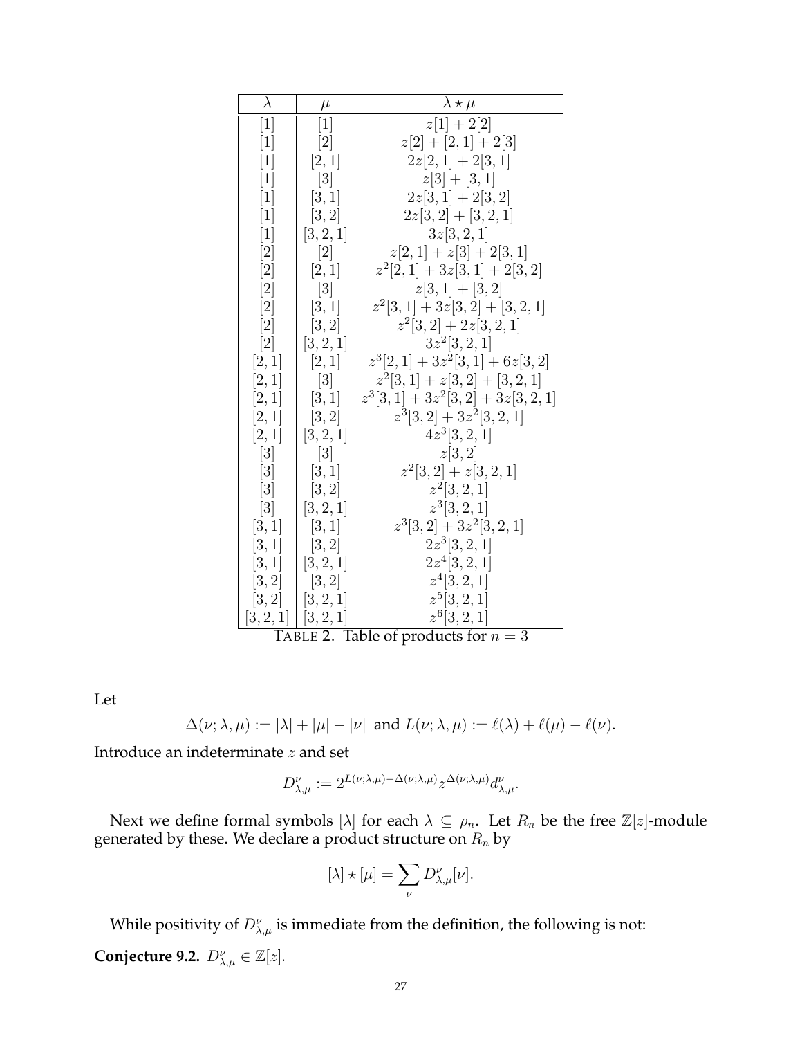| $\lambda$ | $\mu$ | $\lambda \star \mu$ |
|---|---|---|
| $[1]$ | $[1]$ | $z[1] + 2[2]$ |
| $[1]$ | $[2]$ | $z[2] + [2,1] + 2[3]$ |
| $[1]$ | $[2,1]$ | $2z[2,1] + 2[3,1]$ |
| $[1]$ | $[3]$ | $z[3] + [3,1]$ |
| $[1]$ | $[3,1]$ | $2z[3,1] + 2[3,2]$ |
| $[1]$ | $[3,2]$ | $2z[3,2] + [3,2,1]$ |
| $[1]$ | $[3,2,1]$ | $3z[3,2,1]$ |
| $[2]$ | $[2]$ | $z[2,1] + z[3] + 2[3,1]$ |
| $[2]$ | $[2,1]$ | $z^2[2,1] + 3z[3,1] + 2[3,2]$ |
| $[2]$ | $[3]$ | $z[3,1] + [3,2]$ |
| $[2]$ | $[3,1]$ | $z^2[3,1] + 3z[3,2] + [3,2,1]$ |
| $[2]$ | $[3,2]$ | $z^2[3,2] + 2z[3,2,1]$ |
| $[2]$ | $[3,2,1]$ | $3z^2[3,2,1]$ |
| $[2,1]$ | $[2,1]$ | $z^3[2,1] + 3z^2[3,1] + 6z[3,2]$ |
| $[2,1]$ | $[3]$ | $z^2[3,1] + z[3,2] + [3,2,1]$ |
| $[2,1]$ | $[3,1]$ | $z^3[3,1] + 3z^2[3,2] + 3z[3,2,1]$ |
| $[2,1]$ | $[3,2]$ | $z^3[3,2] + 3z^2[3,2,1]$ |
| $[2,1]$ | $[3,2,1]$ | $4z^3[3,2,1]$ |
| $[3]$ | $[3]$ | $z[3,2]$ |
| $[3]$ | $[3,1]$ | $z^2[3,2] + z[3,2,1]$ |
| $[3]$ | $[3,2]$ | $z^2[3,2,1]$ |
| $[3]$ | $[3,2,1]$ | $z^3[3,2,1]$ |
| $[3,1]$ | $[3,1]$ | $z^3[3,2] + 3z^2[3,2,1]$ |
| $[3,1]$ | $[3,2]$ | $2z^3[3,2,1]$ |
| $[3,1]$ | $[3,2,1]$ | $2z^4[3,2,1]$ |
| $[3,2]$ | $[3,2]$ | $z^4[3,2,1]$ |
| $[3,2]$ | $[3,2,1]$ | $z^5[3,2,1]$ |
| $[3,2,1]$ | $[3,2,1]$ | $z^6[3,2,1]$ |

TABLE 2. Table of products for $n = 3$

Let

$$\Delta(\nu; \lambda, \mu) := |\lambda| + |\mu| - |\nu| \text{ and } L(\nu; \lambda, \mu) := \ell(\lambda) + \ell(\mu) - \ell(\nu).$$

Introduce an indeterminate $z$ and set

$$D^{\nu}_{\lambda,\mu} := 2^{L(\nu;\lambda,\mu) - \Delta(\nu;\lambda,\mu)} z^{\Delta(\nu;\lambda,\mu)} d^{\nu}_{\lambda,\mu}.$$

Next we define formal symbols $[\lambda]$ for each $\lambda \subseteq \rho_n$. Let $R_n$ be the free $\mathbb{Z}[z]$-module generated by these. We declare a product structure on $R_n$ by

$$[\lambda] \star [\mu] = \sum_{\nu} D^{\nu}_{\lambda,\mu}[\nu].$$

While positivity of $D^{\nu}_{\lambda,\mu}$ is immediate from the definition, the following is not:

**Conjecture 9.2.** $D^{\nu}_{\lambda,\mu} \in \mathbb{Z}[z]$.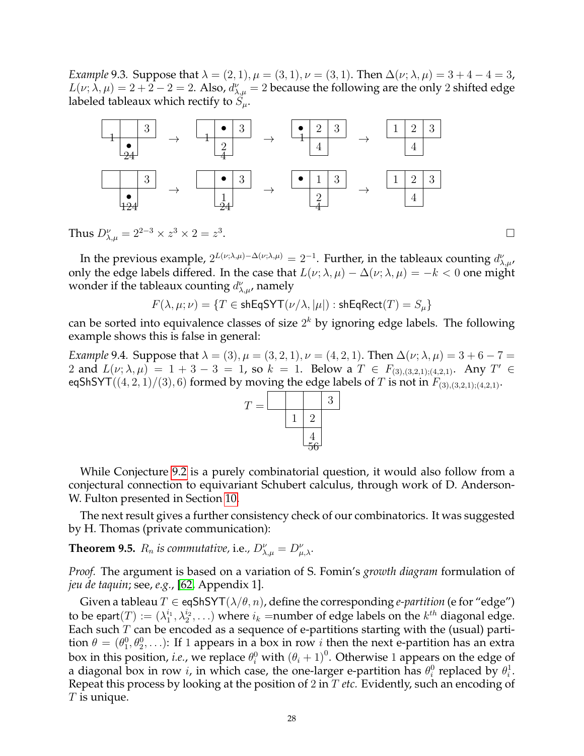*Example* 9.3. Suppose that $\lambda = (2,1), \mu = (3,1), \nu = (3,1)$. Then $\Delta(\nu;\lambda,\mu) = 3+4-4 = 3$, $L(\nu;\lambda,\mu) = 2+2-2 = 2$. Also, $d_{\lambda,\mu}^{\nu} = 2$ because the following are the only 2 shifted edge labeled tableaux which rectify to $S_\mu$.

$$
\begin{array}{|c|c|c|} \hline \ & \ & 3 \\ \hline \end{array} \ldots \to \cdots \to \cdots \to \begin{array}{|c|c|c|} \hline 1 & 2 & 3 \\ \hline \end{array}
$$

(Row 1: tableau with 3 in first row, edge label 1 on first box, $\bullet$ with edge labels 24 in second row $\to$ $\bullet$, 3 in first row with edge 1, 2 with edge 4 below $\to$ $\bullet$ (edge 1), 2, 3 with 4 below $\to$ 1, 2, 3 with 4 below.)

(Row 2: tableau with 3 in first row, $\bullet$ with edge labels 124 in second row $\to$ $\bullet$, 3 in first row, 1 with edge 24 below $\to$ $\bullet$, 1, 3 with 2 (edge 4) below $\to$ 1, 2, 3 with 4 below.)

Thus $D_{\lambda,\mu}^{\nu} = 2^{2-3} \times z^3 \times 2 = z^3$. $\square$

In the previous example, $2^{L(\nu;\lambda,\mu)-\Delta(\nu;\lambda,\mu)} = 2^{-1}$. Further, in the tableaux counting $d_{\lambda,\mu}^{\nu}$, only the edge labels differed. In the case that $L(\nu;\lambda,\mu) - \Delta(\nu;\lambda,\mu) = -k < 0$ one might wonder if the tableaux counting $d_{\lambda,\mu}^{\nu}$, namely

$$F(\lambda,\mu;\nu) = \{T \in \mathsf{shEqSYT}(\nu/\lambda, |\mu|) : \mathsf{shEqRect}(T) = S_\mu\}$$

can be sorted into equivalence classes of size $2^k$ by ignoring edge labels. The following example shows this is false in general:

*Example* 9.4. Suppose that $\lambda = (3), \mu = (3,2,1), \nu = (4,2,1)$. Then $\Delta(\nu;\lambda,\mu) = 3+6-7 = 2$ and $L(\nu;\lambda,\mu) = 1+3-3 = 1$, so $k = 1$. Below a $T \in F_{(3),(3,2,1);(4,2,1)}$. Any $T' \in \mathsf{eqShSYT}((4,2,1)/(3), 6)$ formed by moving the edge labels of $T$ is not in $F_{(3),(3,2,1);(4,2,1)}$.

$$T = \begin{array}{cccc} \square & \square & \square & 3 \\ & 1 & 2 & \\ & & 4_{\,56} & \end{array}$$

While Conjecture 9.2 is a purely combinatorial question, it would also follow from a conjectural connection to equivariant Schubert calculus, through work of D. Anderson-W. Fulton presented in Section 10.

The next result gives a further consistency check of our combinatorics. It was suggested by H. Thomas (private communication):

**Theorem 9.5.** *$R_n$ is commutative,* i.e., $D_{\lambda,\mu}^{\nu} = D_{\mu,\lambda}^{\nu}$.

*Proof.* The argument is based on a variation of S. Fomin's *growth diagram* formulation of *jeu de taquin*; see, *e.g.*, [62, Appendix 1].

Given a tableau $T \in \mathsf{eqShSYT}(\lambda/\theta, n)$, define the corresponding *e-partition* (e for "edge") to be $\mathsf{epart}(T) := (\lambda_1^{i_1}, \lambda_2^{i_2}, \ldots)$ where $i_k$ =number of edge labels on the $k^{th}$ diagonal edge. Each such $T$ can be encoded as a sequence of e-partitions starting with the (usual) partition $\theta = (\theta_1^0, \theta_2^0, \ldots)$: If 1 appears in a box in row $i$ then the next e-partition has an extra box in this position, *i.e.*, we replace $\theta_i^0$ with $(\theta_i + 1)^0$. Otherwise 1 appears on the edge of a diagonal box in row $i$, in which case, the one-larger e-partition has $\theta_i^0$ replaced by $\theta_i^1$. Repeat this process by looking at the position of 2 in $T$ *etc.* Evidently, such an encoding of $T$ is unique.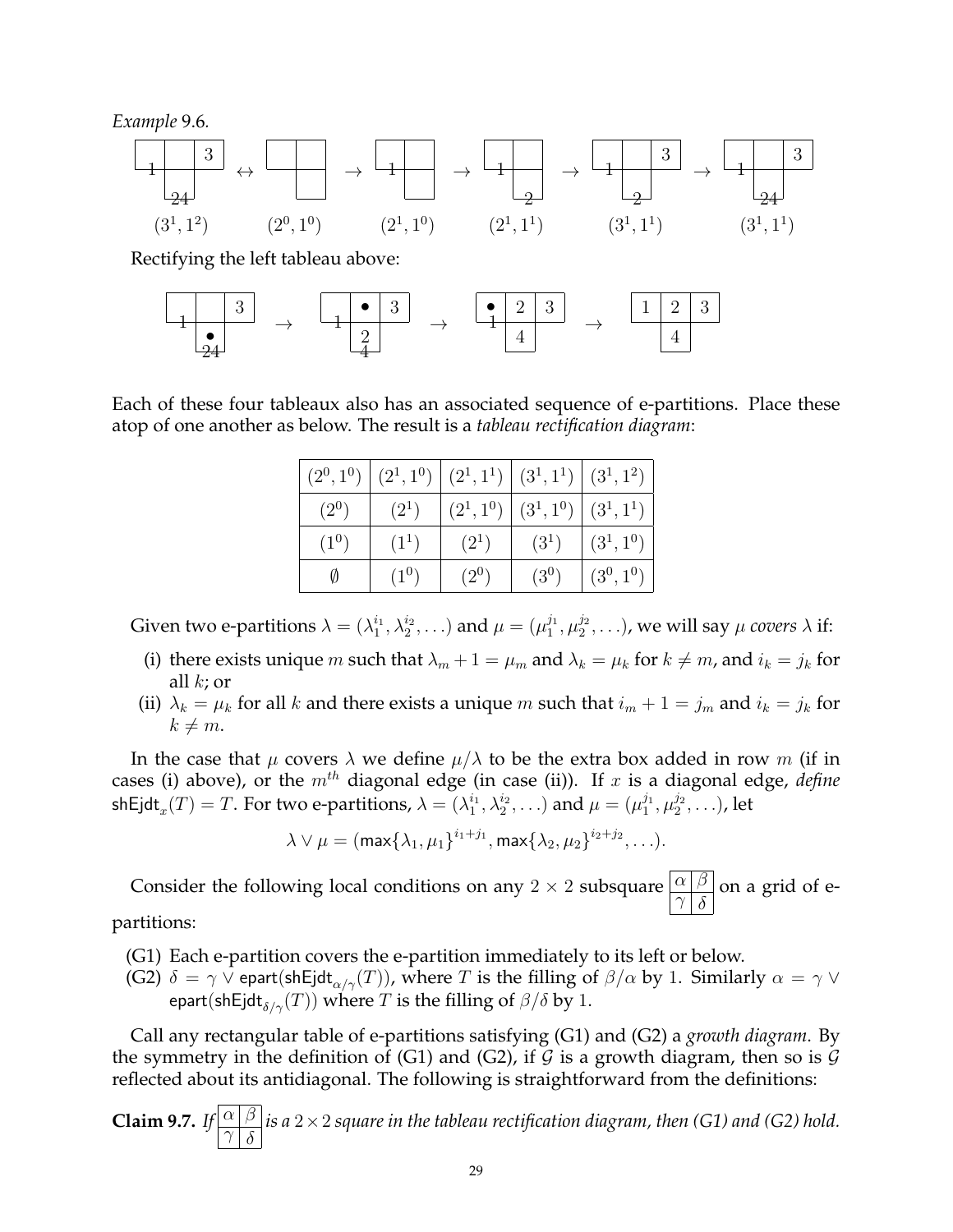*Example* 9.6.

$(3^1, 1^2) \leftrightarrow (2^0, 1^0) \rightarrow (2^1, 1^0) \rightarrow (2^1, 1^1) \rightarrow (3^1, 1^1) \rightarrow (3^1, 1^1)$

Rectifying the left tableau above:

$\rightarrow \rightarrow \rightarrow$

Each of these four tableaux also has an associated sequence of e-partitions. Place these atop of one another as below. The result is a *tableau rectification diagram*:

| $(2^0, 1^0)$ | $(2^1, 1^0)$ | $(2^1, 1^1)$ | $(3^1, 1^1)$ | $(3^1, 1^2)$ |
|---|---|---|---|---|
| $(2^0)$ | $(2^1)$ | $(2^1, 1^0)$ | $(3^1, 1^0)$ | $(3^1, 1^1)$ |
| $(1^0)$ | $(1^1)$ | $(2^1)$ | $(3^1)$ | $(3^1, 1^0)$ |
| $\emptyset$ | $(1^0)$ | $(2^0)$ | $(3^0)$ | $(3^0, 1^0)$ |

Given two e-partitions $\lambda = (\lambda_1^{i_1}, \lambda_2^{i_2}, \ldots)$ and $\mu = (\mu_1^{j_1}, \mu_2^{j_2}, \ldots)$, we will say $\mu$ *covers* $\lambda$ if:

(i) there exists unique $m$ such that $\lambda_m + 1 = \mu_m$ and $\lambda_k = \mu_k$ for $k \neq m$, and $i_k = j_k$ for all $k$; or

(ii) $\lambda_k = \mu_k$ for all $k$ and there exists a unique $m$ such that $i_m + 1 = j_m$ and $i_k = j_k$ for $k \neq m$.

In the case that $\mu$ covers $\lambda$ we define $\mu/\lambda$ to be the extra box added in row $m$ (if in cases (i) above), or the $m^{th}$ diagonal edge (in case (ii)). If $x$ is a diagonal edge, *define* $\mathsf{shEjdt}_x(T) = T$. For two e-partitions, $\lambda = (\lambda_1^{i_1}, \lambda_2^{i_2}, \ldots)$ and $\mu = (\mu_1^{j_1}, \mu_2^{j_2}, \ldots)$, let

$$\lambda \vee \mu = (\max\{\lambda_1, \mu_1\}^{i_1+j_1}, \max\{\lambda_2, \mu_2\}^{i_2+j_2}, \ldots).$$

Consider the following local conditions on any $2 \times 2$ subsquare $\begin{array}{|c|c|}\hline \alpha & \beta \\ \hline \gamma & \delta \\ \hline \end{array}$ on a grid of e-partitions:

(G1) Each e-partition covers the e-partition immediately to its left or below.

(G2) $\delta = \gamma \vee \mathsf{epart}(\mathsf{shEjdt}_{\alpha/\gamma}(T))$, where $T$ is the filling of $\beta/\alpha$ by 1. Similarly $\alpha = \gamma \vee \mathsf{epart}(\mathsf{shEjdt}_{\delta/\gamma}(T))$ where $T$ is the filling of $\beta/\delta$ by 1.

Call any rectangular table of e-partitions satisfying (G1) and (G2) a *growth diagram*. By the symmetry in the definition of (G1) and (G2), if $\mathcal{G}$ is a growth diagram, then so is $\mathcal{G}$ reflected about its antidiagonal. The following is straightforward from the definitions:

**Claim 9.7.** *If* $\begin{array}{|c|c|}\hline \alpha & \beta \\ \hline \gamma & \delta \\ \hline \end{array}$ *is a* $2 \times 2$ *square in the tableau rectification diagram, then (G1) and (G2) hold.*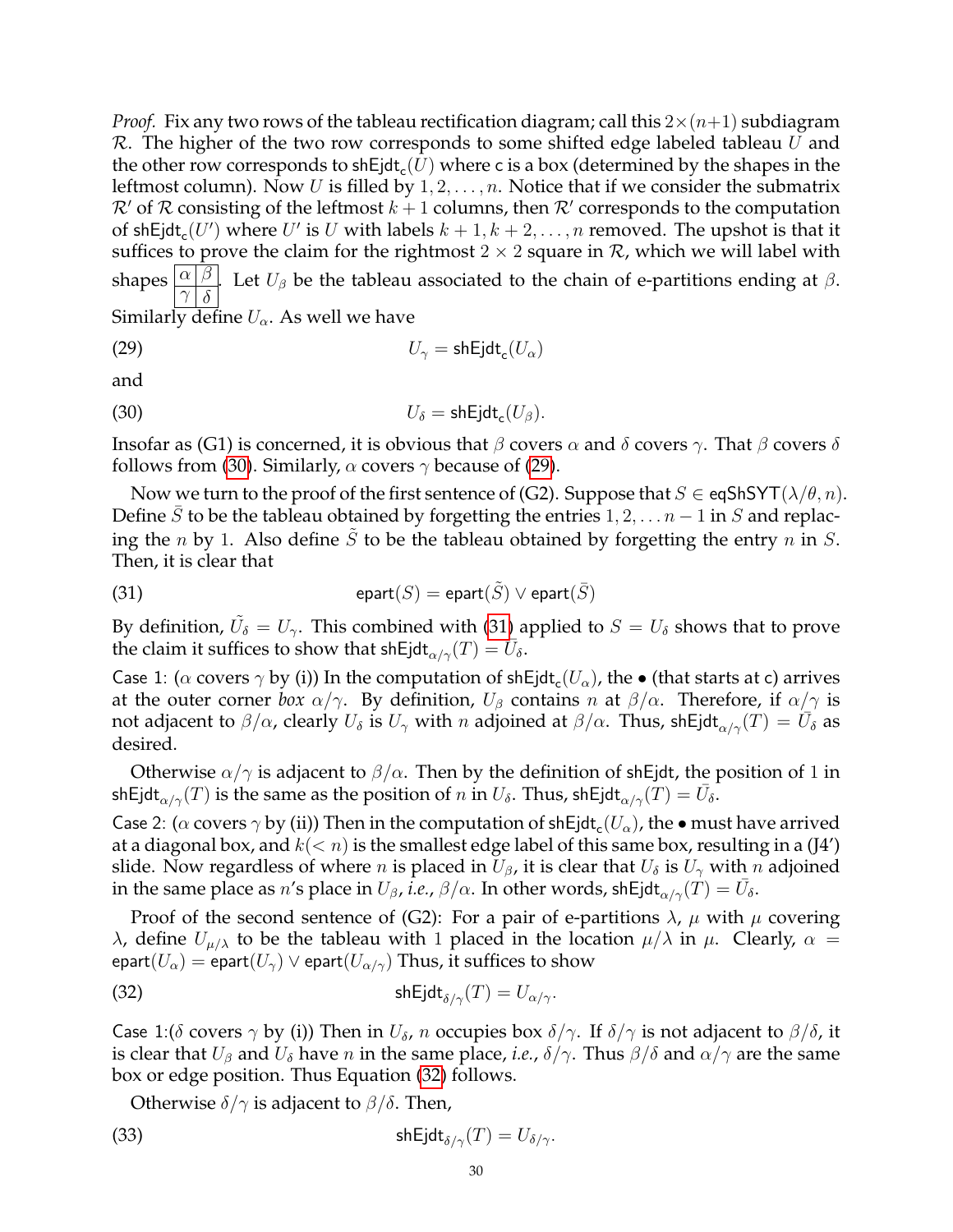*Proof.* Fix any two rows of the tableau rectification diagram; call this $2\times(n+1)$ subdiagram $\mathcal{R}$. The higher of the two row corresponds to some shifted edge labeled tableau $U$ and the other row corresponds to $\mathsf{shEjdt}_{\mathsf{c}}(U)$ where $\mathsf{c}$ is a box (determined by the shapes in the leftmost column). Now $U$ is filled by $1, 2, \ldots, n$. Notice that if we consider the submatrix $\mathcal{R}'$ of $\mathcal{R}$ consisting of the leftmost $k+1$ columns, then $\mathcal{R}'$ corresponds to the computation of $\mathsf{shEjdt}_{\mathsf{c}}(U')$ where $U'$ is $U$ with labels $k+1, k+2, \ldots, n$ removed. The upshot is that it suffices to prove the claim for the rightmost $2\times 2$ square in $\mathcal{R}$, which we will label with shapes $\begin{array}{|c|c|}\hline \alpha & \beta \\ \hline \gamma & \delta \\ \hline \end{array}$. Let $U_\beta$ be the tableau associated to the chain of e-partitions ending at $\beta$. Similarly define $U_\alpha$. As well we have

$$U_\gamma = \mathsf{shEjdt}_{\mathsf{c}}(U_\alpha) \tag{29}$$

and

$$U_\delta = \mathsf{shEjdt}_{\mathsf{c}}(U_\beta). \tag{30}$$

Insofar as (G1) is concerned, it is obvious that $\beta$ covers $\alpha$ and $\delta$ covers $\gamma$. That $\beta$ covers $\delta$ follows from (30). Similarly, $\alpha$ covers $\gamma$ because of (29).

Now we turn to the proof of the first sentence of (G2). Suppose that $S \in \mathsf{eqShSYT}(\lambda/\theta, n)$. Define $\bar{S}$ to be the tableau obtained by forgetting the entries $1, 2, \ldots n-1$ in $S$ and replacing the $n$ by $1$. Also define $\tilde{S}$ to be the tableau obtained by forgetting the entry $n$ in $S$. Then, it is clear that

$$\mathsf{epart}(S) = \mathsf{epart}(\tilde{S}) \vee \mathsf{epart}(\bar{S}) \tag{31}$$

By definition, $\tilde{U_\delta} = U_\gamma$. This combined with (31) applied to $S = U_\delta$ shows that to prove the claim it suffices to show that $\mathsf{shEjdt}_{\alpha/\gamma}(T) = \bar{U}_\delta$.

Case 1: ($\alpha$ covers $\gamma$ by (i)) In the computation of $\mathsf{shEjdt}_{\mathsf{c}}(U_\alpha)$, the $\bullet$ (that starts at $\mathsf{c}$) arrives at the outer corner *box* $\alpha/\gamma$. By definition, $U_\beta$ contains $n$ at $\beta/\alpha$. Therefore, if $\alpha/\gamma$ is not adjacent to $\beta/\alpha$, clearly $U_\delta$ is $U_\gamma$ with $n$ adjoined at $\beta/\alpha$. Thus, $\mathsf{shEjdt}_{\alpha/\gamma}(T) = \bar{U}_\delta$ as desired.

Otherwise $\alpha/\gamma$ is adjacent to $\beta/\alpha$. Then by the definition of $\mathsf{shEjdt}$, the position of $1$ in $\mathsf{shEjdt}_{\alpha/\gamma}(T)$ is the same as the position of $n$ in $U_\delta$. Thus, $\mathsf{shEjdt}_{\alpha/\gamma}(T) = \bar{U}_\delta$.

Case 2: ($\alpha$ covers $\gamma$ by (ii)) Then in the computation of $\mathsf{shEjdt}_{\mathsf{c}}(U_\alpha)$, the $\bullet$ must have arrived at a diagonal box, and $k(<n)$ is the smallest edge label of this same box, resulting in a (J4′) slide. Now regardless of where $n$ is placed in $U_\beta$, it is clear that $U_\delta$ is $U_\gamma$ with $n$ adjoined in the same place as $n$'s place in $U_\beta$, *i.e.*, $\beta/\alpha$. In other words, $\mathsf{shEjdt}_{\alpha/\gamma}(T) = \bar{U}_\delta$.

Proof of the second sentence of (G2): For a pair of e-partitions $\lambda$, $\mu$ with $\mu$ covering $\lambda$, define $U_{\mu/\lambda}$ to be the tableau with $1$ placed in the location $\mu/\lambda$ in $\mu$. Clearly, $\alpha = \mathsf{epart}(U_\alpha) = \mathsf{epart}(U_\gamma) \vee \mathsf{epart}(U_{\alpha/\gamma})$ Thus, it suffices to show

$$\mathsf{shEjdt}_{\delta/\gamma}(T) = U_{\alpha/\gamma}. \tag{32}$$

Case 1:($\delta$ covers $\gamma$ by (i)) Then in $U_\delta$, $n$ occupies box $\delta/\gamma$. If $\delta/\gamma$ is not adjacent to $\beta/\delta$, it is clear that $U_\beta$ and $U_\delta$ have $n$ in the same place, *i.e.*, $\delta/\gamma$. Thus $\beta/\delta$ and $\alpha/\gamma$ are the same box or edge position. Thus Equation (32) follows.

Otherwise $\delta/\gamma$ is adjacent to $\beta/\delta$. Then,

$$\mathsf{shEjdt}_{\delta/\gamma}(T) = U_{\delta/\gamma}. \tag{33}$$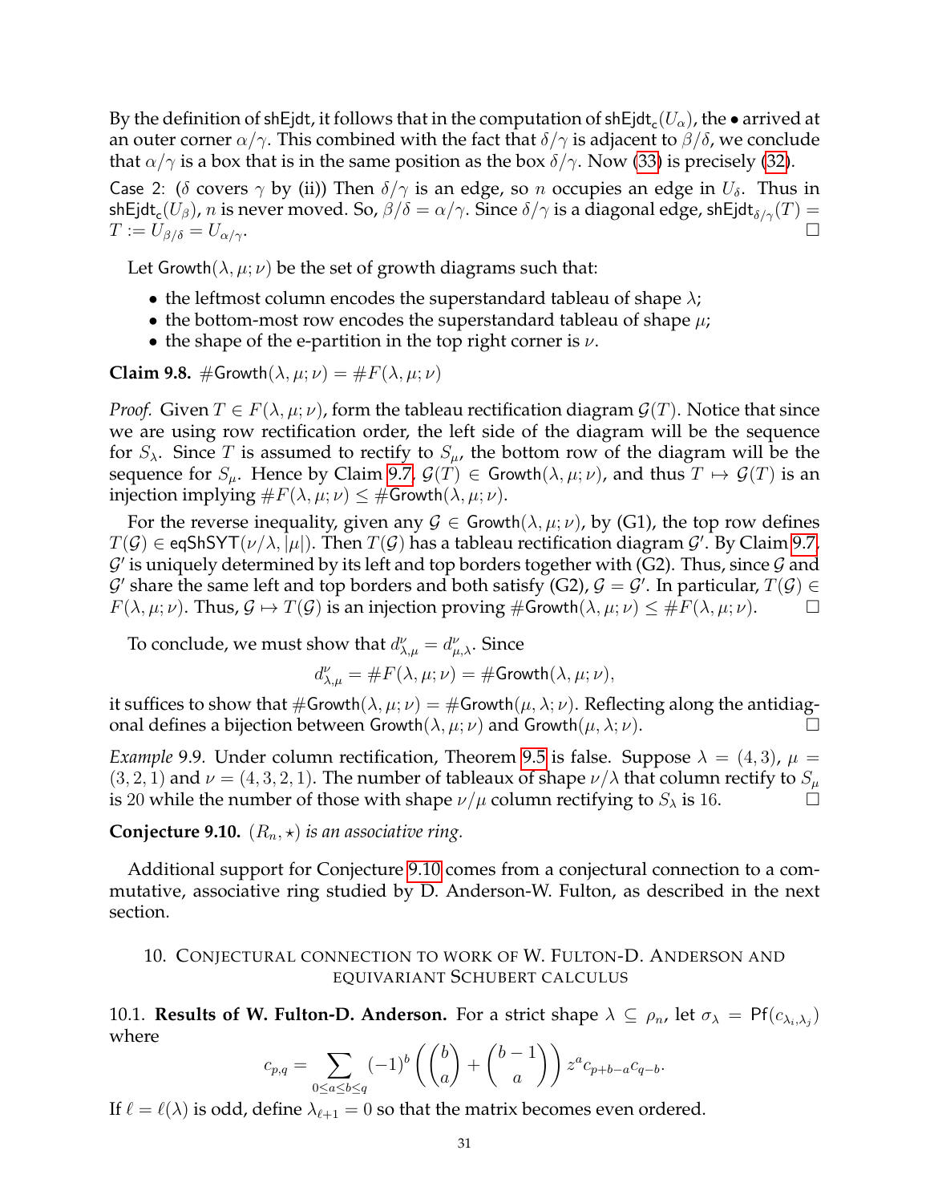By the definition of $\mathsf{shEjdt}$, it follows that in the computation of $\mathsf{shEjdt}_{\mathsf{c}}(U_\alpha)$, the $\bullet$ arrived at an outer corner $\alpha/\gamma$. This combined with the fact that $\delta/\gamma$ is adjacent to $\beta/\delta$, we conclude that $\alpha/\gamma$ is a box that is in the same position as the box $\delta/\gamma$. Now (33) is precisely (32).

Case 2: ($\delta$ covers $\gamma$ by (ii)) Then $\delta/\gamma$ is an edge, so $n$ occupies an edge in $U_\delta$. Thus in $\mathsf{shEjdt}_{\mathsf{c}}(U_\beta)$, $n$ is never moved. So, $\beta/\delta = \alpha/\gamma$. Since $\delta/\gamma$ is a diagonal edge, $\mathsf{shEjdt}_{\delta/\gamma}(T) = T := U_{\beta/\delta} = U_{\alpha/\gamma}$. □

Let $\mathsf{Growth}(\lambda,\mu;\nu)$ be the set of growth diagrams such that:

- the leftmost column encodes the superstandard tableau of shape $\lambda$;
- the bottom-most row encodes the superstandard tableau of shape $\mu$;
- the shape of the e-partition in the top right corner is $\nu$.

**Claim 9.8.** $\#\mathsf{Growth}(\lambda,\mu;\nu) = \#F(\lambda,\mu;\nu)$

*Proof.* Given $T \in F(\lambda,\mu;\nu)$, form the tableau rectification diagram $\mathcal{G}(T)$. Notice that since we are using row rectification order, the left side of the diagram will be the sequence for $S_\lambda$. Since $T$ is assumed to rectify to $S_\mu$, the bottom row of the diagram will be the sequence for $S_\mu$. Hence by Claim 9.7, $\mathcal{G}(T) \in \mathsf{Growth}(\lambda,\mu;\nu)$, and thus $T \mapsto \mathcal{G}(T)$ is an injection implying $\#F(\lambda,\mu;\nu) \leq \#\mathsf{Growth}(\lambda,\mu;\nu)$.

For the reverse inequality, given any $\mathcal{G} \in \mathsf{Growth}(\lambda,\mu;\nu)$, by (G1), the top row defines $T(\mathcal{G}) \in \mathsf{eqShSYT}(\nu/\lambda, |\mu|)$. Then $T(\mathcal{G})$ has a tableau rectification diagram $\mathcal{G}'$. By Claim 9.7, $\mathcal{G}'$ is uniquely determined by its left and top borders together with (G2). Thus, since $\mathcal{G}$ and $\mathcal{G}'$ share the same left and top borders and both satisfy (G2), $\mathcal{G} = \mathcal{G}'$. In particular, $T(\mathcal{G}) \in F(\lambda,\mu;\nu)$. Thus, $\mathcal{G} \mapsto T(\mathcal{G})$ is an injection proving $\#\mathsf{Growth}(\lambda,\mu;\nu) \leq \#F(\lambda,\mu;\nu)$. □

To conclude, we must show that $d^{\nu}_{\lambda,\mu} = d^{\nu}_{\mu,\lambda}$. Since

$$d^{\nu}_{\lambda,\mu} = \#F(\lambda,\mu;\nu) = \#\mathsf{Growth}(\lambda,\mu;\nu),$$

it suffices to show that $\#\mathsf{Growth}(\lambda,\mu;\nu) = \#\mathsf{Growth}(\mu,\lambda;\nu)$. Reflecting along the antidiagonal defines a bijection between $\mathsf{Growth}(\lambda,\mu;\nu)$ and $\mathsf{Growth}(\mu,\lambda;\nu)$. □

*Example* 9.9. Under column rectification, Theorem 9.5 is false. Suppose $\lambda = (4,3)$, $\mu = (3,2,1)$ and $\nu = (4,3,2,1)$. The number of tableaux of shape $\nu/\lambda$ that column rectify to $S_\mu$ is 20 while the number of those with shape $\nu/\mu$ column rectifying to $S_\lambda$ is 16. □

**Conjecture 9.10.** *$(R_n, \star)$ is an associative ring.*

Additional support for Conjecture 9.10 comes from a conjectural connection to a commutative, associative ring studied by D. Anderson-W. Fulton, as described in the next section.

## 10. Conjectural connection to work of W. Fulton-D. Anderson and equivariant Schubert calculus

10.1. **Results of W. Fulton-D. Anderson.** For a strict shape $\lambda \subseteq \rho_n$, let $\sigma_\lambda = \mathsf{Pf}(c_{\lambda_i,\lambda_j})$ where

$$c_{p,q} = \sum_{0\leq a\leq b\leq q} (-1)^b \left( \binom{b}{a} + \binom{b-1}{a} \right) z^a c_{p+b-a} c_{q-b}.$$

If $\ell = \ell(\lambda)$ is odd, define $\lambda_{\ell+1} = 0$ so that the matrix becomes even ordered.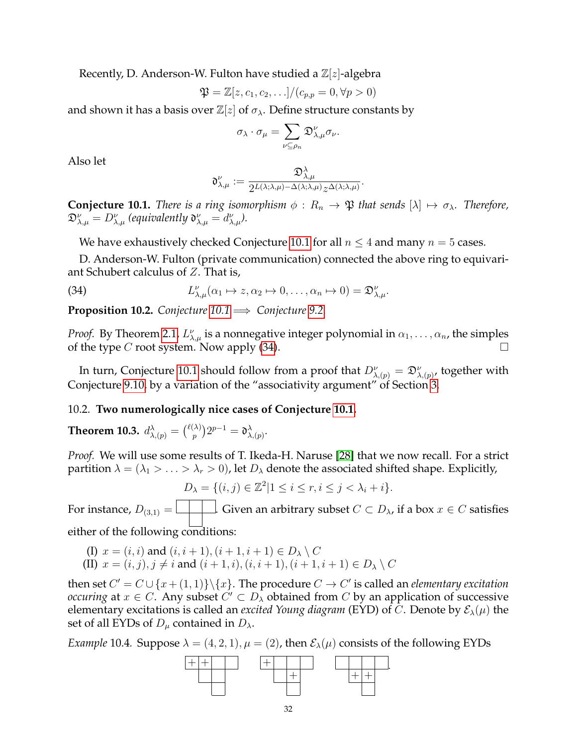Recently, D. Anderson-W. Fulton have studied a $\mathbb{Z}[z]$-algebra

$$\mathfrak{P} = \mathbb{Z}[z, c_1, c_2, \ldots]/(c_{p,p} = 0, \forall p > 0)$$

and shown it has a basis over $\mathbb{Z}[z]$ of $\sigma_\lambda$. Define structure constants by

$$\sigma_\lambda \cdot \sigma_\mu = \sum_{\nu \subseteq \rho_n} \mathfrak{D}^{\nu}_{\lambda,\mu} \sigma_\nu.$$

Also let

$$\mathfrak{d}^{\nu}_{\lambda,\mu} := \frac{\mathfrak{D}^{\lambda}_{\lambda,\mu}}{2^{L(\lambda;\lambda,\mu)-\Delta(\lambda;\lambda,\mu)} z^{\Delta(\lambda;\lambda,\mu)}}.$$

**Conjecture 10.1.** *There is a ring isomorphism $\phi : R_n \to \mathfrak{P}$ that sends $[\lambda] \mapsto \sigma_\lambda$. Therefore, $\mathfrak{D}^{\nu}_{\lambda,\mu} = D^{\nu}_{\lambda,\mu}$ (equivalently $\mathfrak{d}^{\nu}_{\lambda,\mu} = d^{\nu}_{\lambda,\mu}$).*

We have exhaustively checked Conjecture 10.1 for all $n \leq 4$ and many $n = 5$ cases.

D. Anderson-W. Fulton (private communication) connected the above ring to equivariant Schubert calculus of $Z$. That is,

$$L^{\nu}_{\lambda,\mu}(\alpha_1 \mapsto z, \alpha_2 \mapsto 0, \ldots, \alpha_n \mapsto 0) = \mathfrak{D}^{\nu}_{\lambda,\mu}. \tag{34}$$

**Proposition 10.2.** *Conjecture 10.1 $\Longrightarrow$ Conjecture 9.2.*

*Proof.* By Theorem 2.1, $L^{\nu}_{\lambda,\mu}$ is a nonnegative integer polynomial in $\alpha_1, \ldots, \alpha_n$, the simples of the type $C$ root system. Now apply (34). □

In turn, Conjecture 10.1 should follow from a proof that $D^{\nu}_{\lambda,(p)} = \mathfrak{D}^{\nu}_{\lambda,(p)}$, together with Conjecture 9.10, by a variation of the "associativity argument" of Section 3.

## 10.2. Two numerologically nice cases of Conjecture 10.1.

**Theorem 10.3.** $d^{\lambda}_{\lambda,(p)} = \binom{\ell(\lambda)}{p} 2^{p-1} = \mathfrak{d}^{\lambda}_{\lambda,(p)}$.

*Proof.* We will use some results of T. Ikeda-H. Naruse [28] that we now recall. For a strict partition $\lambda = (\lambda_1 > \ldots > \lambda_r > 0)$, let $D_\lambda$ denote the associated shifted shape. Explicitly,

$$D_\lambda = \{(i,j) \in \mathbb{Z}^2 | 1 \leq i \leq r, i \leq j < \lambda_i + i\}.$$

For instance, $D_{(3,1)} =$ [shifted diagram with three boxes in the first row and one box in the second row, under the second box]. Given an arbitrary subset $C \subset D_\lambda$, if a box $x \in C$ satisfies either of the following conditions:

(I) $x = (i,i)$ and $(i,i+1), (i+1,i+1) \in D_\lambda \setminus C$
(II) $x = (i,j), j \neq i$ and $(i+1,i), (i,i+1), (i+1,i+1) \in D_\lambda \setminus C$

then set $C' = C \cup \{x + (1,1)\} \setminus \{x\}$. The procedure $C \to C'$ is called an *elementary excitation occuring* at $x \in C$. Any subset $C' \subset D_\lambda$ obtained from $C$ by an application of successive elementary excitations is called an *excited Young diagram* (EYD) of $C$. Denote by $\mathcal{E}_\lambda(\mu)$ the set of all EYDs of $D_\mu$ contained in $D_\lambda$.

*Example* 10.4. Suppose $\lambda = (4,2,1), \mu = (2)$, then $\mathcal{E}_\lambda(\mu)$ consists of the following EYDs

[Three copies of the shifted diagram $D_{(4,2,1)}$: in the first, the first two boxes of row 1 are marked $+$; in the second, the first box of row 1 and the second box of row 2 are marked $+$; in the third, both boxes of row 2 are marked $+$.]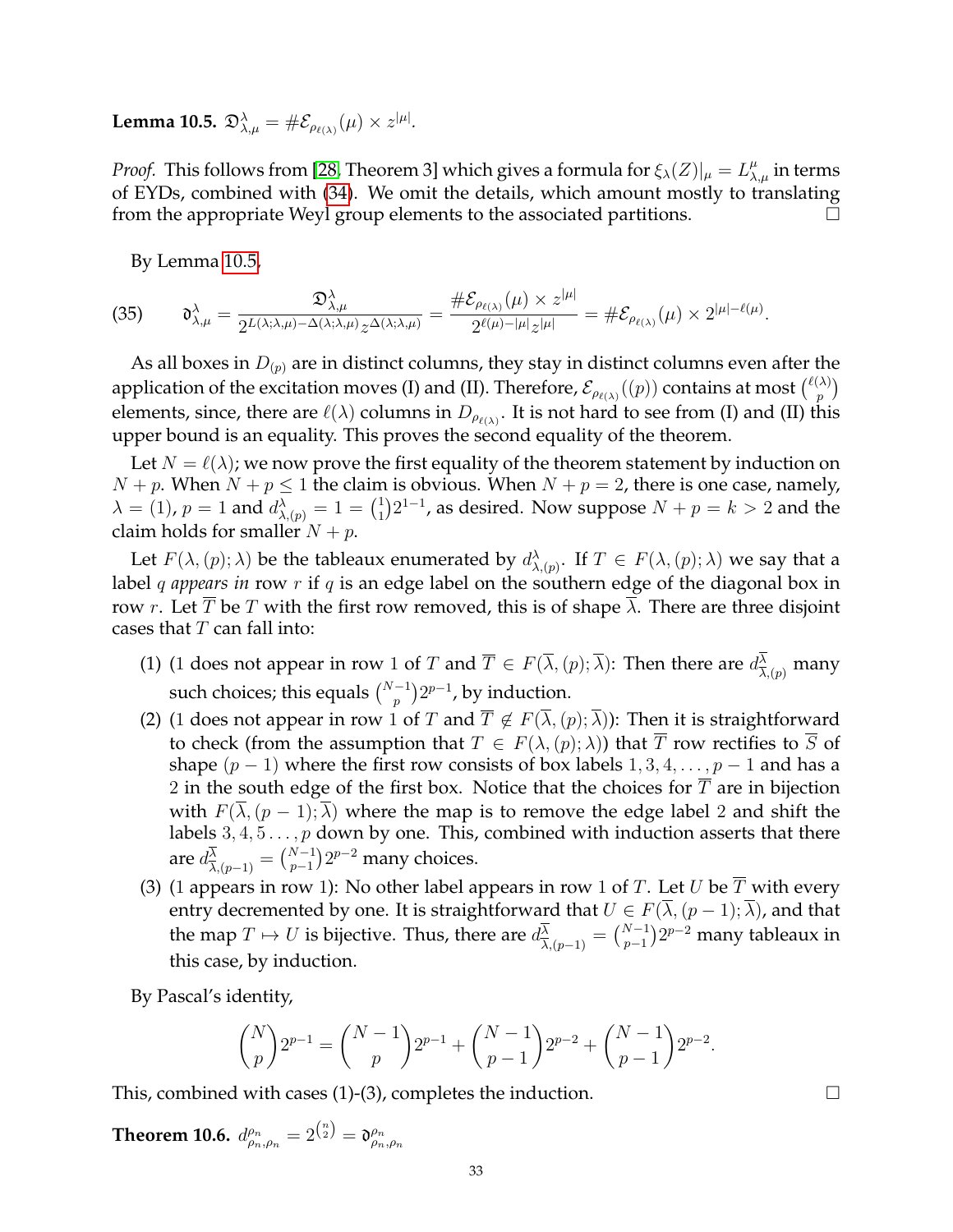**Lemma 10.5.** $\mathfrak{D}^{\lambda}_{\lambda,\mu} = \#\mathcal{E}_{\rho_{\ell(\lambda)}}(\mu) \times z^{|\mu|}$.

*Proof.* This follows from [28, Theorem 3] which gives a formula for $\xi_\lambda(Z)|_\mu = L^{\mu}_{\lambda,\mu}$ in terms of EYDs, combined with (34). We omit the details, which amount mostly to translating from the appropriate Weyl group elements to the associated partitions. $\square$

By Lemma 10.5,

$$\mathfrak{d}^{\lambda}_{\lambda,\mu} = \frac{\mathfrak{D}^{\lambda}_{\lambda,\mu}}{2^{L(\lambda;\lambda,\mu)-\Delta(\lambda;\lambda,\mu)}z^{\Delta(\lambda;\lambda,\mu)}} = \frac{\#\mathcal{E}_{\rho_{\ell(\lambda)}}(\mu) \times z^{|\mu|}}{2^{\ell(\mu)-|\mu|}z^{|\mu|}} = \#\mathcal{E}_{\rho_{\ell(\lambda)}}(\mu) \times 2^{|\mu|-\ell(\mu)}. \tag{35}$$

As all boxes in $D_{(p)}$ are in distinct columns, they stay in distinct columns even after the application of the excitation moves (I) and (II). Therefore, $\mathcal{E}_{\rho_{\ell(\lambda)}}((p))$ contains at most $\binom{\ell(\lambda)}{p}$ elements, since, there are $\ell(\lambda)$ columns in $D_{\rho_{\ell(\lambda)}}$. It is not hard to see from (I) and (II) this upper bound is an equality. This proves the second equality of the theorem.

Let $N = \ell(\lambda)$; we now prove the first equality of the theorem statement by induction on $N + p$. When $N + p \leq 1$ the claim is obvious. When $N + p = 2$, there is one case, namely, $\lambda = (1)$, $p = 1$ and $d^{\lambda}_{\lambda,(p)} = 1 = \binom{1}{1}2^{1-1}$, as desired. Now suppose $N + p = k > 2$ and the claim holds for smaller $N + p$.

Let $F(\lambda, (p); \lambda)$ be the tableaux enumerated by $d^{\lambda}_{\lambda,(p)}$. If $T \in F(\lambda, (p); \lambda)$ we say that a label $q$ *appears in* row $r$ if $q$ is an edge label on the southern edge of the diagonal box in row $r$. Let $\overline{T}$ be $T$ with the first row removed, this is of shape $\overline{\lambda}$. There are three disjoint cases that $T$ can fall into:

1. (1 does not appear in row 1 of $T$ and $\overline{T} \in F(\overline{\lambda}, (p); \overline{\lambda})$: Then there are $d^{\overline{\lambda}}_{\overline{\lambda},(p)}$ many such choices; this equals $\binom{N-1}{p}2^{p-1}$, by induction.
2. (1 does not appear in row 1 of $T$ and $\overline{T} \notin F(\overline{\lambda}, (p); \overline{\lambda})$): Then it is straightforward to check (from the assumption that $T \in F(\lambda, (p); \lambda)$) that $\overline{T}$ row rectifies to $\overline{S}$ of shape $(p-1)$ where the first row consists of box labels $1, 3, 4, \ldots, p-1$ and has a 2 in the south edge of the first box. Notice that the choices for $\overline{T}$ are in bijection with $F(\overline{\lambda}, (p-1); \overline{\lambda})$ where the map is to remove the edge label 2 and shift the labels $3, 4, 5 \ldots, p$ down by one. This, combined with induction asserts that there are $d^{\overline{\lambda}}_{\overline{\lambda},(p-1)} = \binom{N-1}{p-1}2^{p-2}$ many choices.
3. (1 appears in row 1): No other label appears in row 1 of $T$. Let $U$ be $\overline{T}$ with every entry decremented by one. It is straightforward that $U \in F(\overline{\lambda}, (p-1); \overline{\lambda})$, and that the map $T \mapsto U$ is bijective. Thus, there are $d^{\overline{\lambda}}_{\overline{\lambda},(p-1)} = \binom{N-1}{p-1}2^{p-2}$ many tableaux in this case, by induction.

By Pascal's identity,

$$\binom{N}{p}2^{p-1} = \binom{N-1}{p}2^{p-1} + \binom{N-1}{p-1}2^{p-2} + \binom{N-1}{p-1}2^{p-2}.$$

This, combined with cases (1)-(3), completes the induction. $\square$

**Theorem 10.6.** $d^{\rho_n}_{\rho_n,\rho_n} = 2^{\binom{n}{2}} = \mathfrak{d}^{\rho_n}_{\rho_n,\rho_n}$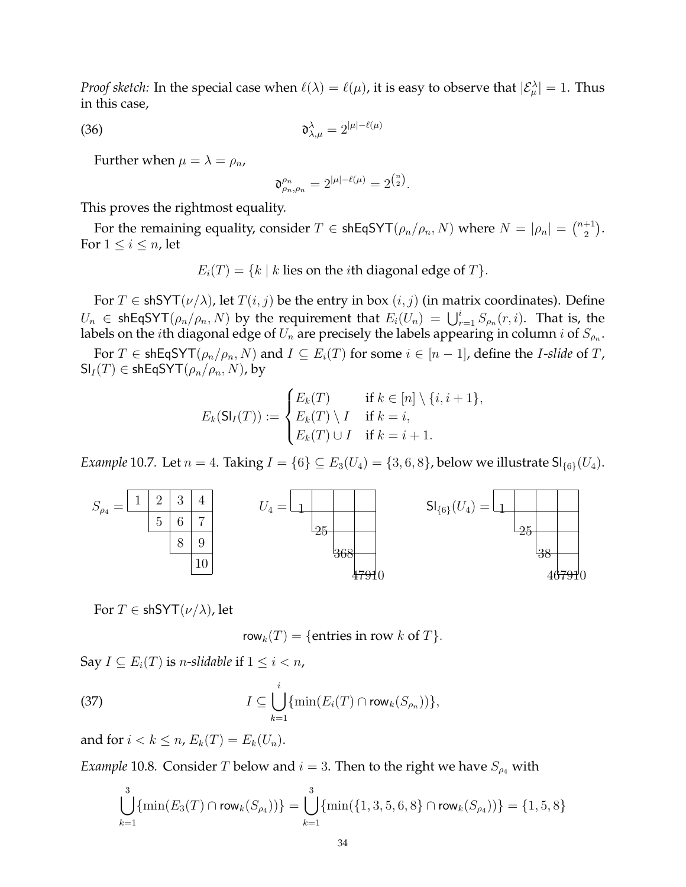*Proof sketch:* In the special case when $\ell(\lambda) = \ell(\mu)$, it is easy to observe that $|\mathcal{E}_\mu^\lambda| = 1$. Thus in this case,

$$\mathfrak{d}_{\lambda,\mu}^{\lambda} = 2^{|\mu| - \ell(\mu)} \tag{36}$$

Further when $\mu = \lambda = \rho_n$,

$$\mathfrak{d}_{\rho_n,\rho_n}^{\rho_n} = 2^{|\mu| - \ell(\mu)} = 2^{\binom{n}{2}}.$$

This proves the rightmost equality.

For the remaining equality, consider $T \in \mathsf{shEqSYT}(\rho_n/\rho_n, N)$ where $N = |\rho_n| = \binom{n+1}{2}$. For $1 \leq i \leq n$, let

$$E_i(T) = \{k \mid k \text{ lies on the } i\text{th diagonal edge of } T\}.$$

For $T \in \mathsf{shSYT}(\nu/\lambda)$, let $T(i,j)$ be the entry in box $(i,j)$ (in matrix coordinates). Define $U_n \in \mathsf{shEqSYT}(\rho_n/\rho_n, N)$ by the requirement that $E_i(U_n) = \bigcup_{r=1}^{i} S_{\rho_n}(r,i)$. That is, the labels on the $i$th diagonal edge of $U_n$ are precisely the labels appearing in column $i$ of $S_{\rho_n}$.

For $T \in \mathsf{shEqSYT}(\rho_n/\rho_n, N)$ and $I \subseteq E_i(T)$ for some $i \in [n-1]$, define the *$I$-slide* of $T$, $\mathsf{Sl}_I(T) \in \mathsf{shEqSYT}(\rho_n/\rho_n, N)$, by

$$E_k(\mathsf{Sl}_I(T)) := \begin{cases} E_k(T) & \text{if } k \in [n] \setminus \{i, i+1\}, \\ E_k(T) \setminus I & \text{if } k = i, \\ E_k(T) \cup I & \text{if } k = i+1. \end{cases}$$

*Example* 10.7. Let $n = 4$. Taking $I = \{6\} \subseteq E_3(U_4) = \{3, 6, 8\}$, below we illustrate $\mathsf{Sl}_{\{6\}}(U_4)$.

$S_{\rho_4}$ =

| 1 | 2 | 3 | 4 |
|---|---|---|---|
| | 5 | 6 | 7 |
| | | 8 | 9 |
| | | | 10 |

$U_4$: diagonal edges labeled 1; 25; 368; 47910

$\mathsf{Sl}_{\{6\}}(U_4)$: diagonal edges labeled 1; 25; 38; 467910

For $T \in \mathsf{shSYT}(\nu/\lambda)$, let

$$\mathsf{row}_k(T) = \{\text{entries in row } k \text{ of } T\}.$$

Say $I \subseteq E_i(T)$ is *$n$-slidable* if $1 \leq i < n$,

$$I \subseteq \bigcup_{k=1}^{i} \{\min(E_i(T) \cap \mathsf{row}_k(S_{\rho_n}))\}, \tag{37}$$

and for $i < k \leq n$, $E_k(T) = E_k(U_n)$.

*Example* 10.8. Consider $T$ below and $i = 3$. Then to the right we have $S_{\rho_4}$ with

$$\bigcup_{k=1}^{3} \{\min(E_3(T) \cap \mathsf{row}_k(S_{\rho_4}))\} = \bigcup_{k=1}^{3} \{\min(\{1, 3, 5, 6, 8\} \cap \mathsf{row}_k(S_{\rho_4}))\} = \{1, 5, 8\}$$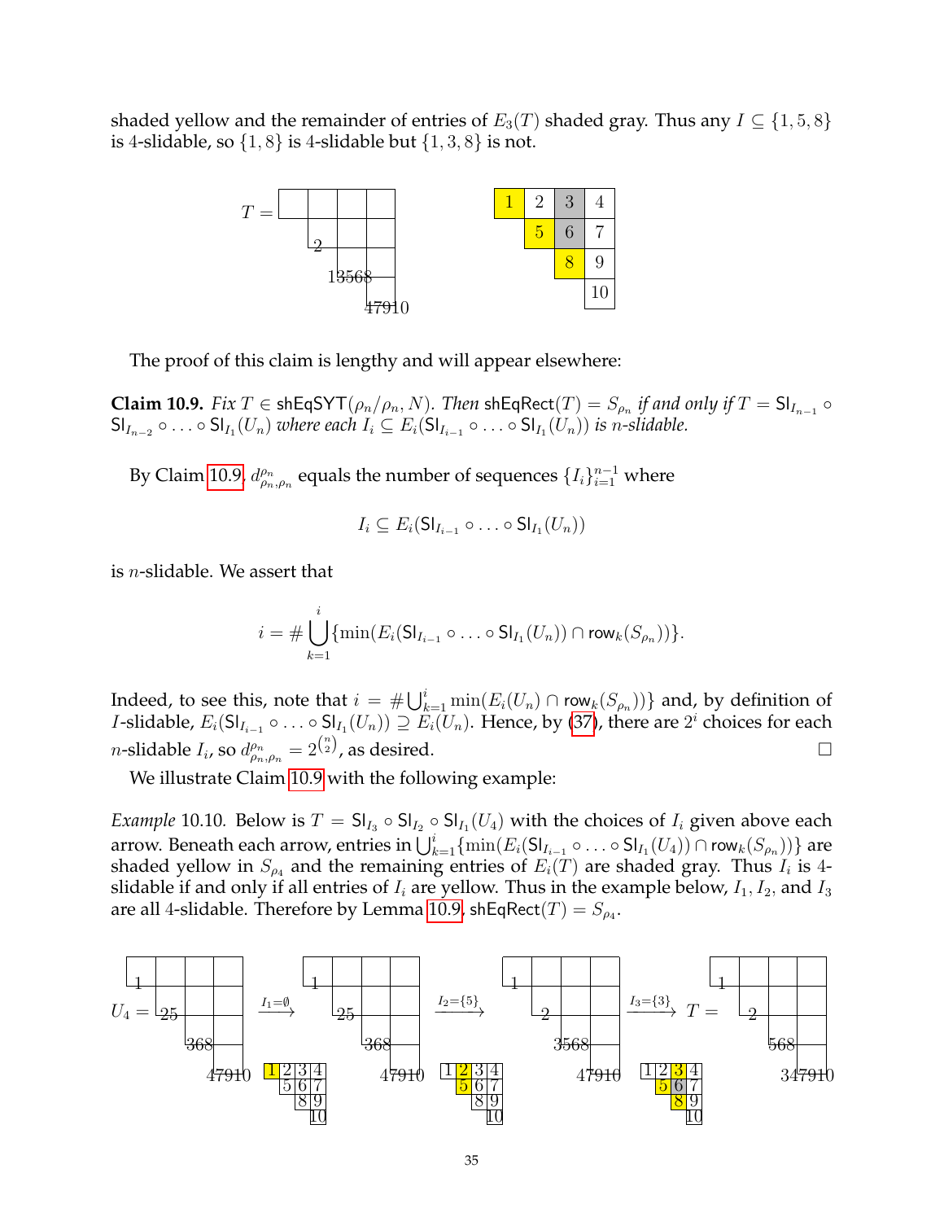shaded yellow and the remainder of entries of $E_3(T)$ shaded gray. Thus any $I \subseteq \{1, 5, 8\}$ is 4-slidable, so $\{1, 8\}$ is 4-slidable but $\{1, 3, 8\}$ is not.

The proof of this claim is lengthy and will appear elsewhere:

**Claim 10.9.** *Fix $T \in \mathsf{shEqSYT}(\rho_n/\rho_n, N)$. Then $\mathsf{shEqRect}(T) = S_{\rho_n}$ if and only if $T = \mathsf{Sl}_{I_{n-1}} \circ \mathsf{Sl}_{I_{n-2}} \circ \ldots \circ \mathsf{Sl}_{I_1}(U_n)$ where each $I_i \subseteq E_i(\mathsf{Sl}_{I_{i-1}} \circ \ldots \circ \mathsf{Sl}_{I_1}(U_n))$ is $n$-slidable.*

By Claim 10.9, $d^{\rho_n}_{\rho_n,\rho_n}$ equals the number of sequences $\{I_i\}_{i=1}^{n-1}$ where

$$I_i \subseteq E_i(\mathsf{Sl}_{I_{i-1}} \circ \ldots \circ \mathsf{Sl}_{I_1}(U_n))$$

is $n$-slidable. We assert that

$$i = \# \bigcup_{k=1}^{i} \{\min(E_i(\mathsf{Sl}_{I_{i-1}} \circ \ldots \circ \mathsf{Sl}_{I_1}(U_n)) \cap \mathsf{row}_k(S_{\rho_n}))\}.$$

Indeed, to see this, note that $i = \# \bigcup_{k=1}^{i} \min(E_i(U_n) \cap \mathsf{row}_k(S_{\rho_n}))\}$ and, by definition of $I$-slidable, $E_i(\mathsf{Sl}_{I_{i-1}} \circ \ldots \circ \mathsf{Sl}_{I_1}(U_n)) \supseteq E_i(U_n)$. Hence, by (37), there are $2^i$ choices for each $n$-slidable $I_i$, so $d^{\rho_n}_{\rho_n,\rho_n} = 2^{\binom{n}{2}}$, as desired. $\square$

We illustrate Claim 10.9 with the following example:

*Example* 10.10. Below is $T = \mathsf{Sl}_{I_3} \circ \mathsf{Sl}_{I_2} \circ \mathsf{Sl}_{I_1}(U_4)$ with the choices of $I_i$ given above each arrow. Beneath each arrow, entries in $\bigcup_{k=1}^{i}\{\min(E_i(\mathsf{Sl}_{I_{i-1}} \circ \ldots \circ \mathsf{Sl}_{I_1}(U_4)) \cap \mathsf{row}_k(S_{\rho_n}))\}$ are shaded yellow in $S_{\rho_4}$ and the remaining entries of $E_i(T)$ are shaded gray. Thus $I_i$ is 4-slidable if and only if all entries of $I_i$ are yellow. Thus in the example below, $I_1$, $I_2$, and $I_3$ are all 4-slidable. Therefore by Lemma 10.9, $\mathsf{shEqRect}(T) = S_{\rho_4}$.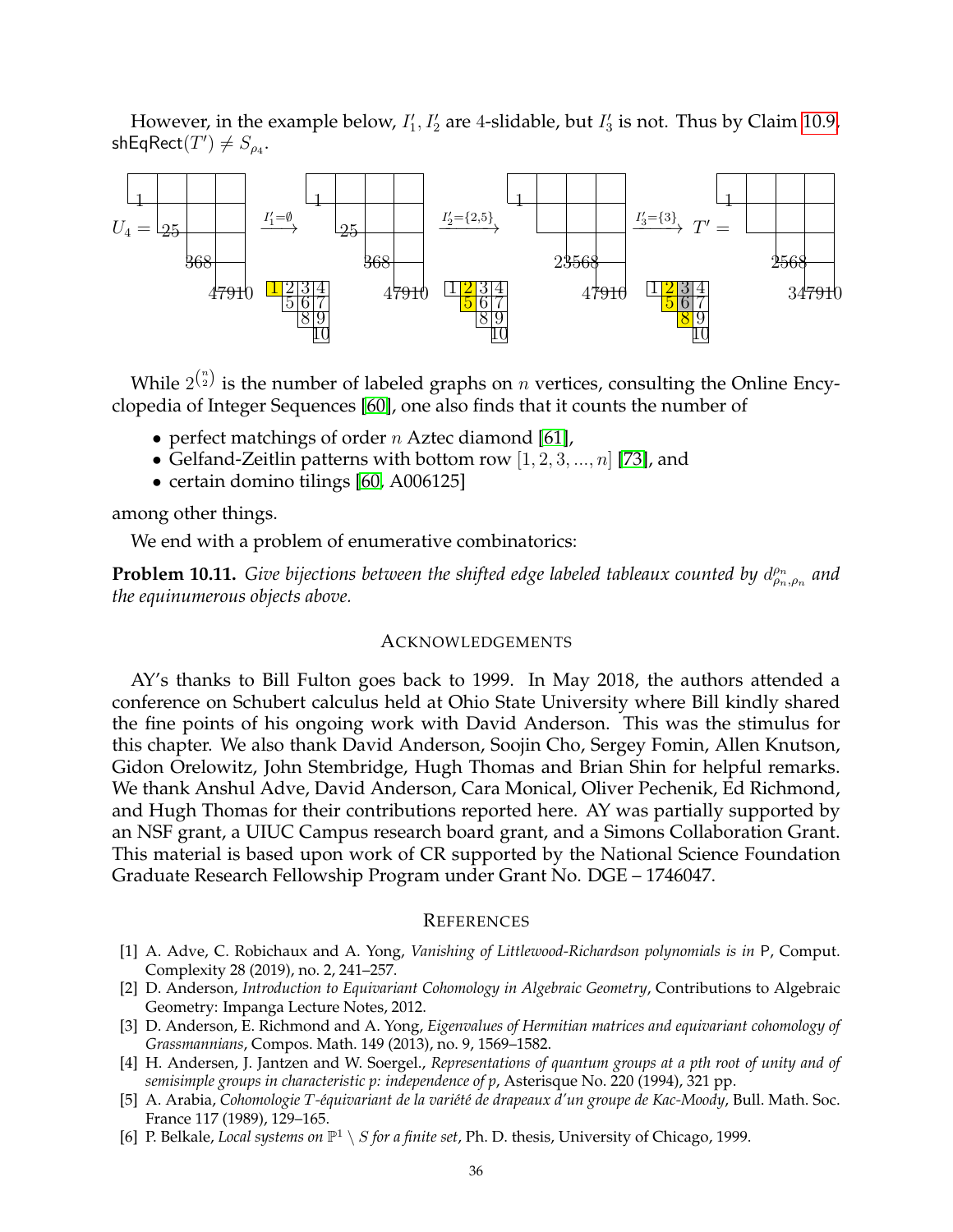However, in the example below, $I'_1, I'_2$ are 4-slidable, but $I'_3$ is not. Thus by Claim 10.9, $\mathsf{shEqRect}(T') \neq S_{\rho_4}$.

$U_4 =$ [tableau] $\xrightarrow{I'_1=\emptyset}$ [tableau] $\xrightarrow{I'_2=\{2,5\}}$ [tableau] $\xrightarrow{I'_3=\{3\}}$ $T' =$ [tableau]

While $2^{\binom{n}{2}}$ is the number of labeled graphs on $n$ vertices, consulting the Online Encyclopedia of Integer Sequences [60], one also finds that it counts the number of

- perfect matchings of order $n$ Aztec diamond [61],
- Gelfand-Zeitlin patterns with bottom row $[1, 2, 3, ..., n]$ [73], and
- certain domino tilings [60, A006125]

among other things.

We end with a problem of enumerative combinatorics:

**Problem 10.11.** *Give bijections between the shifted edge labeled tableaux counted by $d_{\rho_n,\rho_n}^{\rho_n}$ and the equinumerous objects above.*

## Acknowledgements

AY's thanks to Bill Fulton goes back to 1999. In May 2018, the authors attended a conference on Schubert calculus held at Ohio State University where Bill kindly shared the fine points of his ongoing work with David Anderson. This was the stimulus for this chapter. We also thank David Anderson, Soojin Cho, Sergey Fomin, Allen Knutson, Gidon Orelowitz, John Stembridge, Hugh Thomas and Brian Shin for helpful remarks. We thank Anshul Adve, David Anderson, Cara Monical, Oliver Pechenik, Ed Richmond, and Hugh Thomas for their contributions reported here. AY was partially supported by an NSF grant, a UIUC Campus research board grant, and a Simons Collaboration Grant. This material is based upon work of CR supported by the National Science Foundation Graduate Research Fellowship Program under Grant No. DGE – 1746047.

## References

[1] A. Adve, C. Robichaux and A. Yong, *Vanishing of Littlewood-Richardson polynomials is in* P, Comput. Complexity 28 (2019), no. 2, 241–257.

[2] D. Anderson, *Introduction to Equivariant Cohomology in Algebraic Geometry*, Contributions to Algebraic Geometry: Impanga Lecture Notes, 2012.

[3] D. Anderson, E. Richmond and A. Yong, *Eigenvalues of Hermitian matrices and equivariant cohomology of Grassmannians*, Compos. Math. 149 (2013), no. 9, 1569–1582.

[4] H. Andersen, J. Jantzen and W. Soergel., *Representations of quantum groups at a pth root of unity and of semisimple groups in characteristic p: independence of p*, Asterisque No. 220 (1994), 321 pp.

[5] A. Arabia, *Cohomologie T-équivariant de la variété de drapeaux d'un groupe de Kac-Moody*, Bull. Math. Soc. France 117 (1989), 129–165.

[6] P. Belkale, *Local systems on $\mathbb{P}^1 \setminus S$ for a finite set*, Ph. D. thesis, University of Chicago, 1999.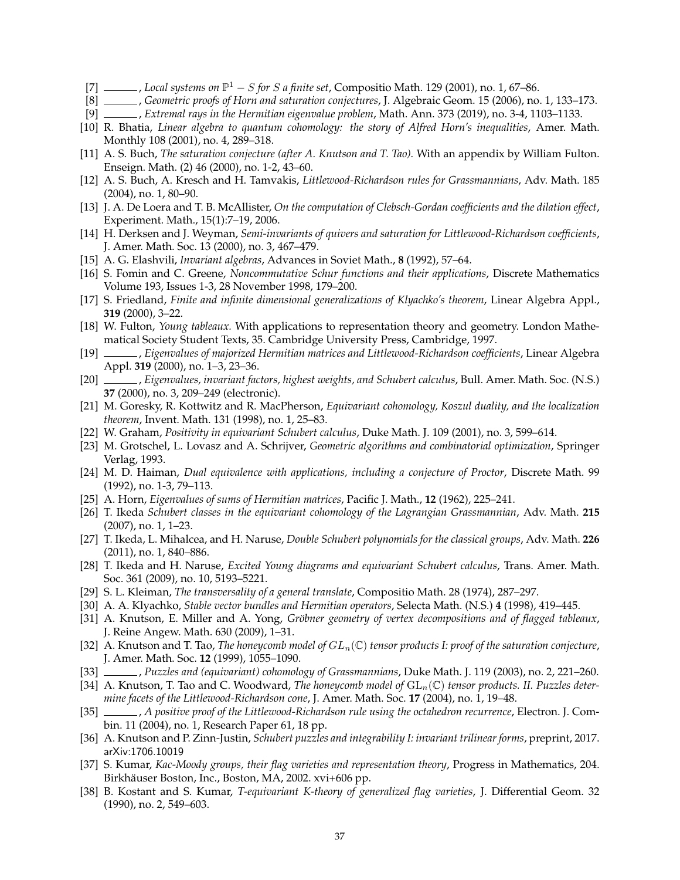[7] ______, *Local systems on $\mathbb{P}^1 - S$ for $S$ a finite set*, Compositio Math. 129 (2001), no. 1, 67–86.

[8] ______, *Geometric proofs of Horn and saturation conjectures*, J. Algebraic Geom. 15 (2006), no. 1, 133–173.

[9] ______, *Extremal rays in the Hermitian eigenvalue problem*, Math. Ann. 373 (2019), no. 3-4, 1103–1133.

[10] R. Bhatia, *Linear algebra to quantum cohomology: the story of Alfred Horn's inequalities*, Amer. Math. Monthly 108 (2001), no. 4, 289–318.

[11] A. S. Buch, *The saturation conjecture (after A. Knutson and T. Tao).* With an appendix by William Fulton. Enseign. Math. (2) 46 (2000), no. 1-2, 43–60.

[12] A. S. Buch, A. Kresch and H. Tamvakis, *Littlewood-Richardson rules for Grassmannians*, Adv. Math. 185 (2004), no. 1, 80–90.

[13] J. A. De Loera and T. B. McAllister, *On the computation of Clebsch-Gordan coefficients and the dilation effect*, Experiment. Math., 15(1):7–19, 2006.

[14] H. Derksen and J. Weyman, *Semi-invariants of quivers and saturation for Littlewood-Richardson coefficients*, J. Amer. Math. Soc. 13 (2000), no. 3, 467–479.

[15] A. G. Elashvili, *Invariant algebras*, Advances in Soviet Math., **8** (1992), 57–64.

[16] S. Fomin and C. Greene, *Noncommutative Schur functions and their applications*, Discrete Mathematics Volume 193, Issues 1-3, 28 November 1998, 179–200.

[17] S. Friedland, *Finite and infinite dimensional generalizations of Klyachko's theorem*, Linear Algebra Appl., **319** (2000), 3–22.

[18] W. Fulton, *Young tableaux.* With applications to representation theory and geometry. London Mathematical Society Student Texts, 35. Cambridge University Press, Cambridge, 1997.

[19] ______, *Eigenvalues of majorized Hermitian matrices and Littlewood-Richardson coefficients*, Linear Algebra Appl. **319** (2000), no. 1–3, 23–36.

[20] ______, *Eigenvalues, invariant factors, highest weights, and Schubert calculus*, Bull. Amer. Math. Soc. (N.S.) **37** (2000), no. 3, 209–249 (electronic).

[21] M. Goresky, R. Kottwitz and R. MacPherson, *Equivariant cohomology, Koszul duality, and the localization theorem*, Invent. Math. 131 (1998), no. 1, 25–83.

[22] W. Graham, *Positivity in equivariant Schubert calculus*, Duke Math. J. 109 (2001), no. 3, 599–614.

[23] M. Grotschel, L. Lovasz and A. Schrijver, *Geometric algorithms and combinatorial optimization*, Springer Verlag, 1993.

[24] M. D. Haiman, *Dual equivalence with applications, including a conjecture of Proctor*, Discrete Math. 99 (1992), no. 1-3, 79–113.

[25] A. Horn, *Eigenvalues of sums of Hermitian matrices*, Pacific J. Math., **12** (1962), 225–241.

[26] T. Ikeda *Schubert classes in the equivariant cohomology of the Lagrangian Grassmannian*, Adv. Math. **215** (2007), no. 1, 1–23.

[27] T. Ikeda, L. Mihalcea, and H. Naruse, *Double Schubert polynomials for the classical groups*, Adv. Math. **226** (2011), no. 1, 840–886.

[28] T. Ikeda and H. Naruse, *Excited Young diagrams and equivariant Schubert calculus*, Trans. Amer. Math. Soc. 361 (2009), no. 10, 5193–5221.

[29] S. L. Kleiman, *The transversality of a general translate*, Compositio Math. 28 (1974), 287–297.

[30] A. A. Klyachko, *Stable vector bundles and Hermitian operators*, Selecta Math. (N.S.) **4** (1998), 419–445.

[31] A. Knutson, E. Miller and A. Yong, *Gröbner geometry of vertex decompositions and of flagged tableaux*, J. Reine Angew. Math. 630 (2009), 1–31.

[32] A. Knutson and T. Tao, *The honeycomb model of $GL_n(\mathbb{C})$ tensor products I: proof of the saturation conjecture*, J. Amer. Math. Soc. **12** (1999), 1055–1090.

[33] ______, *Puzzles and (equivariant) cohomology of Grassmannians*, Duke Math. J. 119 (2003), no. 2, 221–260.

[34] A. Knutson, T. Tao and C. Woodward, *The honeycomb model of $\mathrm{GL}_n(\mathbb{C})$ tensor products. II. Puzzles determine facets of the Littlewood-Richardson cone*, J. Amer. Math. Soc. **17** (2004), no. 1, 19–48.

[35] ______, *A positive proof of the Littlewood-Richardson rule using the octahedron recurrence*, Electron. J. Combin. 11 (2004), no. 1, Research Paper 61, 18 pp.

[36] A. Knutson and P. Zinn-Justin, *Schubert puzzles and integrability I: invariant trilinear forms*, preprint, 2017. arXiv:1706.10019

[37] S. Kumar, *Kac-Moody groups, their flag varieties and representation theory*, Progress in Mathematics, 204. Birkhäuser Boston, Inc., Boston, MA, 2002. xvi+606 pp.

[38] B. Kostant and S. Kumar, *T-equivariant K-theory of generalized flag varieties*, J. Differential Geom. 32 (1990), no. 2, 549–603.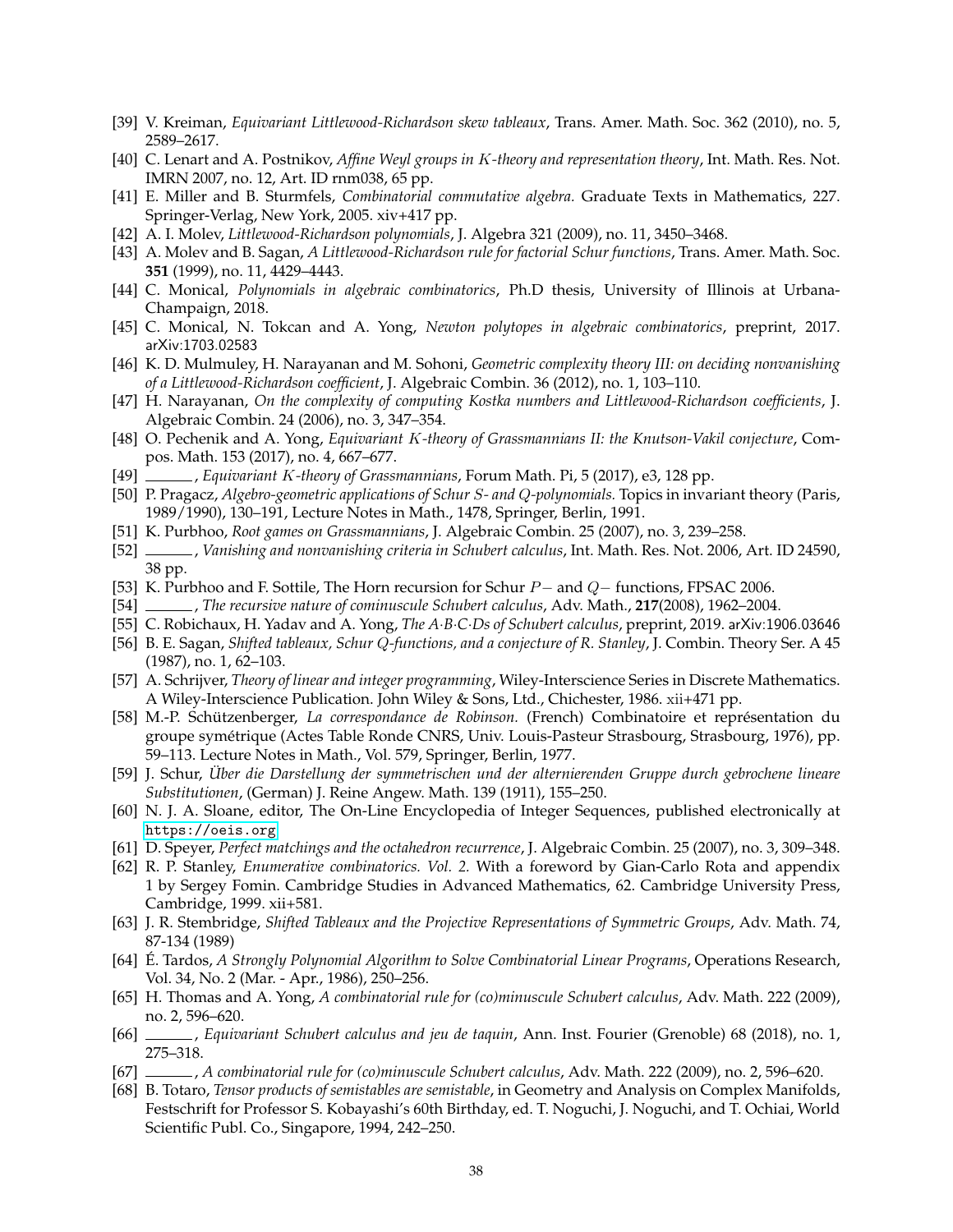[39] V. Kreiman, *Equivariant Littlewood-Richardson skew tableaux*, Trans. Amer. Math. Soc. 362 (2010), no. 5, 2589–2617.

[40] C. Lenart and A. Postnikov, *Affine Weyl groups in $K$-theory and representation theory*, Int. Math. Res. Not. IMRN 2007, no. 12, Art. ID rnm038, 65 pp.

[41] E. Miller and B. Sturmfels, *Combinatorial commutative algebra.* Graduate Texts in Mathematics, 227. Springer-Verlag, New York, 2005. xiv+417 pp.

[42] A. I. Molev, *Littlewood-Richardson polynomials*, J. Algebra 321 (2009), no. 11, 3450–3468.

[43] A. Molev and B. Sagan, *A Littlewood-Richardson rule for factorial Schur functions*, Trans. Amer. Math. Soc. **351** (1999), no. 11, 4429–4443.

[44] C. Monical, *Polynomials in algebraic combinatorics*, Ph.D thesis, University of Illinois at Urbana-Champaign, 2018.

[45] C. Monical, N. Tokcan and A. Yong, *Newton polytopes in algebraic combinatorics*, preprint, 2017. arXiv:1703.02583

[46] K. D. Mulmuley, H. Narayanan and M. Sohoni, *Geometric complexity theory III: on deciding nonvanishing of a Littlewood-Richardson coefficient*, J. Algebraic Combin. 36 (2012), no. 1, 103–110.

[47] H. Narayanan, *On the complexity of computing Kostka numbers and Littlewood-Richardson coefficients*, J. Algebraic Combin. 24 (2006), no. 3, 347–354.

[48] O. Pechenik and A. Yong, *Equivariant $K$-theory of Grassmannians II: the Knutson-Vakil conjecture*, Compos. Math. 153 (2017), no. 4, 667–677.

[49] ______, *Equivariant $K$-theory of Grassmannians*, Forum Math. Pi, 5 (2017), e3, 128 pp.

[50] P. Pragacz, *Algebro-geometric applications of Schur $S$- and $Q$-polynomials.* Topics in invariant theory (Paris, 1989/1990), 130–191, Lecture Notes in Math., 1478, Springer, Berlin, 1991.

[51] K. Purbhoo, *Root games on Grassmannians*, J. Algebraic Combin. 25 (2007), no. 3, 239–258.

[52] ______, *Vanishing and nonvanishing criteria in Schubert calculus*, Int. Math. Res. Not. 2006, Art. ID 24590, 38 pp.

[53] K. Purbhoo and F. Sottile, The Horn recursion for Schur $P-$ and $Q-$ functions, FPSAC 2006.

[54] ______, *The recursive nature of cominuscule Schubert calculus*, Adv. Math., **217**(2008), 1962–2004.

[55] C. Robichaux, H. Yadav and A. Yong, *The A·B·C·Ds of Schubert calculus*, preprint, 2019. arXiv:1906.03646

[56] B. E. Sagan, *Shifted tableaux, Schur $Q$-functions, and a conjecture of R. Stanley*, J. Combin. Theory Ser. A 45 (1987), no. 1, 62–103.

[57] A. Schrijver, *Theory of linear and integer programming*, Wiley-Interscience Series in Discrete Mathematics. A Wiley-Interscience Publication. John Wiley & Sons, Ltd., Chichester, 1986. xii+471 pp.

[58] M.-P. Schützenberger, *La correspondance de Robinson.* (French) Combinatoire et représentation du groupe symétrique (Actes Table Ronde CNRS, Univ. Louis-Pasteur Strasbourg, Strasbourg, 1976), pp. 59–113. Lecture Notes in Math., Vol. 579, Springer, Berlin, 1977.

[59] J. Schur, *Über die Darstellung der symmetrischen und der alternierenden Gruppe durch gebrochene lineare Substitutionen*, (German) J. Reine Angew. Math. 139 (1911), 155–250.

[60] N. J. A. Sloane, editor, The On-Line Encyclopedia of Integer Sequences, published electronically at https://oeis.org

[61] D. Speyer, *Perfect matchings and the octahedron recurrence*, J. Algebraic Combin. 25 (2007), no. 3, 309–348.

[62] R. P. Stanley, *Enumerative combinatorics. Vol. 2.* With a foreword by Gian-Carlo Rota and appendix 1 by Sergey Fomin. Cambridge Studies in Advanced Mathematics, 62. Cambridge University Press, Cambridge, 1999. xii+581.

[63] J. R. Stembridge, *Shifted Tableaux and the Projective Representations of Symmetric Groups*, Adv. Math. 74, 87-134 (1989)

[64] É. Tardos, *A Strongly Polynomial Algorithm to Solve Combinatorial Linear Programs*, Operations Research, Vol. 34, No. 2 (Mar. - Apr., 1986), 250–256.

[65] H. Thomas and A. Yong, *A combinatorial rule for (co)minuscule Schubert calculus*, Adv. Math. 222 (2009), no. 2, 596–620.

[66] ______, *Equivariant Schubert calculus and jeu de taquin*, Ann. Inst. Fourier (Grenoble) 68 (2018), no. 1, 275–318.

[67] ______, *A combinatorial rule for (co)minuscule Schubert calculus*, Adv. Math. 222 (2009), no. 2, 596–620.

[68] B. Totaro, *Tensor products of semistables are semistable*, in Geometry and Analysis on Complex Manifolds, Festschrift for Professor S. Kobayashi's 60th Birthday, ed. T. Noguchi, J. Noguchi, and T. Ochiai, World Scientific Publ. Co., Singapore, 1994, 242–250.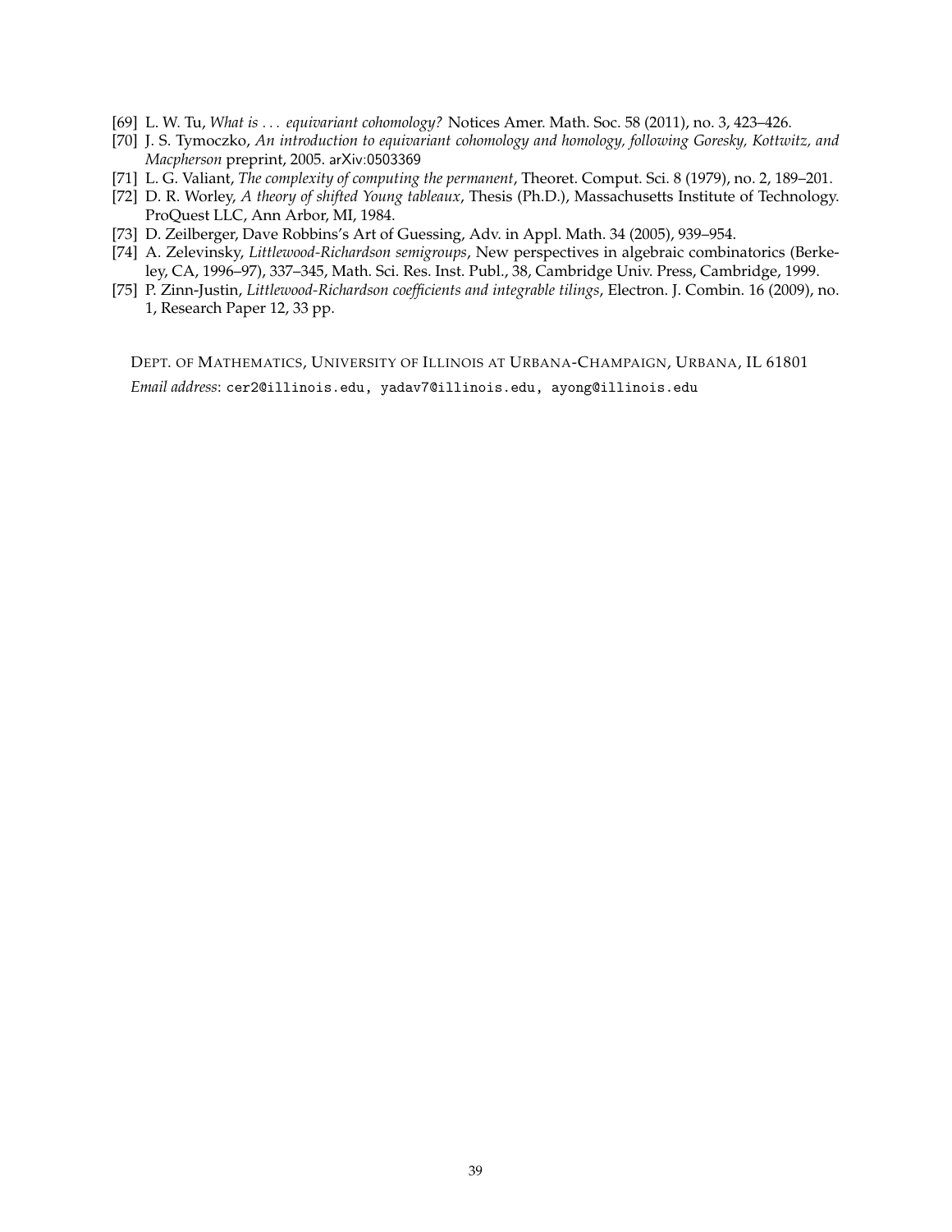[69] L. W. Tu, *What is . . . equivariant cohomology?* Notices Amer. Math. Soc. 58 (2011), no. 3, 423–426.

[70] J. S. Tymoczko, *An introduction to equivariant cohomology and homology, following Goresky, Kottwitz, and Macpherson* preprint, 2005. arXiv:0503369

[71] L. G. Valiant, *The complexity of computing the permanent*, Theoret. Comput. Sci. 8 (1979), no. 2, 189–201.

[72] D. R. Worley, *A theory of shifted Young tableaux*, Thesis (Ph.D.), Massachusetts Institute of Technology. ProQuest LLC, Ann Arbor, MI, 1984.

[73] D. Zeilberger, Dave Robbins's Art of Guessing, Adv. in Appl. Math. 34 (2005), 939–954.

[74] A. Zelevinsky, *Littlewood-Richardson semigroups*, New perspectives in algebraic combinatorics (Berkeley, CA, 1996–97), 337–345, Math. Sci. Res. Inst. Publ., 38, Cambridge Univ. Press, Cambridge, 1999.

[75] P. Zinn-Justin, *Littlewood-Richardson coefficients and integrable tilings*, Electron. J. Combin. 16 (2009), no. 1, Research Paper 12, 33 pp.

DEPT. OF MATHEMATICS, UNIVERSITY OF ILLINOIS AT URBANA-CHAMPAIGN, URBANA, IL 61801

*Email address*: cer2@illinois.edu, yadav7@illinois.edu, ayong@illinois.edu